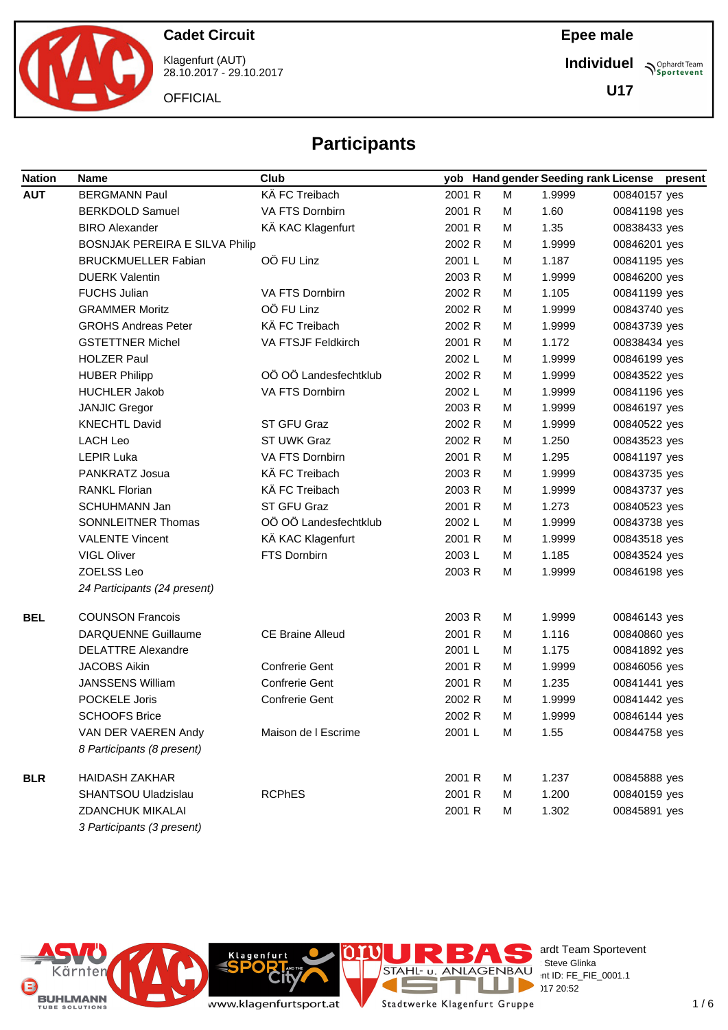**Cadet Circuit**

Klagenfurt (AUT)
28.10.2017 - 29.10.2017

OFFICIAL

**Epee male**

**Individuel**

**U17**

# Participants

| Nation | Name | Club | yob | Hand | gender | Seeding rank | License | present |
|---|---|---|---|---|---|---|---|---|
| **AUT** | BERGMANN Paul | KÄ FC Treibach | 2001 | R | M | 1.9999 | 00840157 | yes |
| | BERKDOLD Samuel | VA FTS Dornbirn | 2001 | R | M | 1.60 | 00841198 | yes |
| | BIRO Alexander | KÄ KAC Klagenfurt | 2001 | R | M | 1.35 | 00838433 | yes |
| | BOSNJAK PEREIRA E SILVA Philip | | 2002 | R | M | 1.9999 | 00846201 | yes |
| | BRUCKMUELLER Fabian | OÖ FU Linz | 2001 | L | M | 1.187 | 00841195 | yes |
| | DUERK Valentin | | 2003 | R | M | 1.9999 | 00846200 | yes |
| | FUCHS Julian | VA FTS Dornbirn | 2002 | R | M | 1.105 | 00841199 | yes |
| | GRAMMER Moritz | OÖ FU Linz | 2002 | R | M | 1.9999 | 00843740 | yes |
| | GROHS Andreas Peter | KÄ FC Treibach | 2002 | R | M | 1.9999 | 00843739 | yes |
| | GSTETTNER Michel | VA FTSJF Feldkirch | 2001 | R | M | 1.172 | 00838434 | yes |
| | HOLZER Paul | | 2002 | L | M | 1.9999 | 00846199 | yes |
| | HUBER Philipp | OÖ OÖ Landesfechtklub | 2002 | R | M | 1.9999 | 00843522 | yes |
| | HUCHLER Jakob | VA FTS Dornbirn | 2002 | L | M | 1.9999 | 00841196 | yes |
| | JANJIC Gregor | | 2003 | R | M | 1.9999 | 00846197 | yes |
| | KNECHTL David | ST GFU Graz | 2002 | R | M | 1.9999 | 00840522 | yes |
| | LACH Leo | ST UWK Graz | 2002 | R | M | 1.250 | 00843523 | yes |
| | LEPIR Luka | VA FTS Dornbirn | 2001 | R | M | 1.295 | 00841197 | yes |
| | PANKRATZ Josua | KÄ FC Treibach | 2003 | R | M | 1.9999 | 00843735 | yes |
| | RANKL Florian | KÄ FC Treibach | 2003 | R | M | 1.9999 | 00843737 | yes |
| | SCHUHMANN Jan | ST GFU Graz | 2001 | R | M | 1.273 | 00840523 | yes |
| | SONNLEITNER Thomas | OÖ OÖ Landesfechtklub | 2002 | L | M | 1.9999 | 00843738 | yes |
| | VALENTE Vincent | KÄ KAC Klagenfurt | 2001 | R | M | 1.9999 | 00843518 | yes |
| | VIGL Oliver | FTS Dornbirn | 2003 | L | M | 1.185 | 00843524 | yes |
| | ZOELSS Leo | | 2003 | R | M | 1.9999 | 00846198 | yes |
| | *24 Participants (24 present)* | | | | | | | |
| **BEL** | COUNSON Francois | | 2003 | R | M | 1.9999 | 00846143 | yes |
| | DARQUENNE Guillaume | CE Braine Alleud | 2001 | R | M | 1.116 | 00840860 | yes |
| | DELATTRE Alexandre | | 2001 | L | M | 1.175 | 00841892 | yes |
| | JACOBS Aikin | Confrerie Gent | 2001 | R | M | 1.9999 | 00846056 | yes |
| | JANSSENS William | Confrerie Gent | 2001 | R | M | 1.235 | 00841441 | yes |
| | POCKELE Joris | Confrerie Gent | 2002 | R | M | 1.9999 | 00841442 | yes |
| | SCHOOFS Brice | | 2002 | R | M | 1.9999 | 00846144 | yes |
| | VAN DER VAEREN Andy | Maison de l Escrime | 2001 | L | M | 1.55 | 00844758 | yes |
| | *8 Participants (8 present)* | | | | | | | |
| **BLR** | HAIDASH ZAKHAR | | 2001 | R | M | 1.237 | 00845888 | yes |
| | SHANTSOU Uladzislau | RCPhES | 2001 | R | M | 1.200 | 00840159 | yes |
| | ZDANCHUK MIKALAI | | 2001 | R | M | 1.302 | 00845891 | yes |
| | *3 Participants (3 present)* | | | | | | | |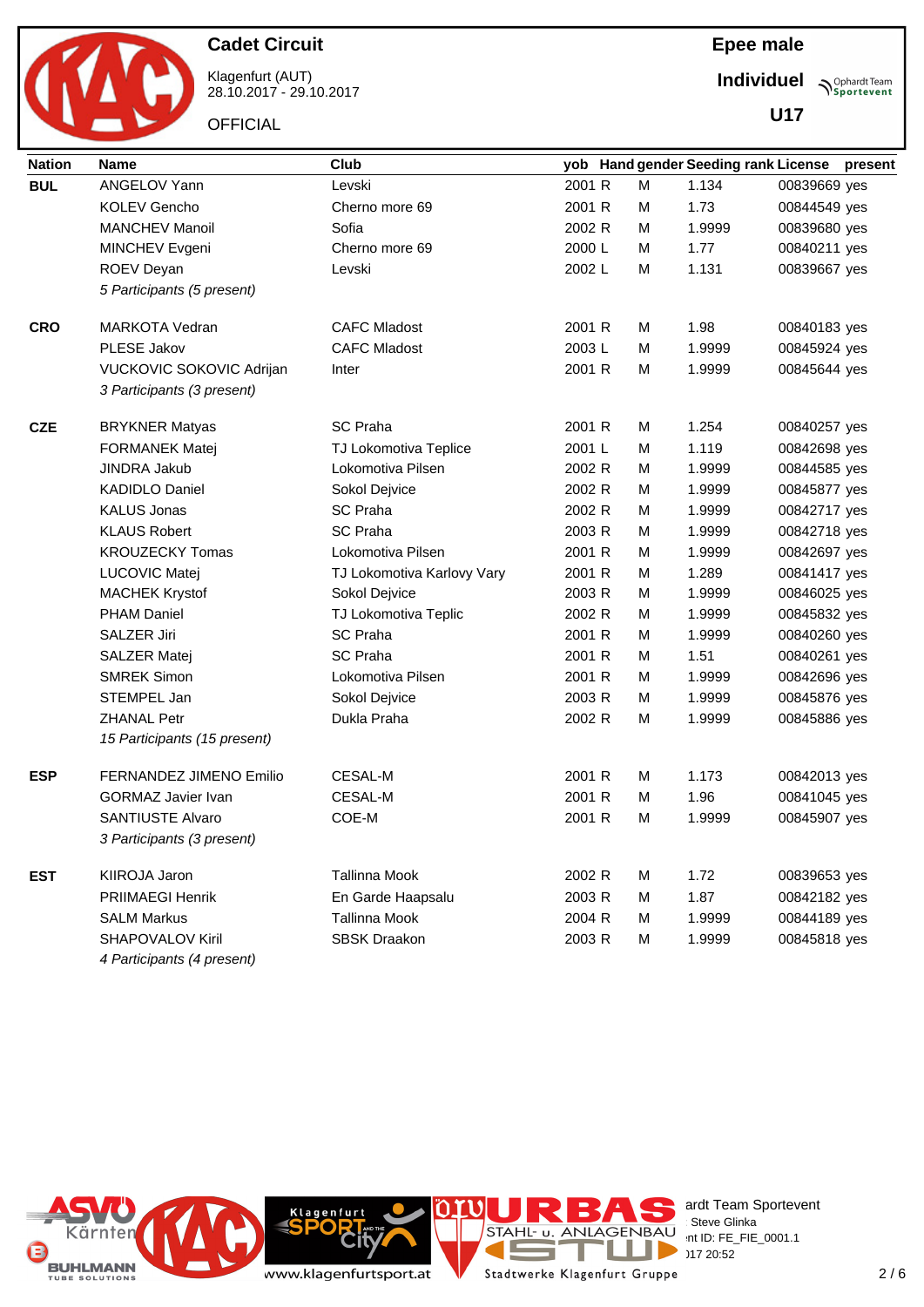# Cadet Circuit

Klagenfurt (AUT)
28.10.2017 - 29.10.2017

OFFICIAL

**Epee male**

**Individuel**

**U17**

| Nation | Name | Club | yob | Hand | gender | Seeding rank | License | present |
|---|---|---|---|---|---|---|---|---|
| **BUL** | ANGELOV Yann | Levski | 2001 | R | M | 1.134 | 00839669 | yes |
| | KOLEV Gencho | Cherno more 69 | 2001 | R | M | 1.73 | 00844549 | yes |
| | MANCHEV Manoil | Sofia | 2002 | R | M | 1.9999 | 00839680 | yes |
| | MINCHEV Evgeni | Cherno more 69 | 2000 | L | M | 1.77 | 00840211 | yes |
| | ROEV Deyan | Levski | 2002 | L | M | 1.131 | 00839667 | yes |
| | *5 Participants (5 present)* | | | | | | | |
| **CRO** | MARKOTA Vedran | CAFC Mladost | 2001 | R | M | 1.98 | 00840183 | yes |
| | PLESE Jakov | CAFC Mladost | 2003 | L | M | 1.9999 | 00845924 | yes |
| | VUCKOVIC SOKOVIC Adrijan | Inter | 2001 | R | M | 1.9999 | 00845644 | yes |
| | *3 Participants (3 present)* | | | | | | | |
| **CZE** | BRYKNER Matyas | SC Praha | 2001 | R | M | 1.254 | 00840257 | yes |
| | FORMANEK Matej | TJ Lokomotiva Teplice | 2001 | L | M | 1.119 | 00842698 | yes |
| | JINDRA Jakub | Lokomotiva Pilsen | 2002 | R | M | 1.9999 | 00844585 | yes |
| | KADIDLO Daniel | Sokol Dejvice | 2002 | R | M | 1.9999 | 00845877 | yes |
| | KALUS Jonas | SC Praha | 2002 | R | M | 1.9999 | 00842717 | yes |
| | KLAUS Robert | SC Praha | 2003 | R | M | 1.9999 | 00842718 | yes |
| | KROUZECKY Tomas | Lokomotiva Pilsen | 2001 | R | M | 1.9999 | 00842697 | yes |
| | LUCOVIC Matej | TJ Lokomotiva Karlovy Vary | 2001 | R | M | 1.289 | 00841417 | yes |
| | MACHEK Krystof | Sokol Dejvice | 2003 | R | M | 1.9999 | 00846025 | yes |
| | PHAM Daniel | TJ Lokomotiva Teplic | 2002 | R | M | 1.9999 | 00845832 | yes |
| | SALZER Jiri | SC Praha | 2001 | R | M | 1.9999 | 00840260 | yes |
| | SALZER Matej | SC Praha | 2001 | R | M | 1.51 | 00840261 | yes |
| | SMREK Simon | Lokomotiva Pilsen | 2001 | R | M | 1.9999 | 00842696 | yes |
| | STEMPEL Jan | Sokol Dejvice | 2003 | R | M | 1.9999 | 00845876 | yes |
| | ZHANAL Petr | Dukla Praha | 2002 | R | M | 1.9999 | 00845886 | yes |
| | *15 Participants (15 present)* | | | | | | | |
| **ESP** | FERNANDEZ JIMENO Emilio | CESAL-M | 2001 | R | M | 1.173 | 00842013 | yes |
| | GORMAZ Javier Ivan | CESAL-M | 2001 | R | M | 1.96 | 00841045 | yes |
| | SANTIUSTE Alvaro | COE-M | 2001 | R | M | 1.9999 | 00845907 | yes |
| | *3 Participants (3 present)* | | | | | | | |
| **EST** | KIIROJA Jaron | Tallinna Mook | 2002 | R | M | 1.72 | 00839653 | yes |
| | PRIIMAEGI Henrik | En Garde Haapsalu | 2003 | R | M | 1.87 | 00842182 | yes |
| | SALM Markus | Tallinna Mook | 2004 | R | M | 1.9999 | 00844189 | yes |
| | SHAPOVALOV Kiril | SBSK Draakon | 2003 | R | M | 1.9999 | 00845818 | yes |
| | *4 Participants (4 present)* | | | | | | | |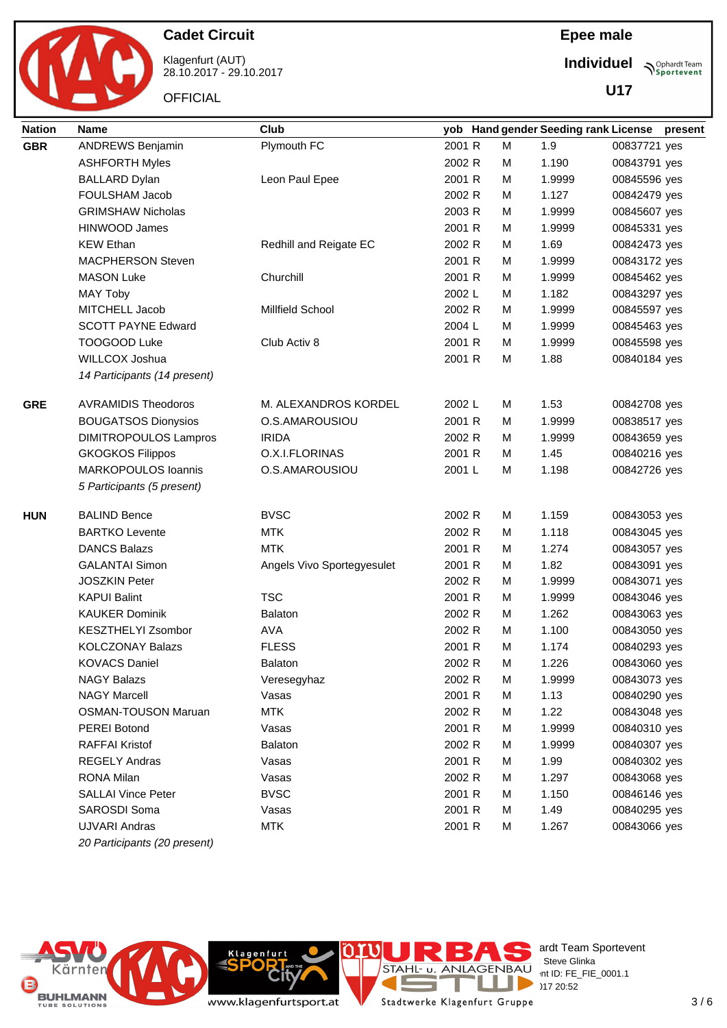**Cadet Circuit**

Klagenfurt (AUT)
28.10.2017 - 29.10.2017

OFFICIAL

**Epee male**

**Individuel**

**U17**

| Nation | Name | Club | yob | Hand | gender | Seeding rank | License | present |
|---|---|---|---|---|---|---|---|---|
| **GBR** | ANDREWS Benjamin | Plymouth FC | 2001 | R | M | 1.9 | 00837721 | yes |
| | ASHFORTH Myles | | 2002 | R | M | 1.190 | 00843791 | yes |
| | BALLARD Dylan | Leon Paul Epee | 2001 | R | M | 1.9999 | 00845596 | yes |
| | FOULSHAM Jacob | | 2002 | R | M | 1.127 | 00842479 | yes |
| | GRIMSHAW Nicholas | | 2003 | R | M | 1.9999 | 00845607 | yes |
| | HINWOOD James | | 2001 | R | M | 1.9999 | 00845331 | yes |
| | KEW Ethan | Redhill and Reigate EC | 2002 | R | M | 1.69 | 00842473 | yes |
| | MACPHERSON Steven | | 2001 | R | M | 1.9999 | 00843172 | yes |
| | MASON Luke | Churchill | 2001 | R | M | 1.9999 | 00845462 | yes |
| | MAY Toby | | 2002 | L | M | 1.182 | 00843297 | yes |
| | MITCHELL Jacob | Millfield School | 2002 | R | M | 1.9999 | 00845597 | yes |
| | SCOTT PAYNE Edward | | 2004 | L | M | 1.9999 | 00845463 | yes |
| | TOOGOOD Luke | Club Activ 8 | 2001 | R | M | 1.9999 | 00845598 | yes |
| | WILLCOX Joshua | | 2001 | R | M | 1.88 | 00840184 | yes |
| | *14 Participants (14 present)* | | | | | | | |
| **GRE** | AVRAMIDIS Theodoros | M. ALEXANDROS KORDEL | 2002 | L | M | 1.53 | 00842708 | yes |
| | BOUGATSOS Dionysios | O.S.AMAROUSIOU | 2001 | R | M | 1.9999 | 00838517 | yes |
| | DIMITROPOULOS Lampros | IRIDA | 2002 | R | M | 1.9999 | 00843659 | yes |
| | GKOGKOS Filippos | O.X.I.FLORINAS | 2001 | R | M | 1.45 | 00840216 | yes |
| | MARKOPOULOS Ioannis | O.S.AMAROUSIOU | 2001 | L | M | 1.198 | 00842726 | yes |
| | *5 Participants (5 present)* | | | | | | | |
| **HUN** | BALIND Bence | BVSC | 2002 | R | M | 1.159 | 00843053 | yes |
| | BARTKO Levente | MTK | 2002 | R | M | 1.118 | 00843045 | yes |
| | DANCS Balazs | MTK | 2001 | R | M | 1.274 | 00843057 | yes |
| | GALANTAI Simon | Angels Vivo Sportegyesulet | 2001 | R | M | 1.82 | 00843091 | yes |
| | JOSZKIN Peter | | 2002 | R | M | 1.9999 | 00843071 | yes |
| | KAPUI Balint | TSC | 2001 | R | M | 1.9999 | 00843046 | yes |
| | KAUKER Dominik | Balaton | 2002 | R | M | 1.262 | 00843063 | yes |
| | KESZTHELYI Zsombor | AVA | 2002 | R | M | 1.100 | 00843050 | yes |
| | KOLCZONAY Balazs | FLESS | 2001 | R | M | 1.174 | 00840293 | yes |
| | KOVACS Daniel | Balaton | 2002 | R | M | 1.226 | 00843060 | yes |
| | NAGY Balazs | Veresegyhaz | 2002 | R | M | 1.9999 | 00843073 | yes |
| | NAGY Marcell | Vasas | 2001 | R | M | 1.13 | 00840290 | yes |
| | OSMAN-TOUSON Maruan | MTK | 2002 | R | M | 1.22 | 00843048 | yes |
| | PEREI Botond | Vasas | 2001 | R | M | 1.9999 | 00840310 | yes |
| | RAFFAI Kristof | Balaton | 2002 | R | M | 1.9999 | 00840307 | yes |
| | REGELY Andras | Vasas | 2001 | R | M | 1.99 | 00840302 | yes |
| | RONA Milan | Vasas | 2002 | R | M | 1.297 | 00843068 | yes |
| | SALLAI Vince Peter | BVSC | 2001 | R | M | 1.150 | 00846146 | yes |
| | SAROSDI Soma | Vasas | 2001 | R | M | 1.49 | 00840295 | yes |
| | UJVARI Andras | MTK | 2001 | R | M | 1.267 | 00843066 | yes |
| | *20 Participants (20 present)* | | | | | | | |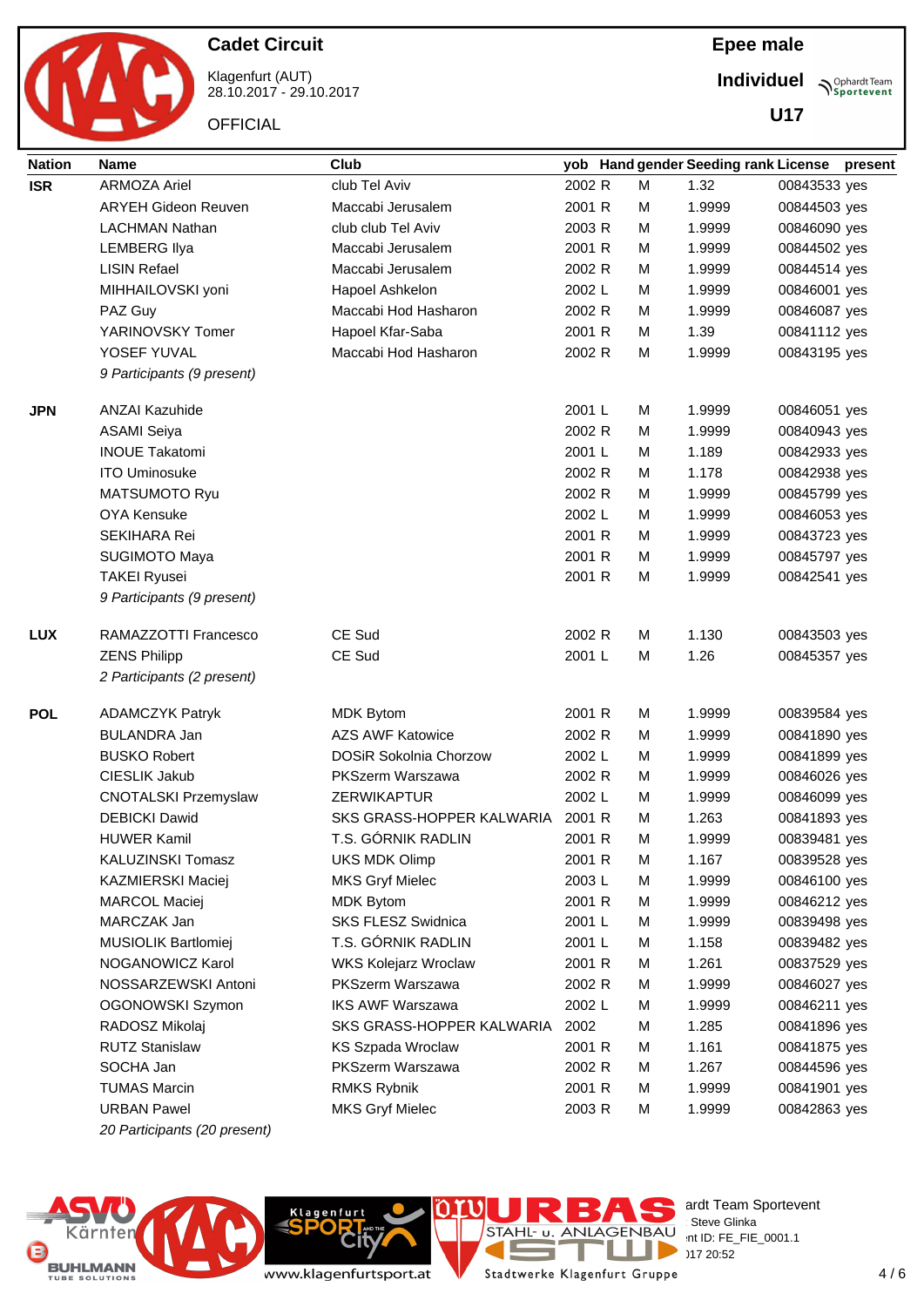# Cadet Circuit

Klagenfurt (AUT)
28.10.2017 - 29.10.2017

OFFICIAL

**Epee male**

**Individuel**

**U17**

| Nation | Name | Club | yob | Hand | gender | Seeding rank | License | present |
|---|---|---|---|---|---|---|---|---|
| **ISR** | ARMOZA Ariel | club Tel Aviv | 2002 | R | M | 1.32 | 00843533 | yes |
| | ARYEH Gideon Reuven | Maccabi Jerusalem | 2001 | R | M | 1.9999 | 00844503 | yes |
| | LACHMAN Nathan | club club Tel Aviv | 2003 | R | M | 1.9999 | 00846090 | yes |
| | LEMBERG Ilya | Maccabi Jerusalem | 2001 | R | M | 1.9999 | 00844502 | yes |
| | LISIN Refael | Maccabi Jerusalem | 2002 | R | M | 1.9999 | 00844514 | yes |
| | MIHHAILOVSKI yoni | Hapoel Ashkelon | 2002 | L | M | 1.9999 | 00846001 | yes |
| | PAZ Guy | Maccabi Hod Hasharon | 2002 | R | M | 1.9999 | 00846087 | yes |
| | YARINOVSKY Tomer | Hapoel Kfar-Saba | 2001 | R | M | 1.39 | 00841112 | yes |
| | YOSEF YUVAL | Maccabi Hod Hasharon | 2002 | R | M | 1.9999 | 00843195 | yes |
| | *9 Participants (9 present)* | | | | | | | |
| **JPN** | ANZAI Kazuhide | | 2001 | L | M | 1.9999 | 00846051 | yes |
| | ASAMI Seiya | | 2002 | R | M | 1.9999 | 00840943 | yes |
| | INOUE Takatomi | | 2001 | L | M | 1.189 | 00842933 | yes |
| | ITO Uminosuke | | 2002 | R | M | 1.178 | 00842938 | yes |
| | MATSUMOTO Ryu | | 2002 | R | M | 1.9999 | 00845799 | yes |
| | OYA Kensuke | | 2002 | L | M | 1.9999 | 00846053 | yes |
| | SEKIHARA Rei | | 2001 | R | M | 1.9999 | 00843723 | yes |
| | SUGIMOTO Maya | | 2001 | R | M | 1.9999 | 00845797 | yes |
| | TAKEI Ryusei | | 2001 | R | M | 1.9999 | 00842541 | yes |
| | *9 Participants (9 present)* | | | | | | | |
| **LUX** | RAMAZZOTTI Francesco | CE Sud | 2002 | R | M | 1.130 | 00843503 | yes |
| | ZENS Philipp | CE Sud | 2001 | L | M | 1.26 | 00845357 | yes |
| | *2 Participants (2 present)* | | | | | | | |
| **POL** | ADAMCZYK Patryk | MDK Bytom | 2001 | R | M | 1.9999 | 00839584 | yes |
| | BULANDRA Jan | AZS AWF Katowice | 2002 | R | M | 1.9999 | 00841890 | yes |
| | BUSKO Robert | DOSiR Sokolnia Chorzow | 2002 | L | M | 1.9999 | 00841899 | yes |
| | CIESLIK Jakub | PKSzerm Warszawa | 2002 | R | M | 1.9999 | 00846026 | yes |
| | CNOTALSKI Przemyslaw | ZERWIKAPTUR | 2002 | L | M | 1.9999 | 00846099 | yes |
| | DEBICKI Dawid | SKS GRASS-HOPPER KALWARIA | 2001 | R | M | 1.263 | 00841893 | yes |
| | HUWER Kamil | T.S. GÓRNIK RADLIN | 2001 | R | M | 1.9999 | 00839481 | yes |
| | KALUZINSKI Tomasz | UKS MDK Olimp | 2001 | R | M | 1.167 | 00839528 | yes |
| | KAZMIERSKI Maciej | MKS Gryf Mielec | 2003 | L | M | 1.9999 | 00846100 | yes |
| | MARCOL Maciej | MDK Bytom | 2001 | R | M | 1.9999 | 00846212 | yes |
| | MARCZAK Jan | SKS FLESZ Swidnica | 2001 | L | M | 1.9999 | 00839498 | yes |
| | MUSIOLIK Bartlomiej | T.S. GÓRNIK RADLIN | 2001 | L | M | 1.158 | 00839482 | yes |
| | NOGANOWICZ Karol | WKS Kolejarz Wroclaw | 2001 | R | M | 1.261 | 00837529 | yes |
| | NOSSARZEWSKI Antoni | PKSzerm Warszawa | 2002 | R | M | 1.9999 | 00846027 | yes |
| | OGONOWSKI Szymon | IKS AWF Warszawa | 2002 | L | M | 1.9999 | 00846211 | yes |
| | RADOSZ Mikolaj | SKS GRASS-HOPPER KALWARIA | 2002 | | M | 1.285 | 00841896 | yes |
| | RUTZ Stanislaw | KS Szpada Wroclaw | 2001 | R | M | 1.161 | 00841875 | yes |
| | SOCHA Jan | PKSzerm Warszawa | 2002 | R | M | 1.267 | 00844596 | yes |
| | TUMAS Marcin | RMKS Rybnik | 2001 | R | M | 1.9999 | 00841901 | yes |
| | URBAN Pawel | MKS Gryf Mielec | 2003 | R | M | 1.9999 | 00842863 | yes |
| | *20 Participants (20 present)* | | | | | | | |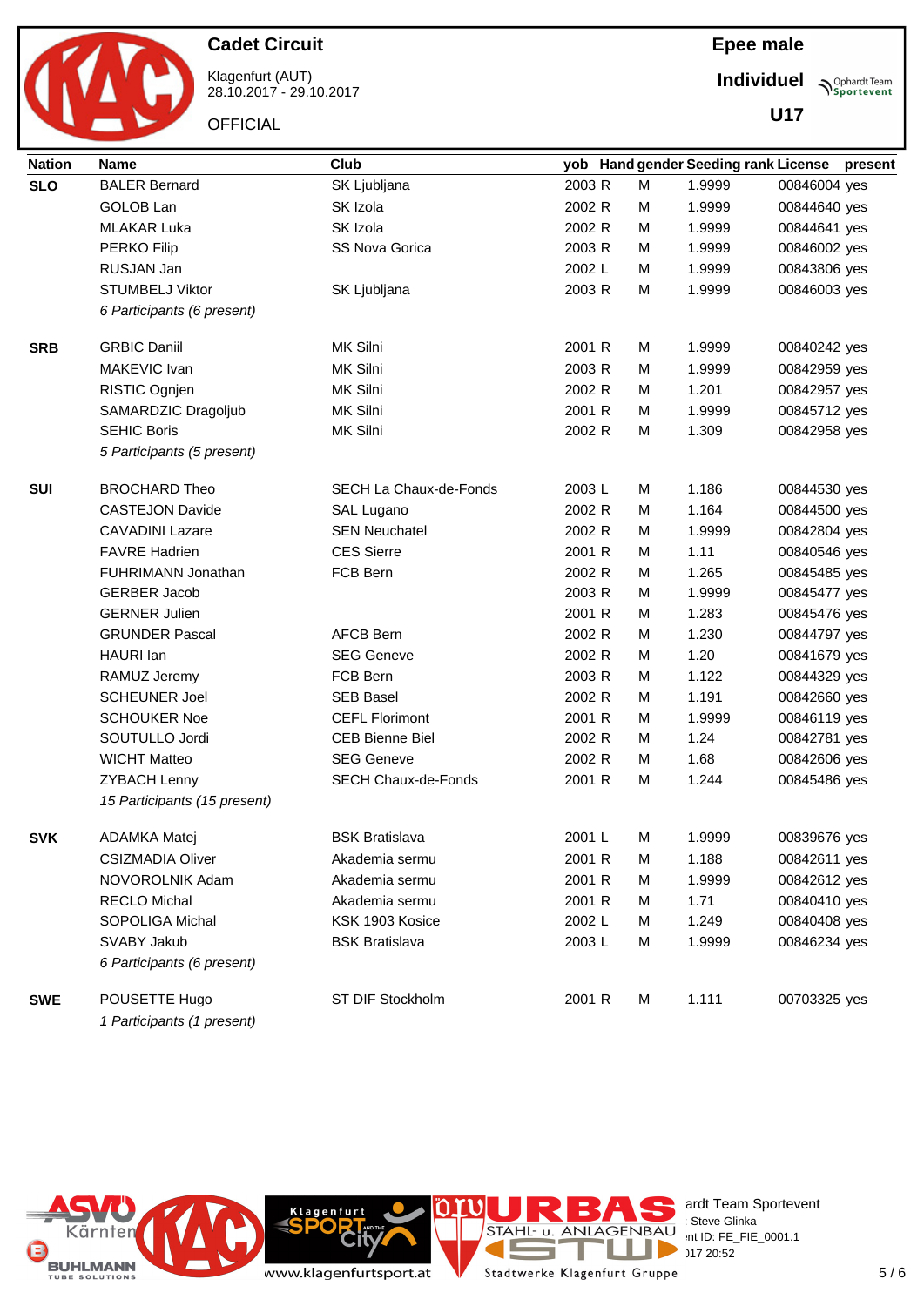Cadet Circuit

Klagenfurt (AUT)
28.10.2017 - 29.10.2017

OFFICIAL

**Epee male**

**Individuel**

**U17**

| Nation | Name | Club | yob | Hand | gender | Seeding rank | License | present |
|---|---|---|---|---|---|---|---|---|
| **SLO** | BALER Bernard | SK Ljubljana | 2003 | R | M | 1.9999 | 00846004 | yes |
| | GOLOB Lan | SK Izola | 2002 | R | M | 1.9999 | 00844640 | yes |
| | MLAKAR Luka | SK Izola | 2002 | R | M | 1.9999 | 00844641 | yes |
| | PERKO Filip | SS Nova Gorica | 2003 | R | M | 1.9999 | 00846002 | yes |
| | RUSJAN Jan | | 2002 | L | M | 1.9999 | 00843806 | yes |
| | STUMBELJ Viktor | SK Ljubljana | 2003 | R | M | 1.9999 | 00846003 | yes |
| | *6 Participants (6 present)* | | | | | | | |
| **SRB** | GRBIC Daniil | MK Silni | 2001 | R | M | 1.9999 | 00840242 | yes |
| | MAKEVIC Ivan | MK Silni | 2003 | R | M | 1.9999 | 00842959 | yes |
| | RISTIC Ognjen | MK Silni | 2002 | R | M | 1.201 | 00842957 | yes |
| | SAMARDZIC Dragoljub | MK Silni | 2001 | R | M | 1.9999 | 00845712 | yes |
| | SEHIC Boris | MK Silni | 2002 | R | M | 1.309 | 00842958 | yes |
| | *5 Participants (5 present)* | | | | | | | |
| **SUI** | BROCHARD Theo | SECH La Chaux-de-Fonds | 2003 | L | M | 1.186 | 00844530 | yes |
| | CASTEJON Davide | SAL Lugano | 2002 | R | M | 1.164 | 00844500 | yes |
| | CAVADINI Lazare | SEN Neuchatel | 2002 | R | M | 1.9999 | 00842804 | yes |
| | FAVRE Hadrien | CES Sierre | 2001 | R | M | 1.11 | 00840546 | yes |
| | FUHRIMANN Jonathan | FCB Bern | 2002 | R | M | 1.265 | 00845485 | yes |
| | GERBER Jacob | | 2003 | R | M | 1.9999 | 00845477 | yes |
| | GERNER Julien | | 2001 | R | M | 1.283 | 00845476 | yes |
| | GRUNDER Pascal | AFCB Bern | 2002 | R | M | 1.230 | 00844797 | yes |
| | HAURI Ian | SEG Geneve | 2002 | R | M | 1.20 | 00841679 | yes |
| | RAMUZ Jeremy | FCB Bern | 2003 | R | M | 1.122 | 00844329 | yes |
| | SCHEUNER Joel | SEB Basel | 2002 | R | M | 1.191 | 00842660 | yes |
| | SCHOUKER Noe | CEFL Florimont | 2001 | R | M | 1.9999 | 00846119 | yes |
| | SOUTULLO Jordi | CEB Bienne Biel | 2002 | R | M | 1.24 | 00842781 | yes |
| | WICHT Matteo | SEG Geneve | 2002 | R | M | 1.68 | 00842606 | yes |
| | ZYBACH Lenny | SECH Chaux-de-Fonds | 2001 | R | M | 1.244 | 00845486 | yes |
| | *15 Participants (15 present)* | | | | | | | |
| **SVK** | ADAMKA Matej | BSK Bratislava | 2001 | L | M | 1.9999 | 00839676 | yes |
| | CSIZMADIA Oliver | Akademia sermu | 2001 | R | M | 1.188 | 00842611 | yes |
| | NOVOROLNIK Adam | Akademia sermu | 2001 | R | M | 1.9999 | 00842612 | yes |
| | RECLO Michal | Akademia sermu | 2001 | R | M | 1.71 | 00840410 | yes |
| | SOPOLIGA Michal | KSK 1903 Kosice | 2002 | L | M | 1.249 | 00840408 | yes |
| | SVABY Jakub | BSK Bratislava | 2003 | L | M | 1.9999 | 00846234 | yes |
| | *6 Participants (6 present)* | | | | | | | |
| **SWE** | POUSETTE Hugo | ST DIF Stockholm | 2001 | R | M | 1.111 | 00703325 | yes |
| | *1 Participants (1 present)* | | | | | | | |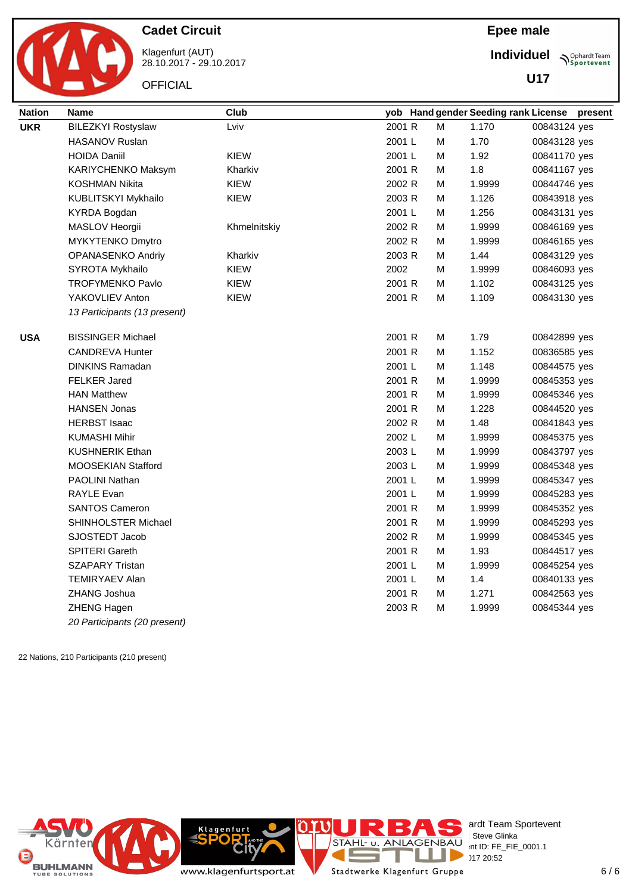**Cadet Circuit**

Klagenfurt (AUT)
28.10.2017 - 29.10.2017

OFFICIAL

**Epee male**

**Individuel**

**U17**

| Nation | Name | Club | yob | Hand | gender | Seeding rank | License | present |
|---|---|---|---|---|---|---|---|---|
| **UKR** | BILEZKYI Rostyslaw | Lviv | 2001 | R | M | 1.170 | 00843124 | yes |
| | HASANOV Ruslan | | 2001 | L | M | 1.70 | 00843128 | yes |
| | HOIDA Daniil | KIEW | 2001 | L | M | 1.92 | 00841170 | yes |
| | KARIYCHENKO Maksym | Kharkiv | 2001 | R | M | 1.8 | 00841167 | yes |
| | KOSHMAN Nikita | KIEW | 2002 | R | M | 1.9999 | 00844746 | yes |
| | KUBLITSKYI Mykhailo | KIEW | 2003 | R | M | 1.126 | 00843918 | yes |
| | KYRDA Bogdan | | 2001 | L | M | 1.256 | 00843131 | yes |
| | MASLOV Heorgii | Khmelnitskiy | 2002 | R | M | 1.9999 | 00846169 | yes |
| | MYKYTENKO Dmytro | | 2002 | R | M | 1.9999 | 00846165 | yes |
| | OPANASENKO Andriy | Kharkiv | 2003 | R | M | 1.44 | 00843129 | yes |
| | SYROTA Mykhailo | KIEW | 2002 | | M | 1.9999 | 00846093 | yes |
| | TROFYMENKO Pavlo | KIEW | 2001 | R | M | 1.102 | 00843125 | yes |
| | YAKOVLIEV Anton | KIEW | 2001 | R | M | 1.109 | 00843130 | yes |
| | *13 Participants (13 present)* | | | | | | | |
| **USA** | BISSINGER Michael | | 2001 | R | M | 1.79 | 00842899 | yes |
| | CANDREVA Hunter | | 2001 | R | M | 1.152 | 00836585 | yes |
| | DINKINS Ramadan | | 2001 | L | M | 1.148 | 00844575 | yes |
| | FELKER Jared | | 2001 | R | M | 1.9999 | 00845353 | yes |
| | HAN Matthew | | 2001 | R | M | 1.9999 | 00845346 | yes |
| | HANSEN Jonas | | 2001 | R | M | 1.228 | 00844520 | yes |
| | HERBST Isaac | | 2002 | R | M | 1.48 | 00841843 | yes |
| | KUMASHI Mihir | | 2002 | L | M | 1.9999 | 00845375 | yes |
| | KUSHNERIK Ethan | | 2003 | L | M | 1.9999 | 00843797 | yes |
| | MOOSEKIAN Stafford | | 2003 | L | M | 1.9999 | 00845348 | yes |
| | PAOLINI Nathan | | 2001 | L | M | 1.9999 | 00845347 | yes |
| | RAYLE Evan | | 2001 | L | M | 1.9999 | 00845283 | yes |
| | SANTOS Cameron | | 2001 | R | M | 1.9999 | 00845352 | yes |
| | SHINHOLSTER Michael | | 2001 | R | M | 1.9999 | 00845293 | yes |
| | SJOSTEDT Jacob | | 2002 | R | M | 1.9999 | 00845345 | yes |
| | SPITERI Gareth | | 2001 | R | M | 1.93 | 00844517 | yes |
| | SZAPARY Tristan | | 2001 | L | M | 1.9999 | 00845254 | yes |
| | TEMIRYAEV Alan | | 2001 | L | M | 1.4 | 00840133 | yes |
| | ZHANG Joshua | | 2001 | R | M | 1.271 | 00842563 | yes |
| | ZHENG Hagen | | 2003 | R | M | 1.9999 | 00845344 | yes |
| | *20 Participants (20 present)* | | | | | | | |

22 Nations, 210 Participants (210 present)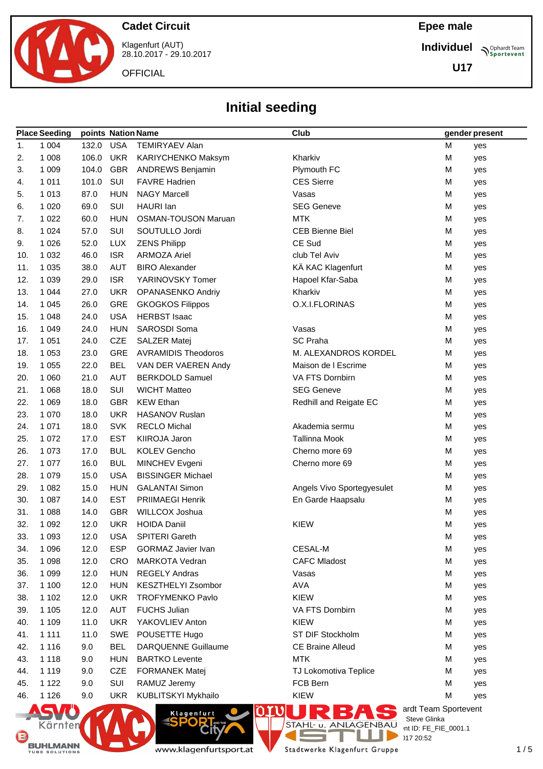Cadet Circuit

Klagenfurt (AUT)
28.10.2017 - 29.10.2017

OFFICIAL

Epee male

Individuel

U17

# Initial seeding

| Place | Seeding | points | Nation | Name | Club | gender | present |
|---|---|---|---|---|---|---|---|
| 1. | 1 004 | 132.0 | USA | TEMIRYAEV Alan | | M | yes |
| 2. | 1 008 | 106.0 | UKR | KARIYCHENKO Maksym | Kharkiv | M | yes |
| 3. | 1 009 | 104.0 | GBR | ANDREWS Benjamin | Plymouth FC | M | yes |
| 4. | 1 011 | 101.0 | SUI | FAVRE Hadrien | CES Sierre | M | yes |
| 5. | 1 013 | 87.0 | HUN | NAGY Marcell | Vasas | M | yes |
| 6. | 1 020 | 69.0 | SUI | HAURI Ian | SEG Geneve | M | yes |
| 7. | 1 022 | 60.0 | HUN | OSMAN-TOUSON Maruan | MTK | M | yes |
| 8. | 1 024 | 57.0 | SUI | SOUTULLO Jordi | CEB Bienne Biel | M | yes |
| 9. | 1 026 | 52.0 | LUX | ZENS Philipp | CE Sud | M | yes |
| 10. | 1 032 | 46.0 | ISR | ARMOZA Ariel | club Tel Aviv | M | yes |
| 11. | 1 035 | 38.0 | AUT | BIRO Alexander | KÄ KAC Klagenfurt | M | yes |
| 12. | 1 039 | 29.0 | ISR | YARINOVSKY Tomer | Hapoel Kfar-Saba | M | yes |
| 13. | 1 044 | 27.0 | UKR | OPANASENKO Andriy | Kharkiv | M | yes |
| 14. | 1 045 | 26.0 | GRE | GKOGKOS Filippos | O.X.I.FLORINAS | M | yes |
| 15. | 1 048 | 24.0 | USA | HERBST Isaac | | M | yes |
| 16. | 1 049 | 24.0 | HUN | SAROSDI Soma | Vasas | M | yes |
| 17. | 1 051 | 24.0 | CZE | SALZER Matej | SC Praha | M | yes |
| 18. | 1 053 | 23.0 | GRE | AVRAMIDIS Theodoros | M. ALEXANDROS KORDEL | M | yes |
| 19. | 1 055 | 22.0 | BEL | VAN DER VAEREN Andy | Maison de l Escrime | M | yes |
| 20. | 1 060 | 21.0 | AUT | BERKDOLD Samuel | VA FTS Dornbirn | M | yes |
| 21. | 1 068 | 18.0 | SUI | WICHT Matteo | SEG Geneve | M | yes |
| 22. | 1 069 | 18.0 | GBR | KEW Ethan | Redhill and Reigate EC | M | yes |
| 23. | 1 070 | 18.0 | UKR | HASANOV Ruslan | | M | yes |
| 24. | 1 071 | 18.0 | SVK | RECLO Michal | Akademia sermu | M | yes |
| 25. | 1 072 | 17.0 | EST | KIIROJA Jaron | Tallinna Mook | M | yes |
| 26. | 1 073 | 17.0 | BUL | KOLEV Gencho | Cherno more 69 | M | yes |
| 27. | 1 077 | 16.0 | BUL | MINCHEV Evgeni | Cherno more 69 | M | yes |
| 28. | 1 079 | 15.0 | USA | BISSINGER Michael | | M | yes |
| 29. | 1 082 | 15.0 | HUN | GALANTAI Simon | Angels Vivo Sportegyesulet | M | yes |
| 30. | 1 087 | 14.0 | EST | PRIIMAEGI Henrik | En Garde Haapsalu | M | yes |
| 31. | 1 088 | 14.0 | GBR | WILLCOX Joshua | | M | yes |
| 32. | 1 092 | 12.0 | UKR | HOIDA Daniil | KIEW | M | yes |
| 33. | 1 093 | 12.0 | USA | SPITERI Gareth | | M | yes |
| 34. | 1 096 | 12.0 | ESP | GORMAZ Javier Ivan | CESAL-M | M | yes |
| 35. | 1 098 | 12.0 | CRO | MARKOTA Vedran | CAFC Mladost | M | yes |
| 36. | 1 099 | 12.0 | HUN | REGELY Andras | Vasas | M | yes |
| 37. | 1 100 | 12.0 | HUN | KESZTHELYI Zsombor | AVA | M | yes |
| 38. | 1 102 | 12.0 | UKR | TROFYMENKO Pavlo | KIEW | M | yes |
| 39. | 1 105 | 12.0 | AUT | FUCHS Julian | VA FTS Dornbirn | M | yes |
| 40. | 1 109 | 11.0 | UKR | YAKOVLIEV Anton | KIEW | M | yes |
| 41. | 1 111 | 11.0 | SWE | POUSETTE Hugo | ST DIF Stockholm | M | yes |
| 42. | 1 116 | 9.0 | BEL | DARQUENNE Guillaume | CE Braine Alleud | M | yes |
| 43. | 1 118 | 9.0 | HUN | BARTKO Levente | MTK | M | yes |
| 44. | 1 119 | 9.0 | CZE | FORMANEK Matej | TJ Lokomotiva Teplice | M | yes |
| 45. | 1 122 | 9.0 | SUI | RAMUZ Jeremy | FCB Bern | M | yes |
| 46. | 1 126 | 9.0 | UKR | KUBLITSKYI Mykhailo | KIEW | M | yes |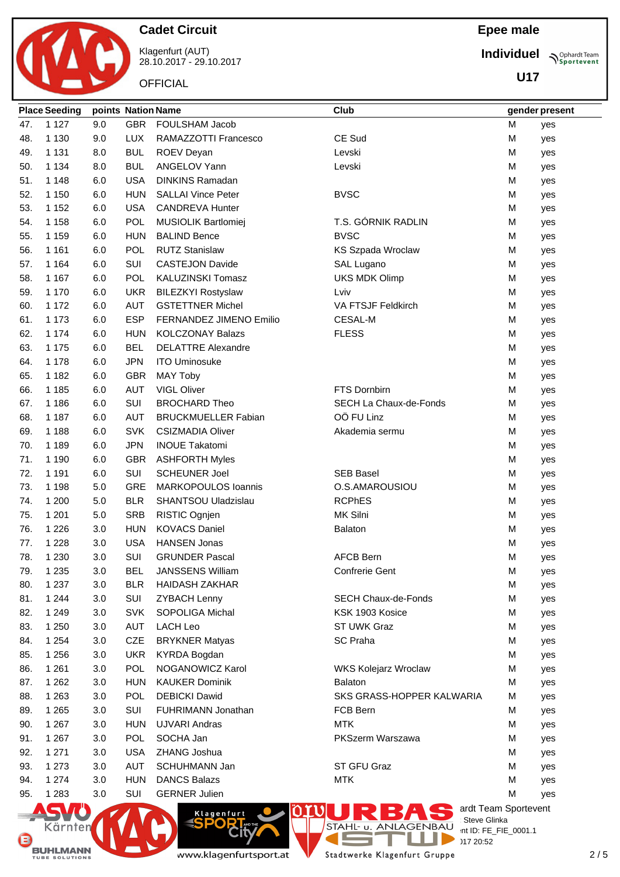# Cadet Circuit

Klagenfurt (AUT)
28.10.2017 - 29.10.2017

OFFICIAL

**Epee male**

**Individuel**

**U17**

| Place | Seeding | points | Nation | Name | Club | gender | present |
|---|---|---|---|---|---|---|---|
| 47. | 1 127 | 9.0 | GBR | FOULSHAM Jacob | | M | yes |
| 48. | 1 130 | 9.0 | LUX | RAMAZZOTTI Francesco | CE Sud | M | yes |
| 49. | 1 131 | 8.0 | BUL | ROEV Deyan | Levski | M | yes |
| 50. | 1 134 | 8.0 | BUL | ANGELOV Yann | Levski | M | yes |
| 51. | 1 148 | 6.0 | USA | DINKINS Ramadan | | M | yes |
| 52. | 1 150 | 6.0 | HUN | SALLAI Vince Peter | BVSC | M | yes |
| 53. | 1 152 | 6.0 | USA | CANDREVA Hunter | | M | yes |
| 54. | 1 158 | 6.0 | POL | MUSIOLIK Bartlomiej | T.S. GÓRNIK RADLIN | M | yes |
| 55. | 1 159 | 6.0 | HUN | BALIND Bence | BVSC | M | yes |
| 56. | 1 161 | 6.0 | POL | RUTZ Stanislaw | KS Szpada Wroclaw | M | yes |
| 57. | 1 164 | 6.0 | SUI | CASTEJON Davide | SAL Lugano | M | yes |
| 58. | 1 167 | 6.0 | POL | KALUZINSKI Tomasz | UKS MDK Olimp | M | yes |
| 59. | 1 170 | 6.0 | UKR | BILEZKYI Rostyslaw | Lviv | M | yes |
| 60. | 1 172 | 6.0 | AUT | GSTETTNER Michel | VA FTSJF Feldkirch | M | yes |
| 61. | 1 173 | 6.0 | ESP | FERNANDEZ JIMENO Emilio | CESAL-M | M | yes |
| 62. | 1 174 | 6.0 | HUN | KOLCZONAY Balazs | FLESS | M | yes |
| 63. | 1 175 | 6.0 | BEL | DELATTRE Alexandre | | M | yes |
| 64. | 1 178 | 6.0 | JPN | ITO Uminosuke | | M | yes |
| 65. | 1 182 | 6.0 | GBR | MAY Toby | | M | yes |
| 66. | 1 185 | 6.0 | AUT | VIGL Oliver | FTS Dornbirn | M | yes |
| 67. | 1 186 | 6.0 | SUI | BROCHARD Theo | SECH La Chaux-de-Fonds | M | yes |
| 68. | 1 187 | 6.0 | AUT | BRUCKMUELLER Fabian | OÖ FU Linz | M | yes |
| 69. | 1 188 | 6.0 | SVK | CSIZMADIA Oliver | Akademia sermu | M | yes |
| 70. | 1 189 | 6.0 | JPN | INOUE Takatomi | | M | yes |
| 71. | 1 190 | 6.0 | GBR | ASHFORTH Myles | | M | yes |
| 72. | 1 191 | 6.0 | SUI | SCHEUNER Joel | SEB Basel | M | yes |
| 73. | 1 198 | 5.0 | GRE | MARKOPOULOS Ioannis | O.S.AMAROUSIOU | M | yes |
| 74. | 1 200 | 5.0 | BLR | SHANTSOU Uladzislau | RCPhES | M | yes |
| 75. | 1 201 | 5.0 | SRB | RISTIC Ognjen | MK Silni | M | yes |
| 76. | 1 226 | 3.0 | HUN | KOVACS Daniel | Balaton | M | yes |
| 77. | 1 228 | 3.0 | USA | HANSEN Jonas | | M | yes |
| 78. | 1 230 | 3.0 | SUI | GRUNDER Pascal | AFCB Bern | M | yes |
| 79. | 1 235 | 3.0 | BEL | JANSSENS William | Confrerie Gent | M | yes |
| 80. | 1 237 | 3.0 | BLR | HAIDASH ZAKHAR | | M | yes |
| 81. | 1 244 | 3.0 | SUI | ZYBACH Lenny | SECH Chaux-de-Fonds | M | yes |
| 82. | 1 249 | 3.0 | SVK | SOPOLIGA Michal | KSK 1903 Kosice | M | yes |
| 83. | 1 250 | 3.0 | AUT | LACH Leo | ST UWK Graz | M | yes |
| 84. | 1 254 | 3.0 | CZE | BRYKNER Matyas | SC Praha | M | yes |
| 85. | 1 256 | 3.0 | UKR | KYRDA Bogdan | | M | yes |
| 86. | 1 261 | 3.0 | POL | NOGANOWICZ Karol | WKS Kolejarz Wroclaw | M | yes |
| 87. | 1 262 | 3.0 | HUN | KAUKER Dominik | Balaton | M | yes |
| 88. | 1 263 | 3.0 | POL | DEBICKI Dawid | SKS GRASS-HOPPER KALWARIA | M | yes |
| 89. | 1 265 | 3.0 | SUI | FUHRIMANN Jonathan | FCB Bern | M | yes |
| 90. | 1 267 | 3.0 | HUN | UJVARI Andras | MTK | M | yes |
| 91. | 1 267 | 3.0 | POL | SOCHA Jan | PKSzerm Warszawa | M | yes |
| 92. | 1 271 | 3.0 | USA | ZHANG Joshua | | M | yes |
| 93. | 1 273 | 3.0 | AUT | SCHUHMANN Jan | ST GFU Graz | M | yes |
| 94. | 1 274 | 3.0 | HUN | DANCS Balazs | MTK | M | yes |
| 95. | 1 283 | 3.0 | SUI | GERNER Julien | | M | yes |

ardt Team Sportevent
Steve Glinka
nt ID: FE_FIE_0001.1
)17 20:52

www.klagenfurtsport.at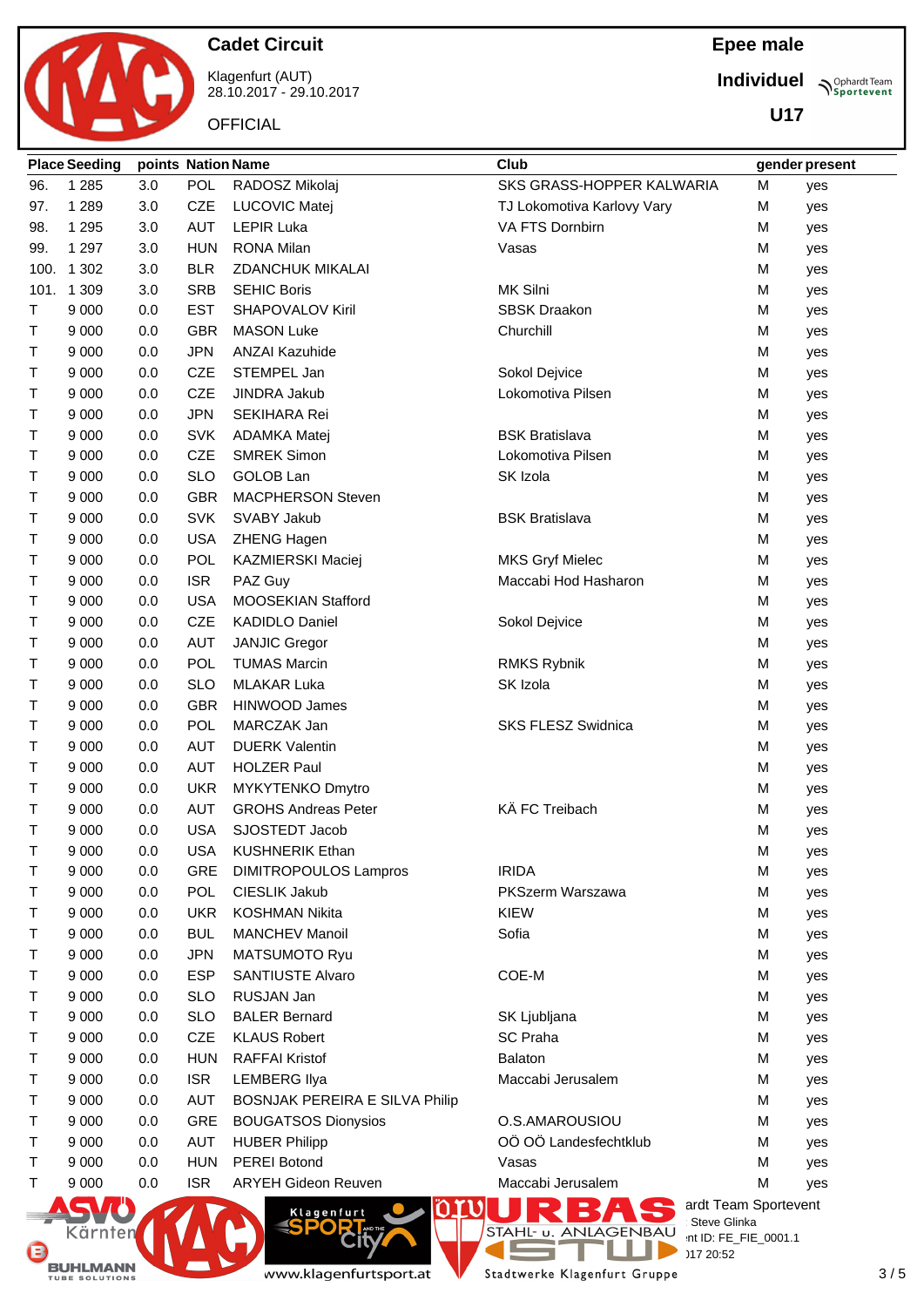# Cadet Circuit

Klagenfurt (AUT)
28.10.2017 - 29.10.2017

OFFICIAL

**Epee male**

**Individuel**

**U17**

| Place | Seeding | points | Nation | Name | Club | gender | present |
|---|---|---|---|---|---|---|---|
| 96. | 1 285 | 3.0 | POL | RADOSZ Mikolaj | SKS GRASS-HOPPER KALWARIA | M | yes |
| 97. | 1 289 | 3.0 | CZE | LUCOVIC Matej | TJ Lokomotiva Karlovy Vary | M | yes |
| 98. | 1 295 | 3.0 | AUT | LEPIR Luka | VA FTS Dornbirn | M | yes |
| 99. | 1 297 | 3.0 | HUN | RONA Milan | Vasas | M | yes |
| 100. | 1 302 | 3.0 | BLR | ZDANCHUK MIKALAI | | M | yes |
| 101. | 1 309 | 3.0 | SRB | SEHIC Boris | MK Silni | M | yes |
| T | 9 000 | 0.0 | EST | SHAPOVALOV Kiril | SBSK Draakon | M | yes |
| T | 9 000 | 0.0 | GBR | MASON Luke | Churchill | M | yes |
| T | 9 000 | 0.0 | JPN | ANZAI Kazuhide | | M | yes |
| T | 9 000 | 0.0 | CZE | STEMPEL Jan | Sokol Dejvice | M | yes |
| T | 9 000 | 0.0 | CZE | JINDRA Jakub | Lokomotiva Pilsen | M | yes |
| T | 9 000 | 0.0 | JPN | SEKIHARA Rei | | M | yes |
| T | 9 000 | 0.0 | SVK | ADAMKA Matej | BSK Bratislava | M | yes |
| T | 9 000 | 0.0 | CZE | SMREK Simon | Lokomotiva Pilsen | M | yes |
| T | 9 000 | 0.0 | SLO | GOLOB Lan | SK Izola | M | yes |
| T | 9 000 | 0.0 | GBR | MACPHERSON Steven | | M | yes |
| T | 9 000 | 0.0 | SVK | SVABY Jakub | BSK Bratislava | M | yes |
| T | 9 000 | 0.0 | USA | ZHENG Hagen | | M | yes |
| T | 9 000 | 0.0 | POL | KAZMIERSKI Maciej | MKS Gryf Mielec | M | yes |
| T | 9 000 | 0.0 | ISR | PAZ Guy | Maccabi Hod Hasharon | M | yes |
| T | 9 000 | 0.0 | USA | MOOSEKIAN Stafford | | M | yes |
| T | 9 000 | 0.0 | CZE | KADIDLO Daniel | Sokol Dejvice | M | yes |
| T | 9 000 | 0.0 | AUT | JANJIC Gregor | | M | yes |
| T | 9 000 | 0.0 | POL | TUMAS Marcin | RMKS Rybnik | M | yes |
| T | 9 000 | 0.0 | SLO | MLAKAR Luka | SK Izola | M | yes |
| T | 9 000 | 0.0 | GBR | HINWOOD James | | M | yes |
| T | 9 000 | 0.0 | POL | MARCZAK Jan | SKS FLESZ Swidnica | M | yes |
| T | 9 000 | 0.0 | AUT | DUERK Valentin | | M | yes |
| T | 9 000 | 0.0 | AUT | HOLZER Paul | | M | yes |
| T | 9 000 | 0.0 | UKR | MYKYTENKO Dmytro | | M | yes |
| T | 9 000 | 0.0 | AUT | GROHS Andreas Peter | KÄ FC Treibach | M | yes |
| T | 9 000 | 0.0 | USA | SJOSTEDT Jacob | | M | yes |
| T | 9 000 | 0.0 | USA | KUSHNERIK Ethan | | M | yes |
| T | 9 000 | 0.0 | GRE | DIMITROPOULOS Lampros | IRIDA | M | yes |
| T | 9 000 | 0.0 | POL | CIESLIK Jakub | PKSzerm Warszawa | M | yes |
| T | 9 000 | 0.0 | UKR | KOSHMAN Nikita | KIEW | M | yes |
| T | 9 000 | 0.0 | BUL | MANCHEV Manoil | Sofia | M | yes |
| T | 9 000 | 0.0 | JPN | MATSUMOTO Ryu | | M | yes |
| T | 9 000 | 0.0 | ESP | SANTIUSTE Alvaro | COE-M | M | yes |
| T | 9 000 | 0.0 | SLO | RUSJAN Jan | | M | yes |
| T | 9 000 | 0.0 | SLO | BALER Bernard | SK Ljubljana | M | yes |
| T | 9 000 | 0.0 | CZE | KLAUS Robert | SC Praha | M | yes |
| T | 9 000 | 0.0 | HUN | RAFFAI Kristof | Balaton | M | yes |
| T | 9 000 | 0.0 | ISR | LEMBERG Ilya | Maccabi Jerusalem | M | yes |
| T | 9 000 | 0.0 | AUT | BOSNJAK PEREIRA E SILVA Philip | | M | yes |
| T | 9 000 | 0.0 | GRE | BOUGATSOS Dionysios | O.S.AMAROUSIOU | M | yes |
| T | 9 000 | 0.0 | AUT | HUBER Philipp | OÖ OÖ Landesfechtklub | M | yes |
| T | 9 000 | 0.0 | HUN | PEREI Botond | Vasas | M | yes |
| T | 9 000 | 0.0 | ISR | ARYEH Gideon Reuven | Maccabi Jerusalem | M | yes |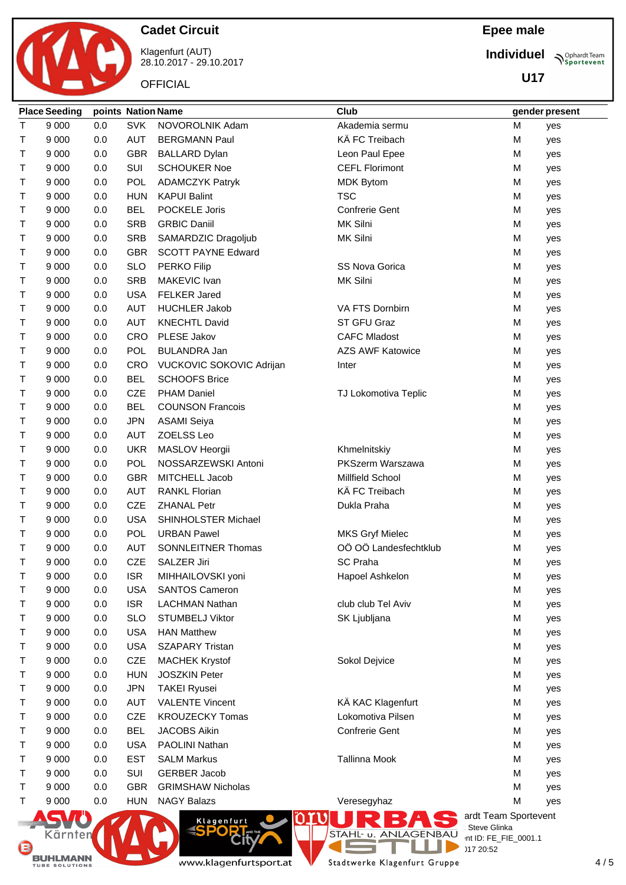# Cadet Circuit

Klagenfurt (AUT)
28.10.2017 - 29.10.2017

OFFICIAL

**Epee male**

**Individuel**

**U17**

| Place | Seeding | points | Nation | Name | Club | gender | present |
|---|---|---|---|---|---|---|---|
| T | 9 000 | 0.0 | SVK | NOVOROLNIK Adam | Akademia sermu | M | yes |
| T | 9 000 | 0.0 | AUT | BERGMANN Paul | KÄ FC Treibach | M | yes |
| T | 9 000 | 0.0 | GBR | BALLARD Dylan | Leon Paul Epee | M | yes |
| T | 9 000 | 0.0 | SUI | SCHOUKER Noe | CEFL Florimont | M | yes |
| T | 9 000 | 0.0 | POL | ADAMCZYK Patryk | MDK Bytom | M | yes |
| T | 9 000 | 0.0 | HUN | KAPUI Balint | TSC | M | yes |
| T | 9 000 | 0.0 | BEL | POCKELE Joris | Confrerie Gent | M | yes |
| T | 9 000 | 0.0 | SRB | GRBIC Daniil | MK Silni | M | yes |
| T | 9 000 | 0.0 | SRB | SAMARDZIC Dragoljub | MK Silni | M | yes |
| T | 9 000 | 0.0 | GBR | SCOTT PAYNE Edward | | M | yes |
| T | 9 000 | 0.0 | SLO | PERKO Filip | SS Nova Gorica | M | yes |
| T | 9 000 | 0.0 | SRB | MAKEVIC Ivan | MK Silni | M | yes |
| T | 9 000 | 0.0 | USA | FELKER Jared | | M | yes |
| T | 9 000 | 0.0 | AUT | HUCHLER Jakob | VA FTS Dornbirn | M | yes |
| T | 9 000 | 0.0 | AUT | KNECHTL David | ST GFU Graz | M | yes |
| T | 9 000 | 0.0 | CRO | PLESE Jakov | CAFC Mladost | M | yes |
| T | 9 000 | 0.0 | POL | BULANDRA Jan | AZS AWF Katowice | M | yes |
| T | 9 000 | 0.0 | CRO | VUCKOVIC SOKOVIC Adrijan | Inter | M | yes |
| T | 9 000 | 0.0 | BEL | SCHOOFS Brice | | M | yes |
| T | 9 000 | 0.0 | CZE | PHAM Daniel | TJ Lokomotiva Teplic | M | yes |
| T | 9 000 | 0.0 | BEL | COUNSON Francois | | M | yes |
| T | 9 000 | 0.0 | JPN | ASAMI Seiya | | M | yes |
| T | 9 000 | 0.0 | AUT | ZOELSS Leo | | M | yes |
| T | 9 000 | 0.0 | UKR | MASLOV Heorgii | Khmelnitskiy | M | yes |
| T | 9 000 | 0.0 | POL | NOSSARZEWSKI Antoni | PKSzerm Warszawa | M | yes |
| T | 9 000 | 0.0 | GBR | MITCHELL Jacob | Millfield School | M | yes |
| T | 9 000 | 0.0 | AUT | RANKL Florian | KÄ FC Treibach | M | yes |
| T | 9 000 | 0.0 | CZE | ZHANAL Petr | Dukla Praha | M | yes |
| T | 9 000 | 0.0 | USA | SHINHOLSTER Michael | | M | yes |
| T | 9 000 | 0.0 | POL | URBAN Pawel | MKS Gryf Mielec | M | yes |
| T | 9 000 | 0.0 | AUT | SONNLEITNER Thomas | OÖ OÖ Landesfechtklub | M | yes |
| T | 9 000 | 0.0 | CZE | SALZER Jiri | SC Praha | M | yes |
| T | 9 000 | 0.0 | ISR | MIHHAILOVSKI yoni | Hapoel Ashkelon | M | yes |
| T | 9 000 | 0.0 | USA | SANTOS Cameron | | M | yes |
| T | 9 000 | 0.0 | ISR | LACHMAN Nathan | club club Tel Aviv | M | yes |
| T | 9 000 | 0.0 | SLO | STUMBELJ Viktor | SK Ljubljana | M | yes |
| T | 9 000 | 0.0 | USA | HAN Matthew | | M | yes |
| T | 9 000 | 0.0 | USA | SZAPARY Tristan | | M | yes |
| T | 9 000 | 0.0 | CZE | MACHEK Krystof | Sokol Dejvice | M | yes |
| T | 9 000 | 0.0 | HUN | JOSZKIN Peter | | M | yes |
| T | 9 000 | 0.0 | JPN | TAKEI Ryusei | | M | yes |
| T | 9 000 | 0.0 | AUT | VALENTE Vincent | KÄ KAC Klagenfurt | M | yes |
| T | 9 000 | 0.0 | CZE | KROUZECKY Tomas | Lokomotiva Pilsen | M | yes |
| T | 9 000 | 0.0 | BEL | JACOBS Aikin | Confrerie Gent | M | yes |
| T | 9 000 | 0.0 | USA | PAOLINI Nathan | | M | yes |
| T | 9 000 | 0.0 | EST | SALM Markus | Tallinna Mook | M | yes |
| T | 9 000 | 0.0 | SUI | GERBER Jacob | | M | yes |
| T | 9 000 | 0.0 | GBR | GRIMSHAW Nicholas | | M | yes |
| T | 9 000 | 0.0 | HUN | NAGY Balazs | Veresegyhaz | M | yes |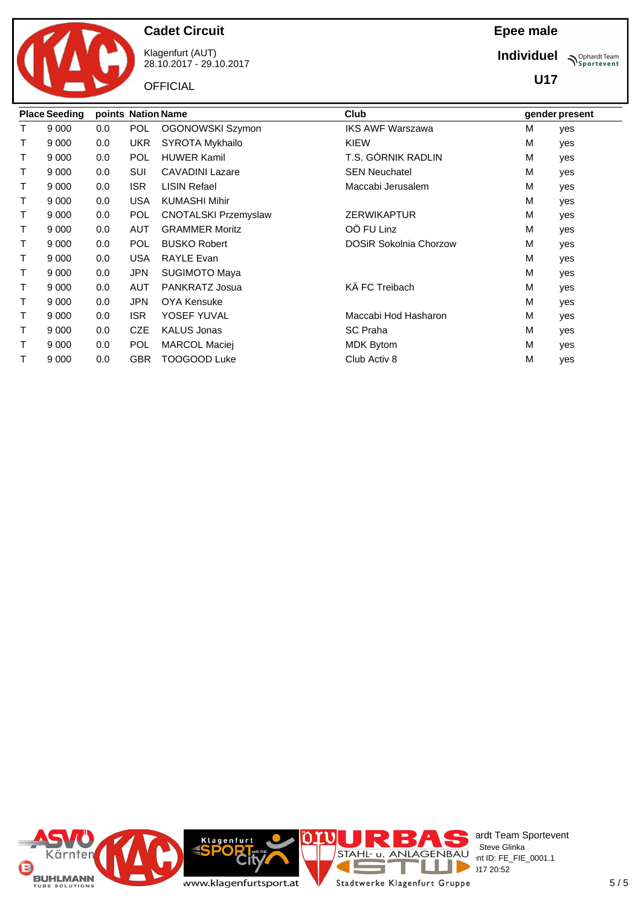**Cadet Circuit**

Klagenfurt (AUT)
28.10.2017 - 29.10.2017

OFFICIAL

**Epee male**

**Individuel**

**U17**

| Place | Seeding | points | Nation | Name | Club | gender | present |
|---|---|---|---|---|---|---|---|
| T | 9 000 | 0.0 | POL | OGONOWSKI Szymon | IKS AWF Warszawa | M | yes |
| T | 9 000 | 0.0 | UKR | SYROTA Mykhailo | KIEW | M | yes |
| T | 9 000 | 0.0 | POL | HUWER Kamil | T.S. GÓRNIK RADLIN | M | yes |
| T | 9 000 | 0.0 | SUI | CAVADINI Lazare | SEN Neuchatel | M | yes |
| T | 9 000 | 0.0 | ISR | LISIN Refael | Maccabi Jerusalem | M | yes |
| T | 9 000 | 0.0 | USA | KUMASHI Mihir | | M | yes |
| T | 9 000 | 0.0 | POL | CNOTALSKI Przemyslaw | ZERWIKAPTUR | M | yes |
| T | 9 000 | 0.0 | AUT | GRAMMER Moritz | OÖ FU Linz | M | yes |
| T | 9 000 | 0.0 | POL | BUSKO Robert | DOSiR Sokolnia Chorzow | M | yes |
| T | 9 000 | 0.0 | USA | RAYLE Evan | | M | yes |
| T | 9 000 | 0.0 | JPN | SUGIMOTO Maya | | M | yes |
| T | 9 000 | 0.0 | AUT | PANKRATZ Josua | KÄ FC Treibach | M | yes |
| T | 9 000 | 0.0 | JPN | OYA Kensuke | | M | yes |
| T | 9 000 | 0.0 | ISR | YOSEF YUVAL | Maccabi Hod Hasharon | M | yes |
| T | 9 000 | 0.0 | CZE | KALUS Jonas | SC Praha | M | yes |
| T | 9 000 | 0.0 | POL | MARCOL Maciej | MDK Bytom | M | yes |
| T | 9 000 | 0.0 | GBR | TOOGOOD Luke | Club Activ 8 | M | yes |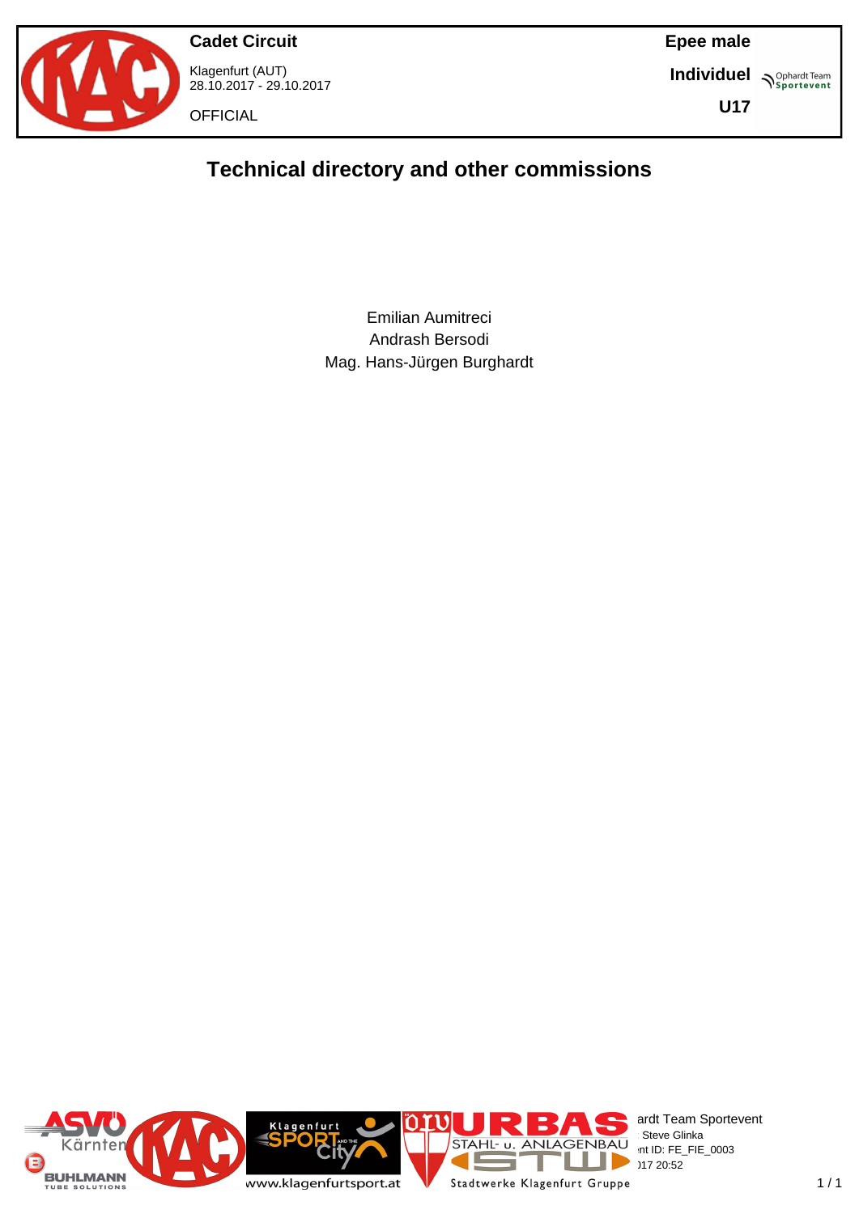**Cadet Circuit**

Klagenfurt (AUT)
28.10.2017 - 29.10.2017

OFFICIAL

**Epee male**

**Individuel**

**U17**

# Technical directory and other commissions

Emilian Aumitreci
Andrash Bersodi
Mag. Hans-Jürgen Burghardt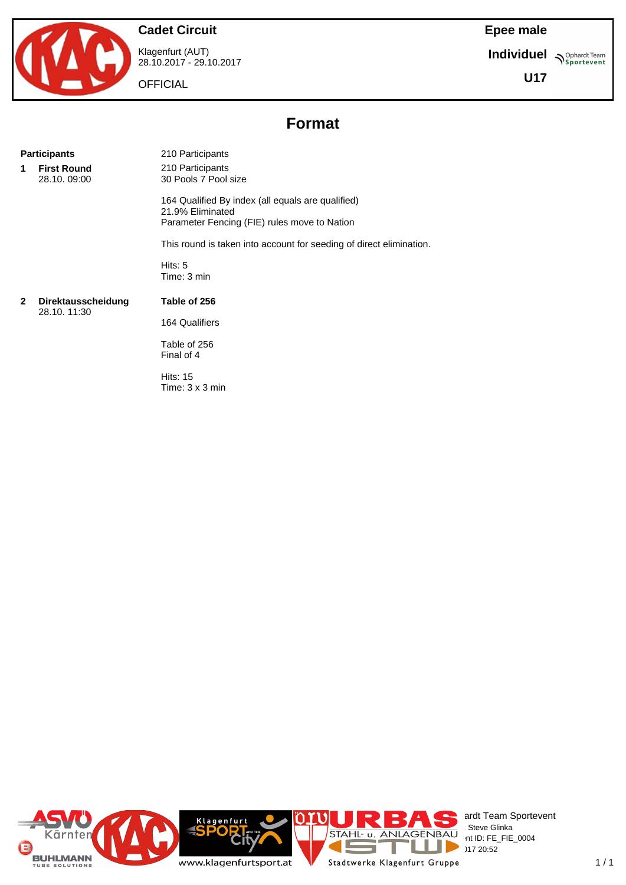**Cadet Circuit**

Klagenfurt (AUT)
28.10.2017 - 29.10.2017

OFFICIAL

**Epee male**

**Individuel**

**U17**

# Format

**Participants** — 210 Participants

**1 First Round**
28.10. 09:00

210 Participants
30 Pools 7 Pool size

164 Qualified By index (all equals are qualified)
21.9% Eliminated
Parameter Fencing (FIE) rules move to Nation

This round is taken into account for seeding of direct elimination.

Hits: 5
Time: 3 min

**2 Direktausscheidung**
28.10. 11:30

**Table of 256**

164 Qualifiers

Table of 256
Final of 4

Hits: 15
Time: 3 x 3 min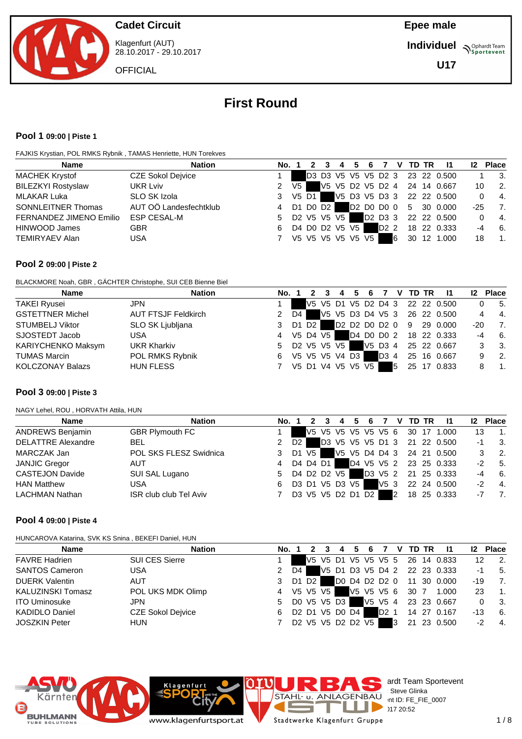**Cadet Circuit**

Klagenfurt (AUT)
28.10.2017 - 29.10.2017

OFFICIAL

**Epee male**

**Individuel**

**U17**

# First Round

### Pool 1 09:00 | Piste 1

FAJKIS Krystian, POL RMKS Rybnik , TAMAS Henriette, HUN Torekves

| Name | Nation | No. | 1 | 2 | 3 | 4 | 5 | 6 | 7 | V | TD | TR | I1 | I2 | Place |
|---|---|---|---|---|---|---|---|---|---|---|---|---|---|---|---|
| MACHEK Krystof | CZE Sokol Dejvice | 1 | | D3 | D3 | V5 | V5 | V5 | D2 | 3 | 23 | 22 | 0.500 | 1 | 3. |
| BILEZKYI Rostyslaw | UKR Lviv | 2 | V5 | | V5 | V5 | D2 | V5 | D2 | 4 | 24 | 14 | 0.667 | 10 | 2. |
| MLAKAR Luka | SLO SK Izola | 3 | V5 | D1 | | V5 | D3 | V5 | D3 | 3 | 22 | 22 | 0.500 | 0 | 4. |
| SONNLEITNER Thomas | AUT OÖ Landesfechtklub | 4 | D1 | D0 | D2 | | D2 | D0 | D0 | 0 | 5 | 30 | 0.000 | -25 | 7. |
| FERNANDEZ JIMENO Emilio | ESP CESAL-M | 5 | D2 | V5 | V5 | V5 | | D2 | D3 | 3 | 22 | 22 | 0.500 | 0 | 4. |
| HINWOOD James | GBR | 6 | D4 | D0 | D2 | V5 | V5 | | D2 | 2 | 18 | 22 | 0.333 | -4 | 6. |
| TEMIRYAEV Alan | USA | 7 | V5 | V5 | V5 | V5 | V5 | V5 | | 6 | 30 | 12 | 1.000 | 18 | 1. |

### Pool 2 09:00 | Piste 2

BLACKMORE Noah, GBR , GÄCHTER Christophe, SUI CEB Bienne Biel

| Name | Nation | No. | 1 | 2 | 3 | 4 | 5 | 6 | 7 | V | TD | TR | I1 | I2 | Place |
|---|---|---|---|---|---|---|---|---|---|---|---|---|---|---|---|
| TAKEI Ryusei | JPN | 1 | | V5 | V5 | D1 | V5 | D2 | D4 | 3 | 22 | 22 | 0.500 | 0 | 5. |
| GSTETTNER Michel | AUT FTSJF Feldkirch | 2 | D4 | | V5 | V5 | D3 | D4 | V5 | 3 | 26 | 22 | 0.500 | 4 | 4. |
| STUMBELJ Viktor | SLO SK Ljubljana | 3 | D1 | D2 | | D2 | D2 | D0 | D2 | 0 | 9 | 29 | 0.000 | -20 | 7. |
| SJOSTEDT Jacob | USA | 4 | V5 | D4 | V5 | | D4 | D0 | D0 | 2 | 18 | 22 | 0.333 | -4 | 6. |
| KARIYCHENKO Maksym | UKR Kharkiv | 5 | D2 | V5 | V5 | V5 | | V5 | D3 | 4 | 25 | 22 | 0.667 | 3 | 3. |
| TUMAS Marcin | POL RMKS Rybnik | 6 | V5 | V5 | V5 | V4 | D3 | | D3 | 4 | 25 | 16 | 0.667 | 9 | 2. |
| KOLCZONAY Balazs | HUN FLESS | 7 | V5 | D1 | V4 | V5 | V5 | V5 | | 5 | 25 | 17 | 0.833 | 8 | 1. |

### Pool 3 09:00 | Piste 3

NAGY Lehel, ROU , HORVATH Attila, HUN

| Name | Nation | No. | 1 | 2 | 3 | 4 | 5 | 6 | 7 | V | TD | TR | I1 | I2 | Place |
|---|---|---|---|---|---|---|---|---|---|---|---|---|---|---|---|
| ANDREWS Benjamin | GBR Plymouth FC | 1 | | V5 | V5 | V5 | V5 | V5 | V5 | 6 | 30 | 17 | 1.000 | 13 | 1. |
| DELATTRE Alexandre | BEL | 2 | D2 | | D3 | V5 | V5 | V5 | D1 | 3 | 21 | 22 | 0.500 | -1 | 3. |
| MARCZAK Jan | POL SKS FLESZ Swidnica | 3 | D1 | V5 | | V5 | V5 | D4 | D4 | 3 | 24 | 21 | 0.500 | 3 | 2. |
| JANJIC Gregor | AUT | 4 | D4 | D4 | D1 | | D4 | V5 | V5 | 2 | 23 | 25 | 0.333 | -2 | 5. |
| CASTEJON Davide | SUI SAL Lugano | 5 | D4 | D2 | D2 | V5 | | D3 | V5 | 2 | 21 | 25 | 0.333 | -4 | 6. |
| HAN Matthew | USA | 6 | D3 | D1 | V5 | D3 | V5 | | V5 | 3 | 22 | 24 | 0.500 | -2 | 4. |
| LACHMAN Nathan | ISR club club Tel Aviv | 7 | D3 | V5 | V5 | D2 | D1 | D2 | | 2 | 18 | 25 | 0.333 | -7 | 7. |

### Pool 4 09:00 | Piste 4

HUNCAROVA Katarina, SVK KS Snina , BEKEFI Daniel, HUN

| Name | Nation | No. | 1 | 2 | 3 | 4 | 5 | 6 | 7 | V | TD | TR | I1 | I2 | Place |
|---|---|---|---|---|---|---|---|---|---|---|---|---|---|---|---|
| FAVRE Hadrien | SUI CES Sierre | 1 | | V5 | V5 | D1 | V5 | V5 | V5 | 5 | 26 | 14 | 0.833 | 12 | 2. |
| SANTOS Cameron | USA | 2 | D4 | | V5 | D1 | D3 | V5 | D4 | 2 | 22 | 23 | 0.333 | -1 | 5. |
| DUERK Valentin | AUT | 3 | D1 | D2 | | D0 | D4 | D2 | D2 | 0 | 11 | 30 | 0.000 | -19 | 7. |
| KALUZINSKI Tomasz | POL UKS MDK Olimp | 4 | V5 | V5 | V5 | | V5 | V5 | V5 | 6 | 30 | 7 | 1.000 | 23 | 1. |
| ITO Uminosuke | JPN | 5 | D0 | V5 | V5 | D3 | | V5 | V5 | 4 | 23 | 23 | 0.667 | 0 | 3. |
| KADIDLO Daniel | CZE Sokol Dejvice | 6 | D2 | D1 | V5 | D0 | D4 | | D2 | 1 | 14 | 27 | 0.167 | -13 | 6. |
| JOSZKIN Peter | HUN | 7 | D2 | V5 | V5 | D2 | D2 | V5 | | 3 | 21 | 23 | 0.500 | -2 | 4. |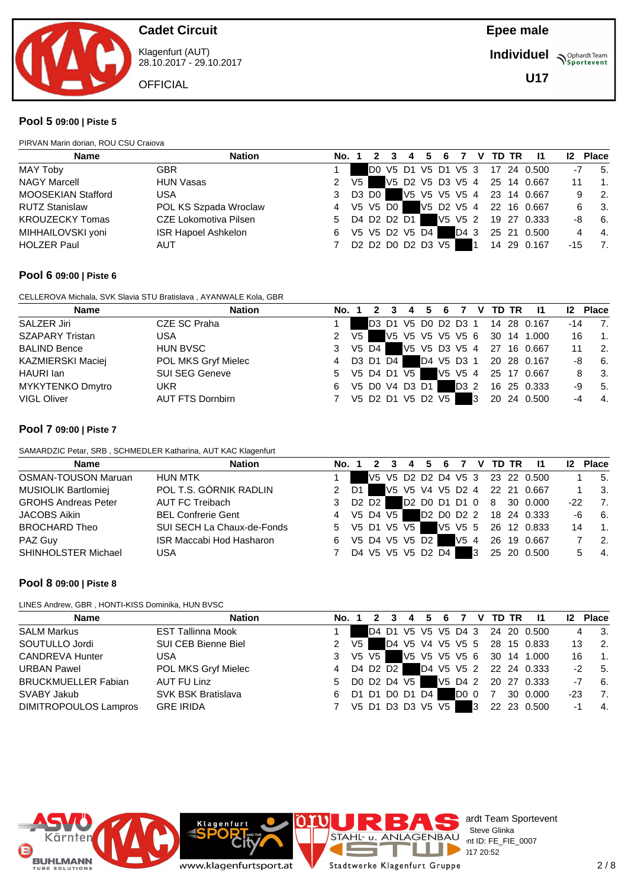Cadet Circuit

Klagenfurt (AUT)
28.10.2017 - 29.10.2017

OFFICIAL

Epee male

Individuel

U17

## Pool 5 09:00 | Piste 5

PIRVAN Marin dorian, ROU CSU Craiova

| Name | Nation | No. | 1 | 2 | 3 | 4 | 5 | 6 | 7 | V | TD | TR | I1 | I2 | Place |
|---|---|---|---|---|---|---|---|---|---|---|---|---|---|---|---|
| MAY Toby | GBR | 1 | | D0 | V5 | D1 | V5 | D1 | V5 | 3 | 17 | 24 | 0.500 | -7 | 5. |
| NAGY Marcell | HUN Vasas | 2 | V5 | | V5 | D2 | V5 | D3 | V5 | 4 | 25 | 14 | 0.667 | 11 | 1. |
| MOOSEKIAN Stafford | USA | 3 | D3 | D0 | | V5 | V5 | V5 | V5 | 4 | 23 | 14 | 0.667 | 9 | 2. |
| RUTZ Stanislaw | POL KS Szpada Wroclaw | 4 | V5 | V5 | D0 | | V5 | D2 | V5 | 4 | 22 | 16 | 0.667 | 6 | 3. |
| KROUZECKY Tomas | CZE Lokomotiva Pilsen | 5 | D4 | D2 | D2 | D1 | | V5 | V5 | 2 | 19 | 27 | 0.333 | -8 | 6. |
| MIHHAILOVSKI yoni | ISR Hapoel Ashkelon | 6 | V5 | V5 | D2 | V5 | D4 | | D4 | 3 | 25 | 21 | 0.500 | 4 | 4. |
| HOLZER Paul | AUT | 7 | D2 | D2 | D0 | D2 | D3 | V5 | | 1 | 14 | 29 | 0.167 | -15 | 7. |

## Pool 6 09:00 | Piste 6

CELLEROVA Michala, SVK Slavia STU Bratislava , AYANWALE Kola, GBR

| Name | Nation | No. | 1 | 2 | 3 | 4 | 5 | 6 | 7 | V | TD | TR | I1 | I2 | Place |
|---|---|---|---|---|---|---|---|---|---|---|---|---|---|---|---|
| SALZER Jiri | CZE SC Praha | 1 | | D3 | D1 | V5 | D0 | D2 | D3 | 1 | 14 | 28 | 0.167 | -14 | 7. |
| SZAPARY Tristan | USA | 2 | V5 | | V5 | V5 | V5 | V5 | V5 | 6 | 30 | 14 | 1.000 | 16 | 1. |
| BALIND Bence | HUN BVSC | 3 | V5 | D4 | | V5 | V5 | D3 | V5 | 4 | 27 | 16 | 0.667 | 11 | 2. |
| KAZMIERSKI Maciej | POL MKS Gryf Mielec | 4 | D3 | D1 | D4 | | D4 | V5 | D3 | 1 | 20 | 28 | 0.167 | -8 | 6. |
| HAURI Ian | SUI SEG Geneve | 5 | V5 | D4 | D1 | V5 | | V5 | V5 | 4 | 25 | 17 | 0.667 | 8 | 3. |
| MYKYTENKO Dmytro | UKR | 6 | V5 | D0 | V4 | D3 | D1 | | D3 | 2 | 16 | 25 | 0.333 | -9 | 5. |
| VIGL Oliver | AUT FTS Dornbirn | 7 | V5 | D2 | D1 | V5 | D2 | V5 | | 3 | 20 | 24 | 0.500 | -4 | 4. |

## Pool 7 09:00 | Piste 7

SAMARDZIC Petar, SRB , SCHMEDLER Katharina, AUT KAC Klagenfurt

| Name | Nation | No. | 1 | 2 | 3 | 4 | 5 | 6 | 7 | V | TD | TR | I1 | I2 | Place |
|---|---|---|---|---|---|---|---|---|---|---|---|---|---|---|---|
| OSMAN-TOUSON Maruan | HUN MTK | 1 | | V5 | V5 | D2 | D2 | D4 | V5 | 3 | 23 | 22 | 0.500 | 1 | 5. |
| MUSIOLIK Bartlomiej | POL T.S. GÓRNIK RADLIN | 2 | D1 | | V5 | V5 | V4 | V5 | D2 | 4 | 22 | 21 | 0.667 | 1 | 3. |
| GROHS Andreas Peter | AUT FC Treibach | 3 | D2 | D2 | | D2 | D0 | D1 | D1 | 0 | 8 | 30 | 0.000 | -22 | 7. |
| JACOBS Aikin | BEL Confrerie Gent | 4 | V5 | D4 | V5 | | D2 | D0 | D2 | 2 | 18 | 24 | 0.333 | -6 | 6. |
| BROCHARD Theo | SUI SECH La Chaux-de-Fonds | 5 | V5 | D1 | V5 | V5 | | V5 | V5 | 5 | 26 | 12 | 0.833 | 14 | 1. |
| PAZ Guy | ISR Maccabi Hod Hasharon | 6 | V5 | D4 | V5 | V5 | D2 | | V5 | 4 | 26 | 19 | 0.667 | 7 | 2. |
| SHINHOLSTER Michael | USA | 7 | D4 | V5 | V5 | V5 | D2 | D4 | | 3 | 25 | 20 | 0.500 | 5 | 4. |

## Pool 8 09:00 | Piste 8

LINES Andrew, GBR , HONTI-KISS Dominika, HUN BVSC

| Name | Nation | No. | 1 | 2 | 3 | 4 | 5 | 6 | 7 | V | TD | TR | I1 | I2 | Place |
|---|---|---|---|---|---|---|---|---|---|---|---|---|---|---|---|
| SALM Markus | EST Tallinna Mook | 1 | | D4 | D1 | V5 | V5 | V5 | D4 | 3 | 24 | 20 | 0.500 | 4 | 3. |
| SOUTULLO Jordi | SUI CEB Bienne Biel | 2 | V5 | | D4 | V5 | V4 | V5 | V5 | 5 | 28 | 15 | 0.833 | 13 | 2. |
| CANDREVA Hunter | USA | 3 | V5 | V5 | | V5 | V5 | V5 | V5 | 6 | 30 | 14 | 1.000 | 16 | 1. |
| URBAN Pawel | POL MKS Gryf Mielec | 4 | D4 | D2 | D2 | | D4 | V5 | V5 | 2 | 22 | 24 | 0.333 | -2 | 5. |
| BRUCKMUELLER Fabian | AUT FU Linz | 5 | D0 | D2 | D4 | V5 | | V5 | D4 | 2 | 20 | 27 | 0.333 | -7 | 6. |
| SVABY Jakub | SVK BSK Bratislava | 6 | D1 | D1 | D0 | D1 | D4 | | D0 | 0 | 7 | 30 | 0.000 | -23 | 7. |
| DIMITROPOULOS Lampros | GRE IRIDA | 7 | V5 | D1 | D3 | D3 | V5 | V5 | | 3 | 22 | 23 | 0.500 | -1 | 4. |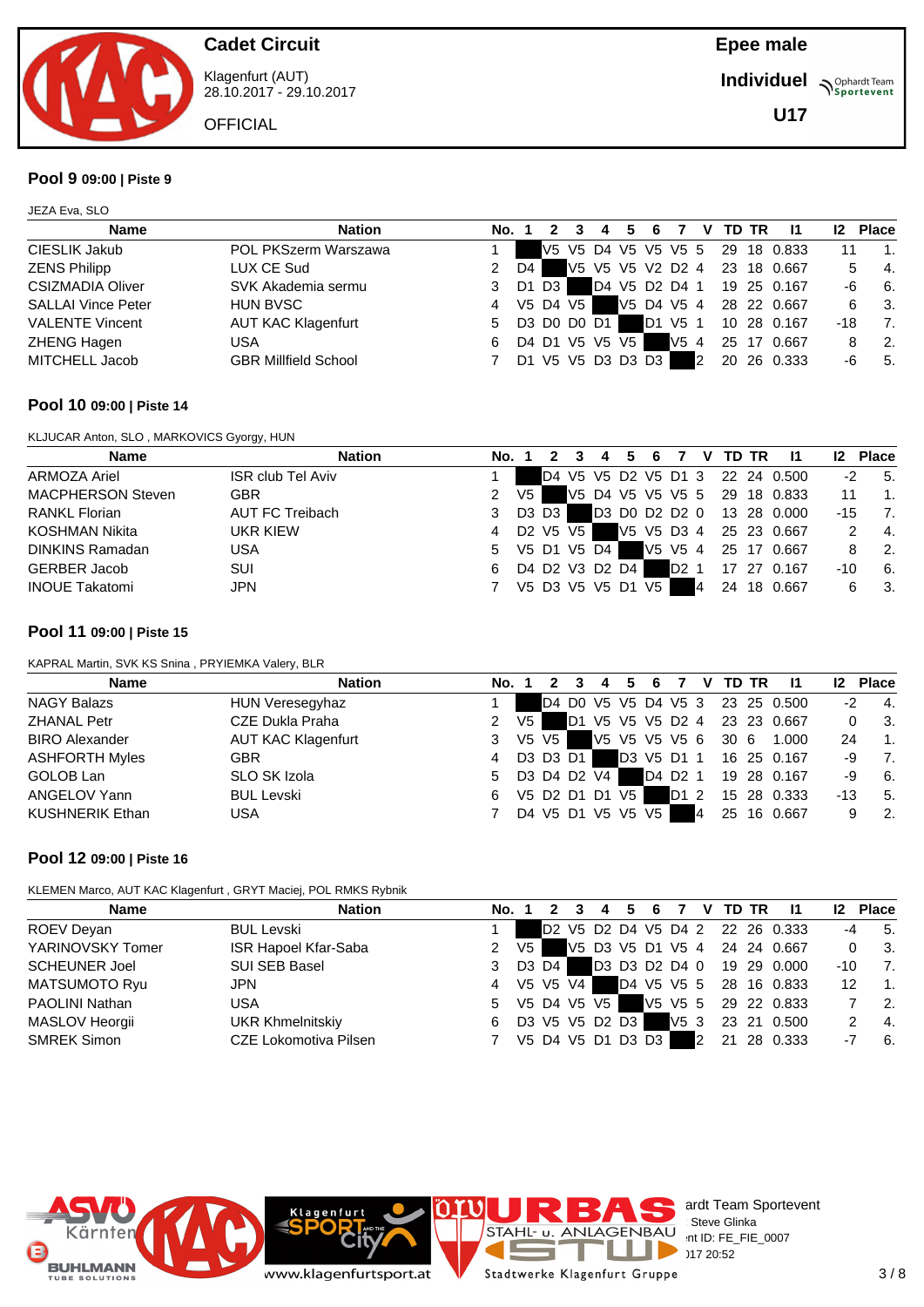# Cadet Circuit

Klagenfurt (AUT)
28.10.2017 - 29.10.2017

OFFICIAL

**Epee male**

**Individuel**

**U17**

## Pool 9 09:00 | Piste 9

JEZA Eva, SLO

| Name | Nation | No. | 1 | 2 | 3 | 4 | 5 | 6 | 7 | V | TD | TR | I1 | I2 | Place |
|---|---|---|---|---|---|---|---|---|---|---|---|---|---|---|---|
| CIESLIK Jakub | POL PKSzerm Warszawa | 1 | | V5 | V5 | D4 | V5 | V5 | V5 | 5 | 29 | 18 | 0.833 | 11 | 1. |
| ZENS Philipp | LUX CE Sud | 2 | D4 | | V5 | V5 | V5 | V2 | D2 | 4 | 23 | 18 | 0.667 | 5 | 4. |
| CSIZMADIA Oliver | SVK Akademia sermu | 3 | D1 | D3 | | D4 | V5 | D2 | D4 | 1 | 19 | 25 | 0.167 | -6 | 6. |
| SALLAI Vince Peter | HUN BVSC | 4 | V5 | D4 | V5 | | V5 | D4 | V5 | 4 | 28 | 22 | 0.667 | 6 | 3. |
| VALENTE Vincent | AUT KAC Klagenfurt | 5 | D3 | D0 | D0 | D1 | | D1 | V5 | 1 | 10 | 28 | 0.167 | -18 | 7. |
| ZHENG Hagen | USA | 6 | D4 | D1 | V5 | V5 | V5 | | V5 | 4 | 25 | 17 | 0.667 | 8 | 2. |
| MITCHELL Jacob | GBR Millfield School | 7 | D1 | V5 | V5 | D3 | D3 | D3 | | 2 | 20 | 26 | 0.333 | -6 | 5. |

## Pool 10 09:00 | Piste 14

KLJUCAR Anton, SLO , MARKOVICS Gyorgy, HUN

| Name | Nation | No. | 1 | 2 | 3 | 4 | 5 | 6 | 7 | V | TD | TR | I1 | I2 | Place |
|---|---|---|---|---|---|---|---|---|---|---|---|---|---|---|---|
| ARMOZA Ariel | ISR club Tel Aviv | 1 | | D4 | V5 | V5 | D2 | V5 | D1 | 3 | 22 | 24 | 0.500 | -2 | 5. |
| MACPHERSON Steven | GBR | 2 | V5 | | V5 | D4 | V5 | V5 | V5 | 5 | 29 | 18 | 0.833 | 11 | 1. |
| RANKL Florian | AUT FC Treibach | 3 | D3 | D3 | | D3 | D0 | D2 | D2 | 0 | 13 | 28 | 0.000 | -15 | 7. |
| KOSHMAN Nikita | UKR KIEW | 4 | D2 | V5 | V5 | | V5 | V5 | D3 | 4 | 25 | 23 | 0.667 | 2 | 4. |
| DINKINS Ramadan | USA | 5 | V5 | D1 | V5 | D4 | | V5 | V5 | 4 | 25 | 17 | 0.667 | 8 | 2. |
| GERBER Jacob | SUI | 6 | D4 | D2 | V3 | D2 | D4 | | D2 | 1 | 17 | 27 | 0.167 | -10 | 6. |
| INOUE Takatomi | JPN | 7 | V5 | D3 | V5 | V5 | D1 | V5 | | 4 | 24 | 18 | 0.667 | 6 | 3. |

## Pool 11 09:00 | Piste 15

KAPRAL Martin, SVK KS Snina , PRYIEMKA Valery, BLR

| Name | Nation | No. | 1 | 2 | 3 | 4 | 5 | 6 | 7 | V | TD | TR | I1 | I2 | Place |
|---|---|---|---|---|---|---|---|---|---|---|---|---|---|---|---|
| NAGY Balazs | HUN Veresegyhaz | 1 | | D4 | D0 | V5 | V5 | D4 | V5 | 3 | 23 | 25 | 0.500 | -2 | 4. |
| ZHANAL Petr | CZE Dukla Praha | 2 | V5 | | D1 | V5 | V5 | V5 | D2 | 4 | 23 | 23 | 0.667 | 0 | 3. |
| BIRO Alexander | AUT KAC Klagenfurt | 3 | V5 | V5 | | V5 | V5 | V5 | V5 | 6 | 30 | 6 | 1.000 | 24 | 1. |
| ASHFORTH Myles | GBR | 4 | D3 | D3 | D1 | | D3 | V5 | D1 | 1 | 16 | 25 | 0.167 | -9 | 7. |
| GOLOB Lan | SLO SK Izola | 5 | D3 | D4 | D2 | V4 | | D4 | D2 | 1 | 19 | 28 | 0.167 | -9 | 6. |
| ANGELOV Yann | BUL Levski | 6 | V5 | D2 | D1 | D1 | V5 | | D1 | 2 | 15 | 28 | 0.333 | -13 | 5. |
| KUSHNERIK Ethan | USA | 7 | D4 | V5 | D1 | V5 | V5 | V5 | | 4 | 25 | 16 | 0.667 | 9 | 2. |

## Pool 12 09:00 | Piste 16

KLEMEN Marco, AUT KAC Klagenfurt , GRYT Maciej, POL RMKS Rybnik

| Name | Nation | No. | 1 | 2 | 3 | 4 | 5 | 6 | 7 | V | TD | TR | I1 | I2 | Place |
|---|---|---|---|---|---|---|---|---|---|---|---|---|---|---|---|
| ROEV Deyan | BUL Levski | 1 | | D2 | V5 | D2 | D4 | V5 | D4 | 2 | 22 | 26 | 0.333 | -4 | 5. |
| YARINOVSKY Tomer | ISR Hapoel Kfar-Saba | 2 | V5 | | V5 | D3 | V5 | D1 | V5 | 4 | 24 | 24 | 0.667 | 0 | 3. |
| SCHEUNER Joel | SUI SEB Basel | 3 | D3 | D4 | | D3 | D3 | D2 | D4 | 0 | 19 | 29 | 0.000 | -10 | 7. |
| MATSUMOTO Ryu | JPN | 4 | V5 | V5 | V4 | | D4 | V5 | V5 | 5 | 28 | 16 | 0.833 | 12 | 1. |
| PAOLINI Nathan | USA | 5 | V5 | D4 | V5 | V5 | | V5 | V5 | 5 | 29 | 22 | 0.833 | 7 | 2. |
| MASLOV Heorgii | UKR Khmelnitskiy | 6 | D3 | V5 | V5 | D2 | D3 | | V5 | 3 | 23 | 21 | 0.500 | 2 | 4. |
| SMREK Simon | CZE Lokomotiva Pilsen | 7 | V5 | D4 | V5 | D1 | D3 | D3 | | 2 | 21 | 28 | 0.333 | -7 | 6. |

Ophardt Team Sportevent
Steve Glinka
Tournament ID: FE_FIE_0007
2017 20:52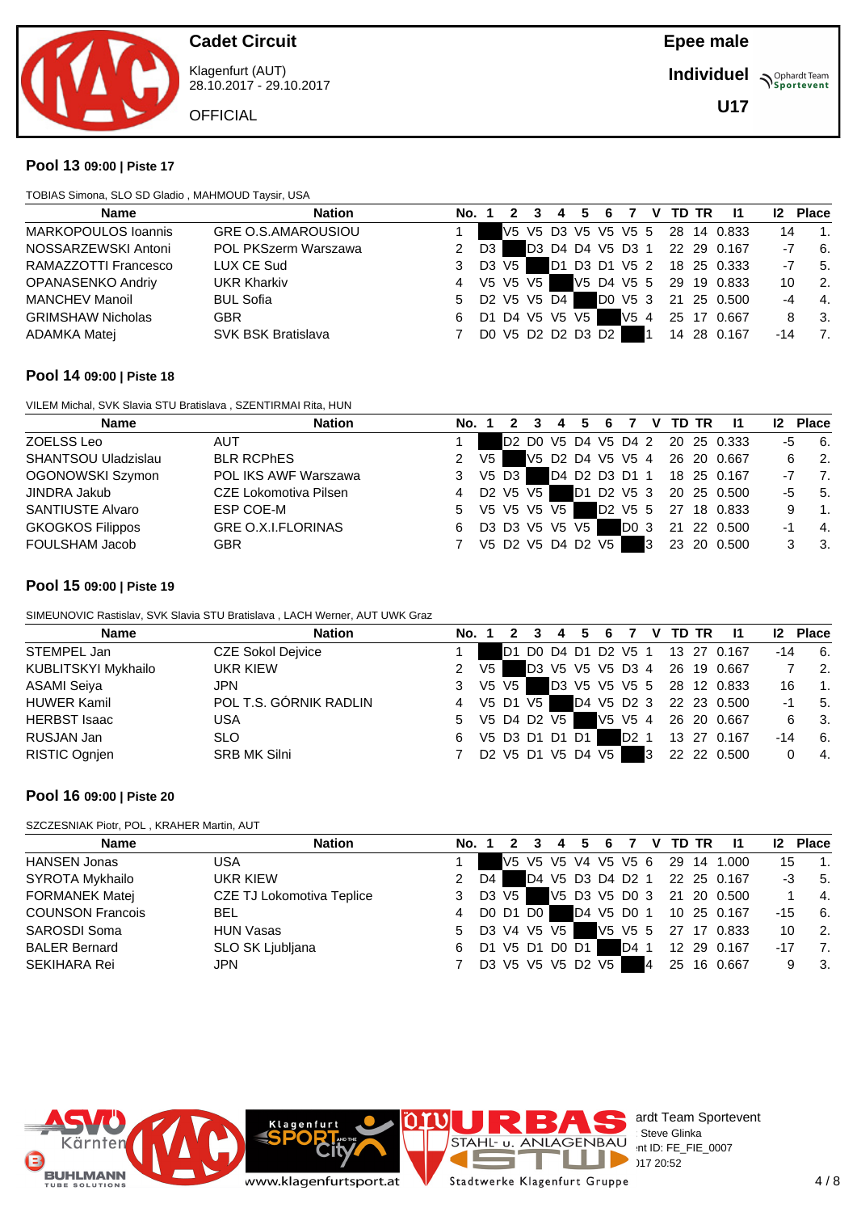# Cadet Circuit

Klagenfurt (AUT)
28.10.2017 - 29.10.2017

OFFICIAL

**Epee male**

**Individuel**

**U17**

## Pool 13 09:00 | Piste 17

TOBIAS Simona, SLO SD Gladio , MAHMOUD Taysir, USA

| Name | Nation | No. | 1 | 2 | 3 | 4 | 5 | 6 | 7 | V | TD | TR | I1 | I2 | Place |
|---|---|---|---|---|---|---|---|---|---|---|---|---|---|---|---|
| MARKOPOULOS Ioannis | GRE O.S.AMAROUSIOU | 1 | | V5 | V5 | D3 | V5 | V5 | V5 | 5 | 28 | 14 | 0.833 | 14 | 1. |
| NOSSARZEWSKI Antoni | POL PKSzerm Warszawa | 2 | D3 | | D3 | D4 | D4 | V5 | D3 | 1 | 22 | 29 | 0.167 | -7 | 6. |
| RAMAZZOTTI Francesco | LUX CE Sud | 3 | D3 | V5 | | D1 | D3 | D1 | V5 | 2 | 18 | 25 | 0.333 | -7 | 5. |
| OPANASENKO Andriy | UKR Kharkiv | 4 | V5 | V5 | V5 | | V5 | D4 | V5 | 5 | 29 | 19 | 0.833 | 10 | 2. |
| MANCHEV Manoil | BUL Sofia | 5 | D2 | V5 | V5 | D4 | | D0 | V5 | 3 | 21 | 25 | 0.500 | -4 | 4. |
| GRIMSHAW Nicholas | GBR | 6 | D1 | D4 | V5 | V5 | V5 | | V5 | 4 | 25 | 17 | 0.667 | 8 | 3. |
| ADAMKA Matej | SVK BSK Bratislava | 7 | D0 | V5 | D2 | D2 | D3 | D2 | | 1 | 14 | 28 | 0.167 | -14 | 7. |

## Pool 14 09:00 | Piste 18

VILEM Michal, SVK Slavia STU Bratislava , SZENTIRMAI Rita, HUN

| Name | Nation | No. | 1 | 2 | 3 | 4 | 5 | 6 | 7 | V | TD | TR | I1 | I2 | Place |
|---|---|---|---|---|---|---|---|---|---|---|---|---|---|---|---|
| ZOELSS Leo | AUT | 1 | | D2 | D0 | V5 | D4 | V5 | D4 | 2 | 20 | 25 | 0.333 | -5 | 6. |
| SHANTSOU Uladzislau | BLR RCPhES | 2 | V5 | | V5 | D2 | D4 | V5 | V5 | 4 | 26 | 20 | 0.667 | 6 | 2. |
| OGONOWSKI Szymon | POL IKS AWF Warszawa | 3 | V5 | D3 | | D4 | D2 | D3 | D1 | 1 | 18 | 25 | 0.167 | -7 | 7. |
| JINDRA Jakub | CZE Lokomotiva Pilsen | 4 | D2 | V5 | V5 | | D1 | D2 | V5 | 3 | 20 | 25 | 0.500 | -5 | 5. |
| SANTIUSTE Alvaro | ESP COE-M | 5 | V5 | V5 | V5 | V5 | | D2 | V5 | 5 | 27 | 18 | 0.833 | 9 | 1. |
| GKOGKOS Filippos | GRE O.X.I.FLORINAS | 6 | D3 | D3 | V5 | V5 | V5 | | D0 | 3 | 21 | 22 | 0.500 | -1 | 4. |
| FOULSHAM Jacob | GBR | 7 | V5 | D2 | V5 | D4 | D2 | V5 | | 3 | 23 | 20 | 0.500 | 3 | 3. |

## Pool 15 09:00 | Piste 19

SIMEUNOVIC Rastislav, SVK Slavia STU Bratislava , LACH Werner, AUT UWK Graz

| Name | Nation | No. | 1 | 2 | 3 | 4 | 5 | 6 | 7 | V | TD | TR | I1 | I2 | Place |
|---|---|---|---|---|---|---|---|---|---|---|---|---|---|---|---|
| STEMPEL Jan | CZE Sokol Dejvice | 1 | | D1 | D0 | D4 | D1 | D2 | V5 | 1 | 13 | 27 | 0.167 | -14 | 6. |
| KUBLITSKYI Mykhailo | UKR KIEW | 2 | V5 | | D3 | V5 | V5 | V5 | D3 | 4 | 26 | 19 | 0.667 | 7 | 2. |
| ASAMI Seiya | JPN | 3 | V5 | V5 | | D3 | V5 | V5 | V5 | 5 | 28 | 12 | 0.833 | 16 | 1. |
| HUWER Kamil | POL T.S. GÓRNIK RADLIN | 4 | V5 | D1 | V5 | | D4 | V5 | D2 | 3 | 22 | 23 | 0.500 | -1 | 5. |
| HERBST Isaac | USA | 5 | V5 | D4 | D2 | V5 | | V5 | V5 | 4 | 26 | 20 | 0.667 | 6 | 3. |
| RUSJAN Jan | SLO | 6 | V5 | D3 | D1 | D1 | D1 | | D2 | 1 | 13 | 27 | 0.167 | -14 | 6. |
| RISTIC Ognjen | SRB MK Silni | 7 | D2 | V5 | D1 | V5 | D4 | V5 | | 3 | 22 | 22 | 0.500 | 0 | 4. |

## Pool 16 09:00 | Piste 20

SZCZESNIAK Piotr, POL , KRAHER Martin, AUT

| Name | Nation | No. | 1 | 2 | 3 | 4 | 5 | 6 | 7 | V | TD | TR | I1 | I2 | Place |
|---|---|---|---|---|---|---|---|---|---|---|---|---|---|---|---|
| HANSEN Jonas | USA | 1 | | V5 | V5 | V5 | V4 | V5 | V5 | 6 | 29 | 14 | 1.000 | 15 | 1. |
| SYROTA Mykhailo | UKR KIEW | 2 | D4 | | D4 | V5 | D3 | D4 | D2 | 1 | 22 | 25 | 0.167 | -3 | 5. |
| FORMANEK Matej | CZE TJ Lokomotiva Teplice | 3 | D3 | V5 | | V5 | D3 | V5 | D0 | 3 | 21 | 20 | 0.500 | 1 | 4. |
| COUNSON Francois | BEL | 4 | D0 | D1 | D0 | | D4 | V5 | D0 | 1 | 10 | 25 | 0.167 | -15 | 6. |
| SAROSDI Soma | HUN Vasas | 5 | D3 | V4 | V5 | V5 | | V5 | V5 | 5 | 27 | 17 | 0.833 | 10 | 2. |
| BALER Bernard | SLO SK Ljubljana | 6 | D1 | V5 | D1 | D0 | D1 | | D4 | 1 | 12 | 29 | 0.167 | -17 | 7. |
| SEKIHARA Rei | JPN | 7 | D3 | V5 | V5 | V5 | D2 | V5 | | 4 | 25 | 16 | 0.667 | 9 | 3. |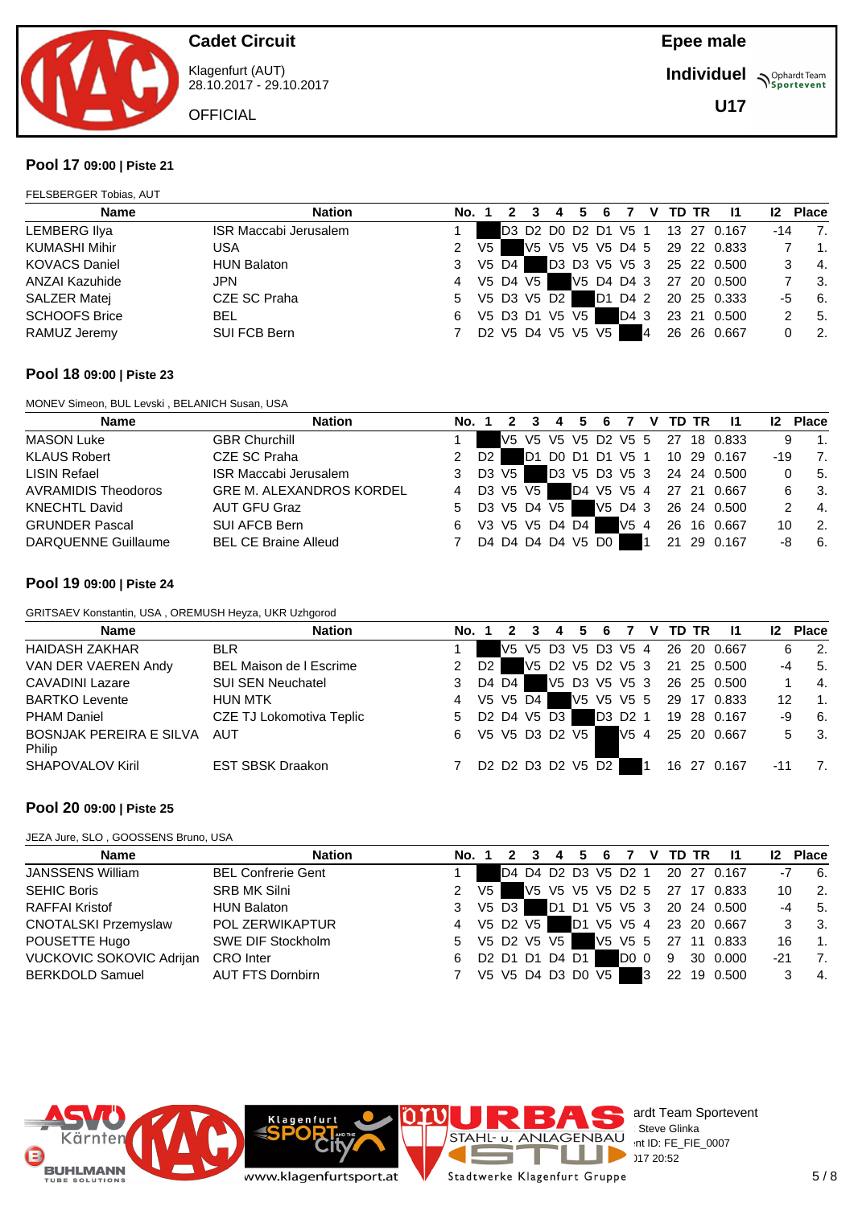# Cadet Circuit

Klagenfurt (AUT)
28.10.2017 - 29.10.2017

OFFICIAL

**Epee male**

**Individuel**

**U17**

## Pool 17 09:00 | Piste 21

FELSBERGER Tobias, AUT

| Name | Nation | No. | 1 | 2 | 3 | 4 | 5 | 6 | 7 | V | TD | TR | I1 | I2 | Place |
|---|---|---|---|---|---|---|---|---|---|---|---|---|---|---|---|
| LEMBERG Ilya | ISR Maccabi Jerusalem | 1 | | D3 | D2 | D0 | D2 | D1 | V5 | 1 | 13 | 27 | 0.167 | -14 | 7. |
| KUMASHI Mihir | USA | 2 | V5 | | V5 | V5 | V5 | V5 | D4 | 5 | 29 | 22 | 0.833 | 7 | 1. |
| KOVACS Daniel | HUN Balaton | 3 | V5 | D4 | | D3 | D3 | V5 | V5 | 3 | 25 | 22 | 0.500 | 3 | 4. |
| ANZAI Kazuhide | JPN | 4 | V5 | D4 | V5 | | V5 | D4 | D4 | 3 | 27 | 20 | 0.500 | 7 | 3. |
| SALZER Matej | CZE SC Praha | 5 | V5 | D3 | V5 | D2 | | D1 | D4 | 2 | 20 | 25 | 0.333 | -5 | 6. |
| SCHOOFS Brice | BEL | 6 | V5 | D3 | D1 | V5 | V5 | | D4 | 3 | 23 | 21 | 0.500 | 2 | 5. |
| RAMUZ Jeremy | SUI FCB Bern | 7 | D2 | V5 | D4 | V5 | V5 | V5 | | 4 | 26 | 26 | 0.667 | 0 | 2. |

## Pool 18 09:00 | Piste 23

MONEV Simeon, BUL Levski , BELANICH Susan, USA

| Name | Nation | No. | 1 | 2 | 3 | 4 | 5 | 6 | 7 | V | TD | TR | I1 | I2 | Place |
|---|---|---|---|---|---|---|---|---|---|---|---|---|---|---|---|
| MASON Luke | GBR Churchill | 1 | | V5 | V5 | V5 | V5 | D2 | V5 | 5 | 27 | 18 | 0.833 | 9 | 1. |
| KLAUS Robert | CZE SC Praha | 2 | D2 | | D1 | D0 | D1 | D1 | V5 | 1 | 10 | 29 | 0.167 | -19 | 7. |
| LISIN Refael | ISR Maccabi Jerusalem | 3 | D3 | V5 | | D3 | V5 | D3 | V5 | 3 | 24 | 24 | 0.500 | 0 | 5. |
| AVRAMIDIS Theodoros | GRE M. ALEXANDROS KORDEL | 4 | D3 | V5 | V5 | | D4 | V5 | V5 | 4 | 27 | 21 | 0.667 | 6 | 3. |
| KNECHTL David | AUT GFU Graz | 5 | D3 | V5 | D4 | V5 | | V5 | D4 | 3 | 26 | 24 | 0.500 | 2 | 4. |
| GRUNDER Pascal | SUI AFCB Bern | 6 | V3 | V5 | V5 | D4 | D4 | | V5 | 4 | 26 | 16 | 0.667 | 10 | 2. |
| DARQUENNE Guillaume | BEL CE Braine Alleud | 7 | D4 | D4 | D4 | D4 | V5 | D0 | | 1 | 21 | 29 | 0.167 | -8 | 6. |

## Pool 19 09:00 | Piste 24

GRITSAEV Konstantin, USA , OREMUSH Heyza, UKR Uzhgorod

| Name | Nation | No. | 1 | 2 | 3 | 4 | 5 | 6 | 7 | V | TD | TR | I1 | I2 | Place |
|---|---|---|---|---|---|---|---|---|---|---|---|---|---|---|---|
| HAIDASH ZAKHAR | BLR | 1 | | V5 | V5 | D3 | V5 | D3 | V5 | 4 | 26 | 20 | 0.667 | 6 | 2. |
| VAN DER VAEREN Andy | BEL Maison de l Escrime | 2 | D2 | | V5 | D2 | V5 | D2 | V5 | 3 | 21 | 25 | 0.500 | -4 | 5. |
| CAVADINI Lazare | SUI SEN Neuchatel | 3 | D4 | D4 | | V5 | D3 | V5 | V5 | 3 | 26 | 25 | 0.500 | 1 | 4. |
| BARTKO Levente | HUN MTK | 4 | V5 | V5 | D4 | | V5 | V5 | V5 | 5 | 29 | 17 | 0.833 | 12 | 1. |
| PHAM Daniel | CZE TJ Lokomotiva Teplic | 5 | D2 | D4 | V5 | D3 | | D3 | D2 | 1 | 19 | 28 | 0.167 | -9 | 6. |
| BOSNJAK PEREIRA E SILVA Philip | AUT | 6 | V5 | V5 | D3 | D2 | V5 | | V5 | 4 | 25 | 20 | 0.667 | 5 | 3. |
| SHAPOVALOV Kiril | EST SBSK Draakon | 7 | D2 | D2 | D3 | D2 | V5 | D2 | | 1 | 16 | 27 | 0.167 | -11 | 7. |

## Pool 20 09:00 | Piste 25

JEZA Jure, SLO , GOOSSENS Bruno, USA

| Name | Nation | No. | 1 | 2 | 3 | 4 | 5 | 6 | 7 | V | TD | TR | I1 | I2 | Place |
|---|---|---|---|---|---|---|---|---|---|---|---|---|---|---|---|
| JANSSENS William | BEL Confrerie Gent | 1 | | D4 | D4 | D2 | D3 | V5 | D2 | 1 | 20 | 27 | 0.167 | -7 | 6. |
| SEHIC Boris | SRB MK Silni | 2 | V5 | | V5 | V5 | V5 | V5 | D2 | 5 | 27 | 17 | 0.833 | 10 | 2. |
| RAFFAI Kristof | HUN Balaton | 3 | V5 | D3 | | D1 | D1 | V5 | V5 | 3 | 20 | 24 | 0.500 | -4 | 5. |
| CNOTALSKI Przemyslaw | POL ZERWIKAPTUR | 4 | V5 | D2 | V5 | | D1 | V5 | V5 | 4 | 23 | 20 | 0.667 | 3 | 3. |
| POUSETTE Hugo | SWE DIF Stockholm | 5 | V5 | D2 | V5 | V5 | | V5 | V5 | 5 | 27 | 11 | 0.833 | 16 | 1. |
| VUCKOVIC SOKOVIC Adrijan | CRO Inter | 6 | D2 | D1 | D1 | D4 | D1 | | D0 | 0 | 9 | 30 | 0.000 | -21 | 7. |
| BERKDOLD Samuel | AUT FTS Dornbirn | 7 | V5 | V5 | D4 | D3 | D0 | V5 | | 3 | 22 | 19 | 0.500 | 3 | 4. |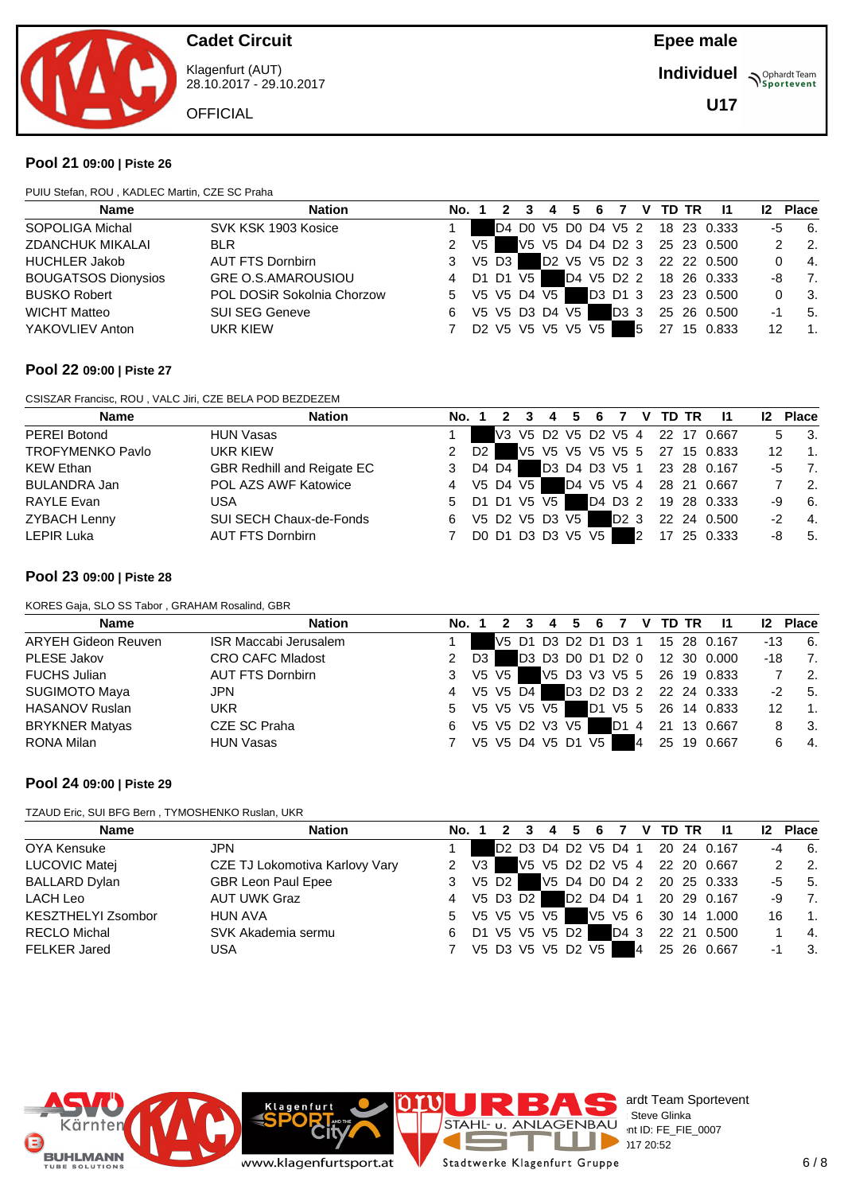Cadet Circuit

Klagenfurt (AUT)
28.10.2017 - 29.10.2017

OFFICIAL

Epee male

Individuel

U17

## Pool 21 09:00 | Piste 26

PUIU Stefan, ROU , KADLEC Martin, CZE SC Praha

| Name | Nation | No. | 1 | 2 | 3 | 4 | 5 | 6 | 7 | V | TD | TR | I1 | I2 | Place |
|---|---|---|---|---|---|---|---|---|---|---|---|---|---|---|---|
| SOPOLIGA Michal | SVK KSK 1903 Kosice | 1 | | D4 | D0 | V5 | D0 | D4 | V5 | 2 | 18 | 23 | 0.333 | -5 | 6. |
| ZDANCHUK MIKALAI | BLR | 2 | V5 | | V5 | V5 | D4 | D4 | D2 | 3 | 25 | 23 | 0.500 | 2 | 2. |
| HUCHLER Jakob | AUT FTS Dornbirn | 3 | V5 | D3 | | D2 | V5 | V5 | D2 | 3 | 22 | 22 | 0.500 | 0 | 4. |
| BOUGATSOS Dionysios | GRE O.S.AMAROUSIOU | 4 | D1 | D1 | V5 | | D4 | V5 | D2 | 2 | 18 | 26 | 0.333 | -8 | 7. |
| BUSKO Robert | POL DOSiR Sokolnia Chorzow | 5 | V5 | V5 | D4 | V5 | | D3 | D1 | 3 | 23 | 23 | 0.500 | 0 | 3. |
| WICHT Matteo | SUI SEG Geneve | 6 | V5 | V5 | D3 | D4 | V5 | | D3 | 3 | 25 | 26 | 0.500 | -1 | 5. |
| YAKOVLIEV Anton | UKR KIEW | 7 | D2 | V5 | V5 | V5 | V5 | V5 | | 5 | 27 | 15 | 0.833 | 12 | 1. |

## Pool 22 09:00 | Piste 27

CSISZAR Francisc, ROU , VALC Jiri, CZE BELA POD BEZDEZEM

| Name | Nation | No. | 1 | 2 | 3 | 4 | 5 | 6 | 7 | V | TD | TR | I1 | I2 | Place |
|---|---|---|---|---|---|---|---|---|---|---|---|---|---|---|---|
| PEREI Botond | HUN Vasas | 1 | | V3 | V5 | D2 | V5 | D2 | V5 | 4 | 22 | 17 | 0.667 | 5 | 3. |
| TROFYMENKO Pavlo | UKR KIEW | 2 | D2 | | V5 | V5 | V5 | V5 | V5 | 5 | 27 | 15 | 0.833 | 12 | 1. |
| KEW Ethan | GBR Redhill and Reigate EC | 3 | D4 | D4 | | D3 | D4 | D3 | V5 | 1 | 23 | 28 | 0.167 | -5 | 7. |
| BULANDRA Jan | POL AZS AWF Katowice | 4 | V5 | D4 | V5 | | D4 | V5 | V5 | 4 | 28 | 21 | 0.667 | 7 | 2. |
| RAYLE Evan | USA | 5 | D1 | D1 | V5 | V5 | | D4 | D3 | 2 | 19 | 28 | 0.333 | -9 | 6. |
| ZYBACH Lenny | SUI SECH Chaux-de-Fonds | 6 | V5 | D2 | V5 | D3 | V5 | | D2 | 3 | 22 | 24 | 0.500 | -2 | 4. |
| LEPIR Luka | AUT FTS Dornbirn | 7 | D0 | D1 | D3 | D3 | V5 | V5 | | 2 | 17 | 25 | 0.333 | -8 | 5. |

## Pool 23 09:00 | Piste 28

KORES Gaja, SLO SS Tabor , GRAHAM Rosalind, GBR

| Name | Nation | No. | 1 | 2 | 3 | 4 | 5 | 6 | 7 | V | TD | TR | I1 | I2 | Place |
|---|---|---|---|---|---|---|---|---|---|---|---|---|---|---|---|
| ARYEH Gideon Reuven | ISR Maccabi Jerusalem | 1 | | V5 | D1 | D3 | D2 | D1 | D3 | 1 | 15 | 28 | 0.167 | -13 | 6. |
| PLESE Jakov | CRO CAFC Mladost | 2 | D3 | | D3 | D3 | D0 | D1 | D2 | 0 | 12 | 30 | 0.000 | -18 | 7. |
| FUCHS Julian | AUT FTS Dornbirn | 3 | V5 | V5 | | V5 | D3 | V3 | V5 | 5 | 26 | 19 | 0.833 | 7 | 2. |
| SUGIMOTO Maya | JPN | 4 | V5 | V5 | D4 | | D3 | D2 | D3 | 2 | 22 | 24 | 0.333 | -2 | 5. |
| HASANOV Ruslan | UKR | 5 | V5 | V5 | V5 | V5 | | D1 | V5 | 5 | 26 | 14 | 0.833 | 12 | 1. |
| BRYKNER Matyas | CZE SC Praha | 6 | V5 | V5 | D2 | V3 | V5 | | D1 | 4 | 21 | 13 | 0.667 | 8 | 3. |
| RONA Milan | HUN Vasas | 7 | V5 | V5 | D4 | V5 | D1 | V5 | | 4 | 25 | 19 | 0.667 | 6 | 4. |

## Pool 24 09:00 | Piste 29

TZAUD Eric, SUI BFG Bern , TYMOSHENKO Ruslan, UKR

| Name | Nation | No. | 1 | 2 | 3 | 4 | 5 | 6 | 7 | V | TD | TR | I1 | I2 | Place |
|---|---|---|---|---|---|---|---|---|---|---|---|---|---|---|---|
| OYA Kensuke | JPN | 1 | | D2 | D3 | D4 | D2 | V5 | D4 | 1 | 20 | 24 | 0.167 | -4 | 6. |
| LUCOVIC Matej | CZE TJ Lokomotiva Karlovy Vary | 2 | V3 | | V5 | V5 | D2 | D2 | V5 | 4 | 22 | 20 | 0.667 | 2 | 2. |
| BALLARD Dylan | GBR Leon Paul Epee | 3 | V5 | D2 | | V5 | D4 | D0 | D4 | 2 | 20 | 25 | 0.333 | -5 | 5. |
| LACH Leo | AUT UWK Graz | 4 | V5 | D3 | D2 | | D2 | D4 | D4 | 1 | 20 | 29 | 0.167 | -9 | 7. |
| KESZTHELYI Zsombor | HUN AVA | 5 | V5 | V5 | V5 | V5 | | V5 | V5 | 6 | 30 | 14 | 1.000 | 16 | 1. |
| RECLO Michal | SVK Akademia sermu | 6 | D1 | V5 | V5 | V5 | D2 | | D4 | 3 | 22 | 21 | 0.500 | 1 | 4. |
| FELKER Jared | USA | 7 | V5 | D3 | V5 | V5 | D2 | V5 | | 4 | 25 | 26 | 0.667 | -1 | 3. |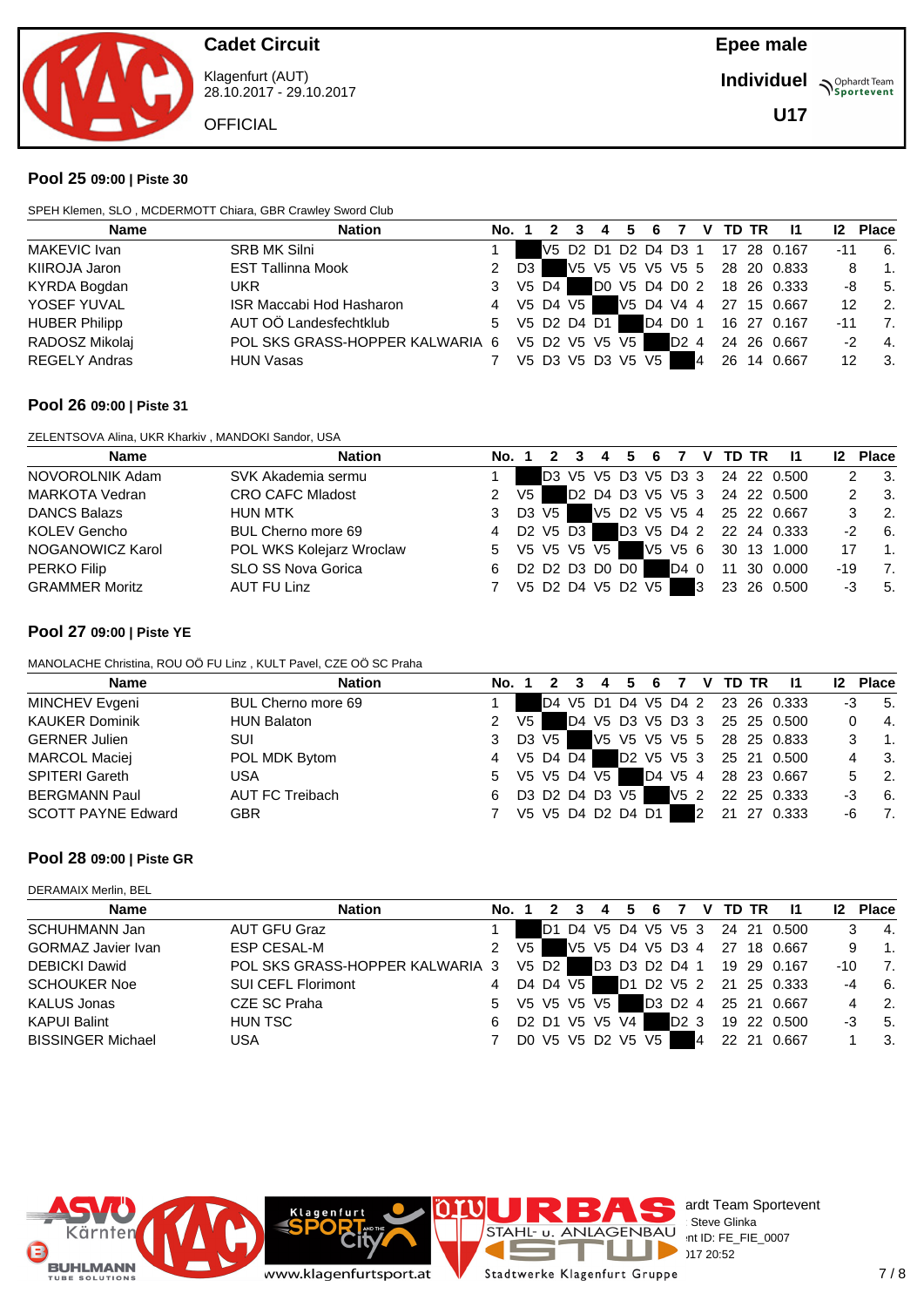# Cadet Circuit

Klagenfurt (AUT)
28.10.2017 - 29.10.2017

OFFICIAL

**Epee male**

**Individuel**

**U17**

## Pool 25 09:00 | Piste 30

SPEH Klemen, SLO , MCDERMOTT Chiara, GBR Crawley Sword Club

| Name | Nation | No. | 1 | 2 | 3 | 4 | 5 | 6 | 7 | V | TD | TR | I1 | I2 | Place |
|---|---|---|---|---|---|---|---|---|---|---|---|---|---|---|---|
| MAKEVIC Ivan | SRB MK Silni | 1 | | V5 | D2 | D1 | D2 | D4 | D3 | 1 | 17 | 28 | 0.167 | -11 | 6. |
| KIIROJA Jaron | EST Tallinna Mook | 2 | D3 | | V5 | V5 | V5 | V5 | V5 | 5 | 28 | 20 | 0.833 | 8 | 1. |
| KYRDA Bogdan | UKR | 3 | V5 | D4 | | D0 | V5 | D4 | D0 | 2 | 18 | 26 | 0.333 | -8 | 5. |
| YOSEF YUVAL | ISR Maccabi Hod Hasharon | 4 | V5 | D4 | V5 | | V5 | D4 | V4 | 4 | 27 | 15 | 0.667 | 12 | 2. |
| HUBER Philipp | AUT OÖ Landesfechtklub | 5 | V5 | D2 | D4 | D1 | | D4 | D0 | 1 | 16 | 27 | 0.167 | -11 | 7. |
| RADOSZ Mikolaj | POL SKS GRASS-HOPPER KALWARIA | 6 | V5 | D2 | V5 | V5 | V5 | | D2 | 4 | 24 | 26 | 0.667 | -2 | 4. |
| REGELY Andras | HUN Vasas | 7 | V5 | D3 | V5 | D3 | V5 | V5 | | 4 | 26 | 14 | 0.667 | 12 | 3. |

## Pool 26 09:00 | Piste 31

ZELENTSOVA Alina, UKR Kharkiv , MANDOKI Sandor, USA

| Name | Nation | No. | 1 | 2 | 3 | 4 | 5 | 6 | 7 | V | TD | TR | I1 | I2 | Place |
|---|---|---|---|---|---|---|---|---|---|---|---|---|---|---|---|
| NOVOROLNIK Adam | SVK Akademia sermu | 1 | | D3 | V5 | V5 | D3 | V5 | D3 | 3 | 24 | 22 | 0.500 | 2 | 3. |
| MARKOTA Vedran | CRO CAFC Mladost | 2 | V5 | | D2 | D4 | D3 | V5 | V5 | 3 | 24 | 22 | 0.500 | 2 | 3. |
| DANCS Balazs | HUN MTK | 3 | D3 | V5 | | V5 | D2 | V5 | V5 | 4 | 25 | 22 | 0.667 | 3 | 2. |
| KOLEV Gencho | BUL Cherno more 69 | 4 | D2 | V5 | D3 | | D3 | V5 | D4 | 2 | 22 | 24 | 0.333 | -2 | 6. |
| NOGANOWICZ Karol | POL WKS Kolejarz Wroclaw | 5 | V5 | V5 | V5 | V5 | | V5 | V5 | 6 | 30 | 13 | 1.000 | 17 | 1. |
| PERKO Filip | SLO SS Nova Gorica | 6 | D2 | D2 | D3 | D0 | D0 | | D4 | 0 | 11 | 30 | 0.000 | -19 | 7. |
| GRAMMER Moritz | AUT FU Linz | 7 | V5 | D2 | D4 | V5 | D2 | V5 | | 3 | 23 | 26 | 0.500 | -3 | 5. |

## Pool 27 09:00 | Piste YE

MANOLACHE Christina, ROU OÖ FU Linz , KULT Pavel, CZE OÖ SC Praha

| Name | Nation | No. | 1 | 2 | 3 | 4 | 5 | 6 | 7 | V | TD | TR | I1 | I2 | Place |
|---|---|---|---|---|---|---|---|---|---|---|---|---|---|---|---|
| MINCHEV Evgeni | BUL Cherno more 69 | 1 | | D4 | V5 | D1 | D4 | V5 | D4 | 2 | 23 | 26 | 0.333 | -3 | 5. |
| KAUKER Dominik | HUN Balaton | 2 | V5 | | D4 | V5 | D3 | V5 | D3 | 3 | 25 | 25 | 0.500 | 0 | 4. |
| GERNER Julien | SUI | 3 | D3 | V5 | | V5 | V5 | V5 | V5 | 5 | 28 | 25 | 0.833 | 3 | 1. |
| MARCOL Maciej | POL MDK Bytom | 4 | V5 | D4 | D4 | | D2 | V5 | V5 | 3 | 25 | 21 | 0.500 | 4 | 3. |
| SPITERI Gareth | USA | 5 | V5 | V5 | D4 | V5 | | D4 | V5 | 4 | 28 | 23 | 0.667 | 5 | 2. |
| BERGMANN Paul | AUT FC Treibach | 6 | D3 | D2 | D4 | D3 | V5 | | V5 | 2 | 22 | 25 | 0.333 | -3 | 6. |
| SCOTT PAYNE Edward | GBR | 7 | V5 | V5 | D4 | D2 | D4 | D1 | | 2 | 21 | 27 | 0.333 | -6 | 7. |

## Pool 28 09:00 | Piste GR

DERAMAIX Merlin, BEL

| Name | Nation | No. | 1 | 2 | 3 | 4 | 5 | 6 | 7 | V | TD | TR | I1 | I2 | Place |
|---|---|---|---|---|---|---|---|---|---|---|---|---|---|---|---|
| SCHUHMANN Jan | AUT GFU Graz | 1 | | D1 | D4 | V5 | D4 | V5 | V5 | 3 | 24 | 21 | 0.500 | 3 | 4. |
| GORMAZ Javier Ivan | ESP CESAL-M | 2 | V5 | | V5 | V5 | D4 | V5 | D3 | 4 | 27 | 18 | 0.667 | 9 | 1. |
| DEBICKI Dawid | POL SKS GRASS-HOPPER KALWARIA | 3 | V5 | D2 | | D3 | D3 | D2 | D4 | 1 | 19 | 29 | 0.167 | -10 | 7. |
| SCHOUKER Noe | SUI CEFL Florimont | 4 | D4 | D4 | V5 | | D1 | D2 | V5 | 2 | 21 | 25 | 0.333 | -4 | 6. |
| KALUS Jonas | CZE SC Praha | 5 | V5 | V5 | V5 | V5 | | D3 | D2 | 4 | 25 | 21 | 0.667 | 4 | 2. |
| KAPUI Balint | HUN TSC | 6 | D2 | D1 | V5 | V5 | V4 | | D2 | 3 | 19 | 22 | 0.500 | -3 | 5. |
| BISSINGER Michael | USA | 7 | D0 | V5 | V5 | D2 | V5 | V5 | | 4 | 22 | 21 | 0.667 | 1 | 3. |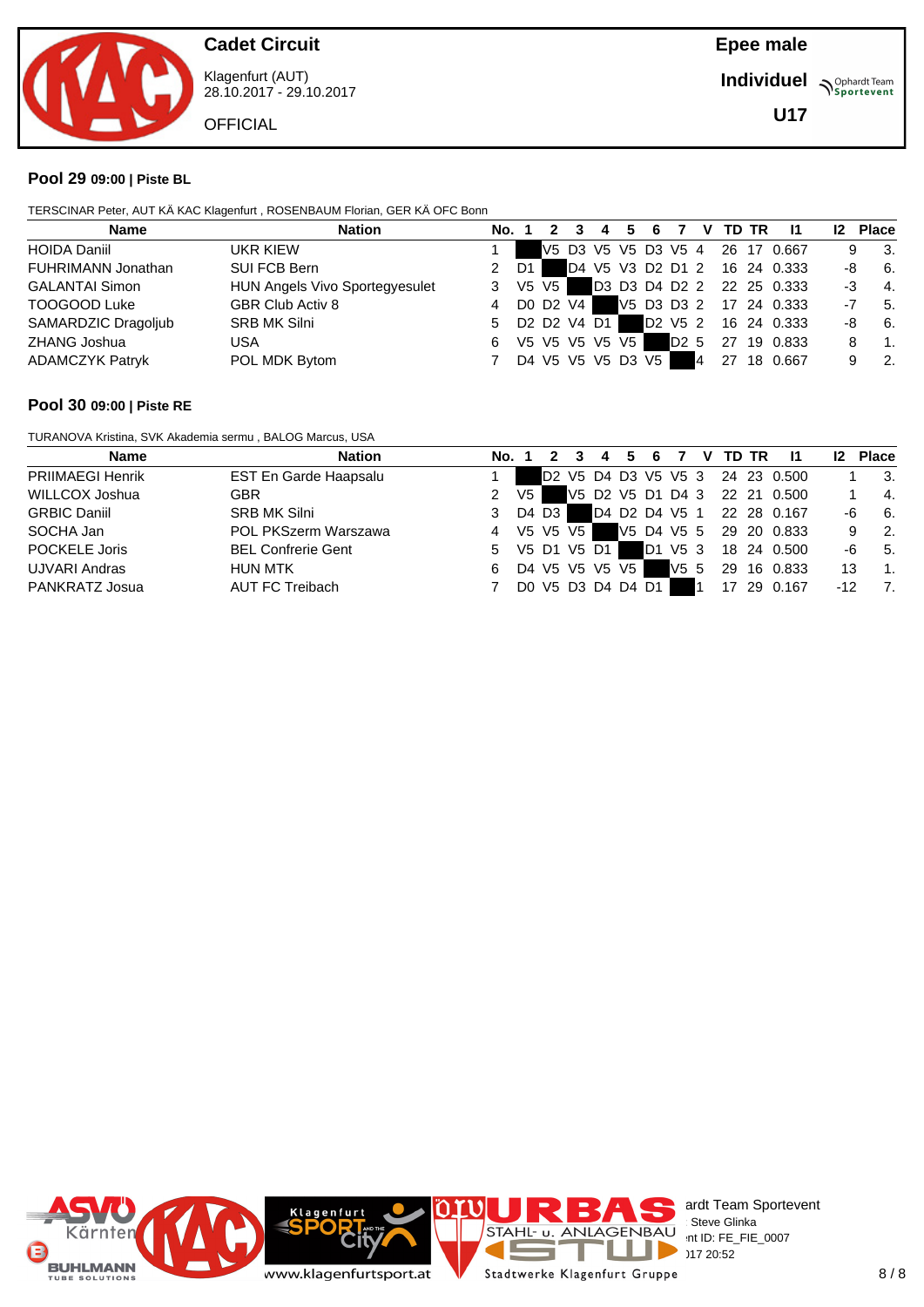**Cadet Circuit**

Klagenfurt (AUT)
28.10.2017 - 29.10.2017

OFFICIAL

**Epee male**

**Individuel**

**U17**

## Pool 29 09:00 | Piste BL

TERSCINAR Peter, AUT KÄ KAC Klagenfurt , ROSENBAUM Florian, GER KÄ OFC Bonn

| Name | Nation | No. | 1 | 2 | 3 | 4 | 5 | 6 | 7 | V | TD | TR | I1 | I2 | Place |
|---|---|---|---|---|---|---|---|---|---|---|---|---|---|---|---|
| HOIDA Daniil | UKR KIEW | 1 | | V5 | D3 | V5 | V5 | D3 | V5 | 4 | 26 | 17 | 0.667 | 9 | 3. |
| FUHRIMANN Jonathan | SUI FCB Bern | 2 | D1 | | D4 | V5 | V3 | D2 | D1 | 2 | 16 | 24 | 0.333 | -8 | 6. |
| GALANTAI Simon | HUN Angels Vivo Sportegyesulet | 3 | V5 | V5 | | D3 | D3 | D4 | D2 | 2 | 22 | 25 | 0.333 | -3 | 4. |
| TOOGOOD Luke | GBR Club Activ 8 | 4 | D0 | D2 | V4 | | V5 | D3 | D3 | 2 | 17 | 24 | 0.333 | -7 | 5. |
| SAMARDZIC Dragoljub | SRB MK Silni | 5 | D2 | D2 | V4 | D1 | | D2 | V5 | 2 | 16 | 24 | 0.333 | -8 | 6. |
| ZHANG Joshua | USA | 6 | V5 | V5 | V5 | V5 | V5 | | D2 | 5 | 27 | 19 | 0.833 | 8 | 1. |
| ADAMCZYK Patryk | POL MDK Bytom | 7 | D4 | V5 | V5 | V5 | D3 | V5 | | 4 | 27 | 18 | 0.667 | 9 | 2. |

## Pool 30 09:00 | Piste RE

TURANOVA Kristina, SVK Akademia sermu , BALOG Marcus, USA

| Name | Nation | No. | 1 | 2 | 3 | 4 | 5 | 6 | 7 | V | TD | TR | I1 | I2 | Place |
|---|---|---|---|---|---|---|---|---|---|---|---|---|---|---|---|
| PRIIMAEGI Henrik | EST En Garde Haapsalu | 1 | | D2 | V5 | D4 | D3 | V5 | V5 | 3 | 24 | 23 | 0.500 | 1 | 3. |
| WILLCOX Joshua | GBR | 2 | V5 | | V5 | D2 | V5 | D1 | D4 | 3 | 22 | 21 | 0.500 | 1 | 4. |
| GRBIC Daniil | SRB MK Silni | 3 | D4 | D3 | | D4 | D2 | D4 | V5 | 1 | 22 | 28 | 0.167 | -6 | 6. |
| SOCHA Jan | POL PKSzerm Warszawa | 4 | V5 | V5 | V5 | | V5 | D4 | V5 | 5 | 29 | 20 | 0.833 | 9 | 2. |
| POCKELE Joris | BEL Confrerie Gent | 5 | V5 | D1 | V5 | D1 | | D1 | V5 | 3 | 18 | 24 | 0.500 | -6 | 5. |
| UJVARI Andras | HUN MTK | 6 | D4 | V5 | V5 | V5 | V5 | | V5 | 5 | 29 | 16 | 0.833 | 13 | 1. |
| PANKRATZ Josua | AUT FC Treibach | 7 | D0 | V5 | D3 | D4 | D4 | D1 | | 1 | 17 | 29 | 0.167 | -12 | 7. |

ardt Team Sportevent
Steve Glinka
nt ID: FE_FIE_0007
)17 20:52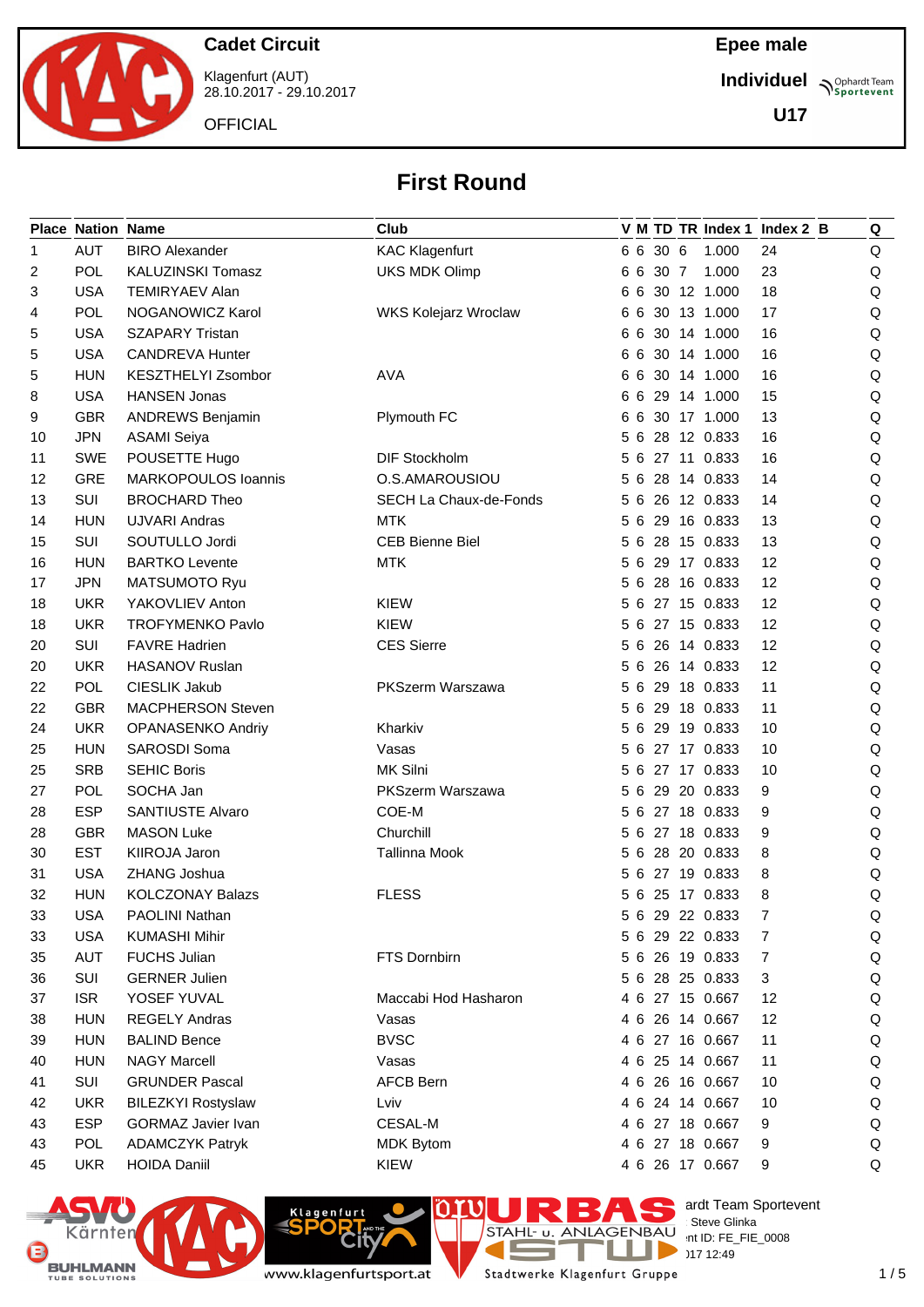Cadet Circuit

Klagenfurt (AUT)
28.10.2017 - 29.10.2017

OFFICIAL

Epee male

Individuel

U17

# First Round

| Place | Nation | Name | Club | V | M | TD | TR | Index 1 | Index 2 | B | Q |
|---|---|---|---|---|---|---|---|---|---|---|---|
| 1 | AUT | BIRO Alexander | KAC Klagenfurt | 6 | 6 | 30 | 6 | 1.000 | 24 | | Q |
| 2 | POL | KALUZINSKI Tomasz | UKS MDK Olimp | 6 | 6 | 30 | 7 | 1.000 | 23 | | Q |
| 3 | USA | TEMIRYAEV Alan | | 6 | 6 | 30 | 12 | 1.000 | 18 | | Q |
| 4 | POL | NOGANOWICZ Karol | WKS Kolejarz Wroclaw | 6 | 6 | 30 | 13 | 1.000 | 17 | | Q |
| 5 | USA | SZAPARY Tristan | | 6 | 6 | 30 | 14 | 1.000 | 16 | | Q |
| 5 | USA | CANDREVA Hunter | | 6 | 6 | 30 | 14 | 1.000 | 16 | | Q |
| 5 | HUN | KESZTHELYI Zsombor | AVA | 6 | 6 | 30 | 14 | 1.000 | 16 | | Q |
| 8 | USA | HANSEN Jonas | | 6 | 6 | 29 | 14 | 1.000 | 15 | | Q |
| 9 | GBR | ANDREWS Benjamin | Plymouth FC | 6 | 6 | 30 | 17 | 1.000 | 13 | | Q |
| 10 | JPN | ASAMI Seiya | | 5 | 6 | 28 | 12 | 0.833 | 16 | | Q |
| 11 | SWE | POUSETTE Hugo | DIF Stockholm | 5 | 6 | 27 | 11 | 0.833 | 16 | | Q |
| 12 | GRE | MARKOPOULOS Ioannis | O.S.AMAROUSIOU | 5 | 6 | 28 | 14 | 0.833 | 14 | | Q |
| 13 | SUI | BROCHARD Theo | SECH La Chaux-de-Fonds | 5 | 6 | 26 | 12 | 0.833 | 14 | | Q |
| 14 | HUN | UJVARI Andras | MTK | 5 | 6 | 29 | 16 | 0.833 | 13 | | Q |
| 15 | SUI | SOUTULLO Jordi | CEB Bienne Biel | 5 | 6 | 28 | 15 | 0.833 | 13 | | Q |
| 16 | HUN | BARTKO Levente | MTK | 5 | 6 | 29 | 17 | 0.833 | 12 | | Q |
| 17 | JPN | MATSUMOTO Ryu | | 5 | 6 | 28 | 16 | 0.833 | 12 | | Q |
| 18 | UKR | YAKOVLIEV Anton | KIEW | 5 | 6 | 27 | 15 | 0.833 | 12 | | Q |
| 18 | UKR | TROFYMENKO Pavlo | KIEW | 5 | 6 | 27 | 15 | 0.833 | 12 | | Q |
| 20 | SUI | FAVRE Hadrien | CES Sierre | 5 | 6 | 26 | 14 | 0.833 | 12 | | Q |
| 20 | UKR | HASANOV Ruslan | | 5 | 6 | 26 | 14 | 0.833 | 12 | | Q |
| 22 | POL | CIESLIK Jakub | PKSzerm Warszawa | 5 | 6 | 29 | 18 | 0.833 | 11 | | Q |
| 22 | GBR | MACPHERSON Steven | | 5 | 6 | 29 | 18 | 0.833 | 11 | | Q |
| 24 | UKR | OPANASENKO Andriy | Kharkiv | 5 | 6 | 29 | 19 | 0.833 | 10 | | Q |
| 25 | HUN | SAROSDI Soma | Vasas | 5 | 6 | 27 | 17 | 0.833 | 10 | | Q |
| 25 | SRB | SEHIC Boris | MK Silni | 5 | 6 | 27 | 17 | 0.833 | 10 | | Q |
| 27 | POL | SOCHA Jan | PKSzerm Warszawa | 5 | 6 | 29 | 20 | 0.833 | 9 | | Q |
| 28 | ESP | SANTIUSTE Alvaro | COE-M | 5 | 6 | 27 | 18 | 0.833 | 9 | | Q |
| 28 | GBR | MASON Luke | Churchill | 5 | 6 | 27 | 18 | 0.833 | 9 | | Q |
| 30 | EST | KIIROJA Jaron | Tallinna Mook | 5 | 6 | 28 | 20 | 0.833 | 8 | | Q |
| 31 | USA | ZHANG Joshua | | 5 | 6 | 27 | 19 | 0.833 | 8 | | Q |
| 32 | HUN | KOLCZONAY Balazs | FLESS | 5 | 6 | 25 | 17 | 0.833 | 8 | | Q |
| 33 | USA | PAOLINI Nathan | | 5 | 6 | 29 | 22 | 0.833 | 7 | | Q |
| 33 | USA | KUMASHI Mihir | | 5 | 6 | 29 | 22 | 0.833 | 7 | | Q |
| 35 | AUT | FUCHS Julian | FTS Dornbirn | 5 | 6 | 26 | 19 | 0.833 | 7 | | Q |
| 36 | SUI | GERNER Julien | | 5 | 6 | 28 | 25 | 0.833 | 3 | | Q |
| 37 | ISR | YOSEF YUVAL | Maccabi Hod Hasharon | 4 | 6 | 27 | 15 | 0.667 | 12 | | Q |
| 38 | HUN | REGELY Andras | Vasas | 4 | 6 | 26 | 14 | 0.667 | 12 | | Q |
| 39 | HUN | BALIND Bence | BVSC | 4 | 6 | 27 | 16 | 0.667 | 11 | | Q |
| 40 | HUN | NAGY Marcell | Vasas | 4 | 6 | 25 | 14 | 0.667 | 11 | | Q |
| 41 | SUI | GRUNDER Pascal | AFCB Bern | 4 | 6 | 26 | 16 | 0.667 | 10 | | Q |
| 42 | UKR | BILEZKYI Rostyslaw | Lviv | 4 | 6 | 24 | 14 | 0.667 | 10 | | Q |
| 43 | ESP | GORMAZ Javier Ivan | CESAL-M | 4 | 6 | 27 | 18 | 0.667 | 9 | | Q |
| 43 | POL | ADAMCZYK Patryk | MDK Bytom | 4 | 6 | 27 | 18 | 0.667 | 9 | | Q |
| 45 | UKR | HOIDA Daniil | KIEW | 4 | 6 | 26 | 17 | 0.667 | 9 | | Q |

ardt Team Sportevent
Steve Glinka
nt ID: FE_FIE_0008
)17 12:49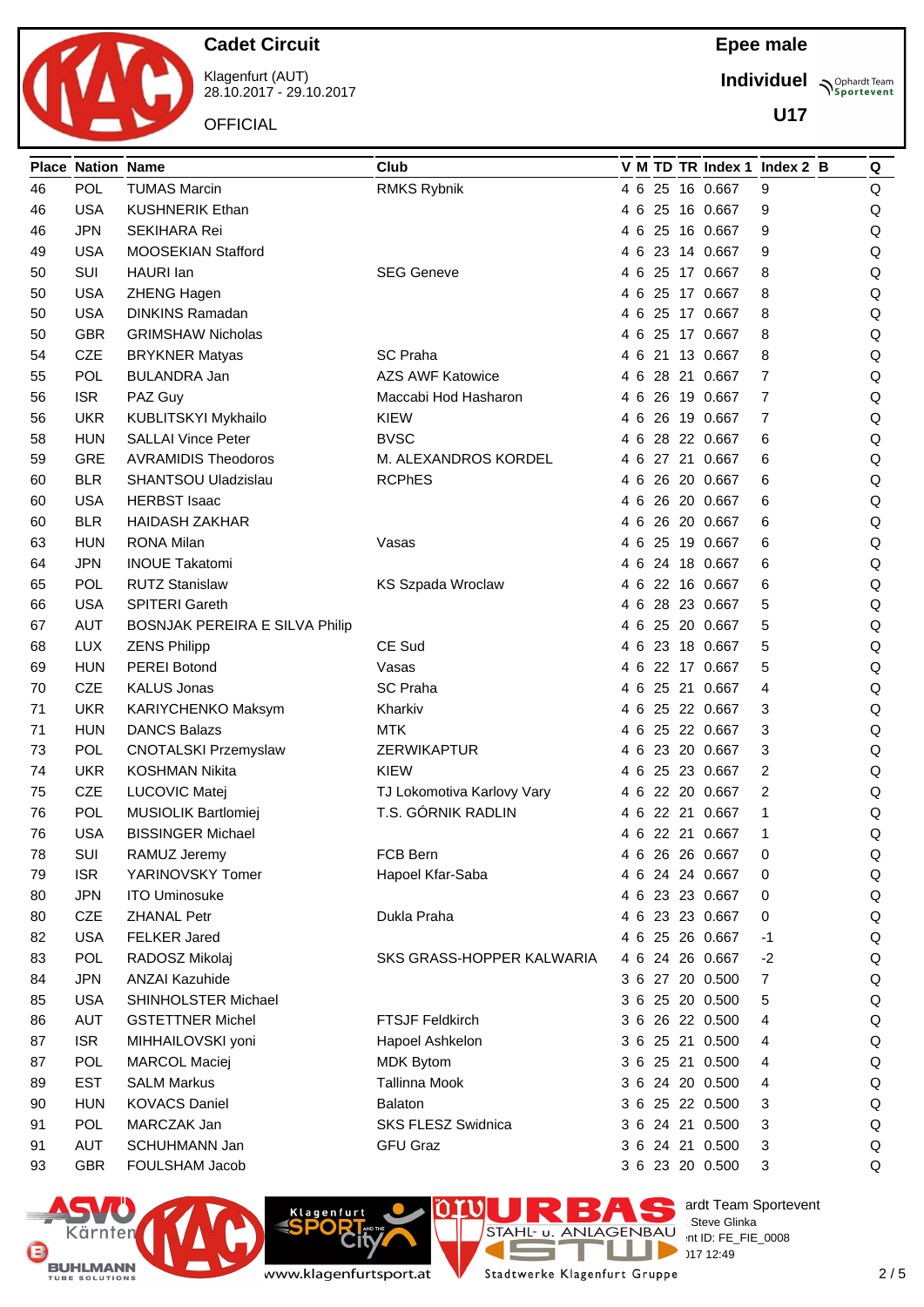# Cadet Circuit

Klagenfurt (AUT)
28.10.2017 - 29.10.2017

OFFICIAL

**Epee male**

**Individuel**

**U17**

| Place | Nation | Name | Club | V | M | TD | TR | Index 1 | Index 2 | B | Q |
|---|---|---|---|---|---|---|---|---|---|---|---|
| 46 | POL | TUMAS Marcin | RMKS Rybnik | 4 | 6 | 25 | 16 | 0.667 | 9 | | Q |
| 46 | USA | KUSHNERIK Ethan | | 4 | 6 | 25 | 16 | 0.667 | 9 | | Q |
| 46 | JPN | SEKIHARA Rei | | 4 | 6 | 25 | 16 | 0.667 | 9 | | Q |
| 49 | USA | MOOSEKIAN Stafford | | 4 | 6 | 23 | 14 | 0.667 | 9 | | Q |
| 50 | SUI | HAURI Ian | SEG Geneve | 4 | 6 | 25 | 17 | 0.667 | 8 | | Q |
| 50 | USA | ZHENG Hagen | | 4 | 6 | 25 | 17 | 0.667 | 8 | | Q |
| 50 | USA | DINKINS Ramadan | | 4 | 6 | 25 | 17 | 0.667 | 8 | | Q |
| 50 | GBR | GRIMSHAW Nicholas | | 4 | 6 | 25 | 17 | 0.667 | 8 | | Q |
| 54 | CZE | BRYKNER Matyas | SC Praha | 4 | 6 | 21 | 13 | 0.667 | 8 | | Q |
| 55 | POL | BULANDRA Jan | AZS AWF Katowice | 4 | 6 | 28 | 21 | 0.667 | 7 | | Q |
| 56 | ISR | PAZ Guy | Maccabi Hod Hasharon | 4 | 6 | 26 | 19 | 0.667 | 7 | | Q |
| 56 | UKR | KUBLITSKYI Mykhailo | KIEW | 4 | 6 | 26 | 19 | 0.667 | 7 | | Q |
| 58 | HUN | SALLAI Vince Peter | BVSC | 4 | 6 | 28 | 22 | 0.667 | 6 | | Q |
| 59 | GRE | AVRAMIDIS Theodoros | M. ALEXANDROS KORDEL | 4 | 6 | 27 | 21 | 0.667 | 6 | | Q |
| 60 | BLR | SHANTSOU Uladzislau | RCPhES | 4 | 6 | 26 | 20 | 0.667 | 6 | | Q |
| 60 | USA | HERBST Isaac | | 4 | 6 | 26 | 20 | 0.667 | 6 | | Q |
| 60 | BLR | HAIDASH ZAKHAR | | 4 | 6 | 26 | 20 | 0.667 | 6 | | Q |
| 63 | HUN | RONA Milan | Vasas | 4 | 6 | 25 | 19 | 0.667 | 6 | | Q |
| 64 | JPN | INOUE Takatomi | | 4 | 6 | 24 | 18 | 0.667 | 6 | | Q |
| 65 | POL | RUTZ Stanislaw | KS Szpada Wroclaw | 4 | 6 | 22 | 16 | 0.667 | 6 | | Q |
| 66 | USA | SPITERI Gareth | | 4 | 6 | 28 | 23 | 0.667 | 5 | | Q |
| 67 | AUT | BOSNJAK PEREIRA E SILVA Philip | | 4 | 6 | 25 | 20 | 0.667 | 5 | | Q |
| 68 | LUX | ZENS Philipp | CE Sud | 4 | 6 | 23 | 18 | 0.667 | 5 | | Q |
| 69 | HUN | PEREI Botond | Vasas | 4 | 6 | 22 | 17 | 0.667 | 5 | | Q |
| 70 | CZE | KALUS Jonas | SC Praha | 4 | 6 | 25 | 21 | 0.667 | 4 | | Q |
| 71 | UKR | KARIYCHENKO Maksym | Kharkiv | 4 | 6 | 25 | 22 | 0.667 | 3 | | Q |
| 71 | HUN | DANCS Balazs | MTK | 4 | 6 | 25 | 22 | 0.667 | 3 | | Q |
| 73 | POL | CNOTALSKI Przemyslaw | ZERWIKAPTUR | 4 | 6 | 23 | 20 | 0.667 | 3 | | Q |
| 74 | UKR | KOSHMAN Nikita | KIEW | 4 | 6 | 25 | 23 | 0.667 | 2 | | Q |
| 75 | CZE | LUCOVIC Matej | TJ Lokomotiva Karlovy Vary | 4 | 6 | 22 | 20 | 0.667 | 2 | | Q |
| 76 | POL | MUSIOLIK Bartlomiej | T.S. GÓRNIK RADLIN | 4 | 6 | 22 | 21 | 0.667 | 1 | | Q |
| 76 | USA | BISSINGER Michael | | 4 | 6 | 22 | 21 | 0.667 | 1 | | Q |
| 78 | SUI | RAMUZ Jeremy | FCB Bern | 4 | 6 | 26 | 26 | 0.667 | 0 | | Q |
| 79 | ISR | YARINOVSKY Tomer | Hapoel Kfar-Saba | 4 | 6 | 24 | 24 | 0.667 | 0 | | Q |
| 80 | JPN | ITO Uminosuke | | 4 | 6 | 23 | 23 | 0.667 | 0 | | Q |
| 80 | CZE | ZHANAL Petr | Dukla Praha | 4 | 6 | 23 | 23 | 0.667 | 0 | | Q |
| 82 | USA | FELKER Jared | | 4 | 6 | 25 | 26 | 0.667 | -1 | | Q |
| 83 | POL | RADOSZ Mikolaj | SKS GRASS-HOPPER KALWARIA | 4 | 6 | 24 | 26 | 0.667 | -2 | | Q |
| 84 | JPN | ANZAI Kazuhide | | 3 | 6 | 27 | 20 | 0.500 | 7 | | Q |
| 85 | USA | SHINHOLSTER Michael | | 3 | 6 | 25 | 20 | 0.500 | 5 | | Q |
| 86 | AUT | GSTETTNER Michel | FTSJF Feldkirch | 3 | 6 | 26 | 22 | 0.500 | 4 | | Q |
| 87 | ISR | MIHHAILOVSKI yoni | Hapoel Ashkelon | 3 | 6 | 25 | 21 | 0.500 | 4 | | Q |
| 87 | POL | MARCOL Maciej | MDK Bytom | 3 | 6 | 25 | 21 | 0.500 | 4 | | Q |
| 89 | EST | SALM Markus | Tallinna Mook | 3 | 6 | 24 | 20 | 0.500 | 4 | | Q |
| 90 | HUN | KOVACS Daniel | Balaton | 3 | 6 | 25 | 22 | 0.500 | 3 | | Q |
| 91 | POL | MARCZAK Jan | SKS FLESZ Swidnica | 3 | 6 | 24 | 21 | 0.500 | 3 | | Q |
| 91 | AUT | SCHUHMANN Jan | GFU Graz | 3 | 6 | 24 | 21 | 0.500 | 3 | | Q |
| 93 | GBR | FOULSHAM Jacob | | 3 | 6 | 23 | 20 | 0.500 | 3 | | Q |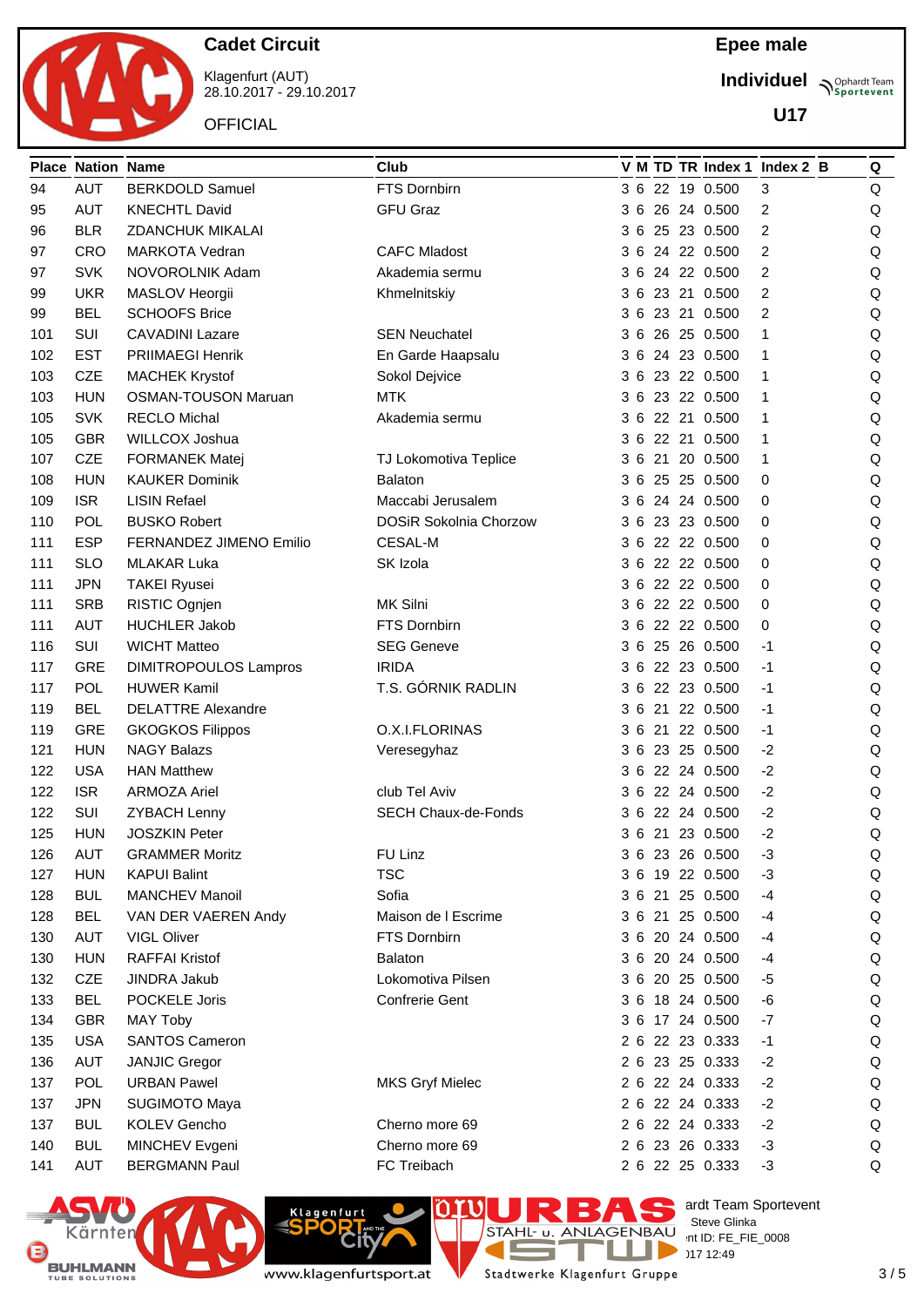# Cadet Circuit

Klagenfurt (AUT)
28.10.2017 - 29.10.2017

OFFICIAL

**Epee male**

**Individuel**

**U17**

| Place | Nation | Name | Club | V | M | TD | TR | Index 1 | Index 2 | B | Q |
|---|---|---|---|---|---|---|---|---|---|---|---|
| 94 | AUT | BERKDOLD Samuel | FTS Dornbirn | 3 | 6 | 22 | 19 | 0.500 | 3 | | Q |
| 95 | AUT | KNECHTL David | GFU Graz | 3 | 6 | 26 | 24 | 0.500 | 2 | | Q |
| 96 | BLR | ZDANCHUK MIKALAI | | 3 | 6 | 25 | 23 | 0.500 | 2 | | Q |
| 97 | CRO | MARKOTA Vedran | CAFC Mladost | 3 | 6 | 24 | 22 | 0.500 | 2 | | Q |
| 97 | SVK | NOVOROLNIK Adam | Akademia sermu | 3 | 6 | 24 | 22 | 0.500 | 2 | | Q |
| 99 | UKR | MASLOV Heorgii | Khmelnitskiy | 3 | 6 | 23 | 21 | 0.500 | 2 | | Q |
| 99 | BEL | SCHOOFS Brice | | 3 | 6 | 23 | 21 | 0.500 | 2 | | Q |
| 101 | SUI | CAVADINI Lazare | SEN Neuchatel | 3 | 6 | 26 | 25 | 0.500 | 1 | | Q |
| 102 | EST | PRIIMAEGI Henrik | En Garde Haapsalu | 3 | 6 | 24 | 23 | 0.500 | 1 | | Q |
| 103 | CZE | MACHEK Krystof | Sokol Dejvice | 3 | 6 | 23 | 22 | 0.500 | 1 | | Q |
| 103 | HUN | OSMAN-TOUSON Maruan | MTK | 3 | 6 | 23 | 22 | 0.500 | 1 | | Q |
| 105 | SVK | RECLO Michal | Akademia sermu | 3 | 6 | 22 | 21 | 0.500 | 1 | | Q |
| 105 | GBR | WILLCOX Joshua | | 3 | 6 | 22 | 21 | 0.500 | 1 | | Q |
| 107 | CZE | FORMANEK Matej | TJ Lokomotiva Teplice | 3 | 6 | 21 | 20 | 0.500 | 1 | | Q |
| 108 | HUN | KAUKER Dominik | Balaton | 3 | 6 | 25 | 25 | 0.500 | 0 | | Q |
| 109 | ISR | LISIN Refael | Maccabi Jerusalem | 3 | 6 | 24 | 24 | 0.500 | 0 | | Q |
| 110 | POL | BUSKO Robert | DOSiR Sokolnia Chorzow | 3 | 6 | 23 | 23 | 0.500 | 0 | | Q |
| 111 | ESP | FERNANDEZ JIMENO Emilio | CESAL-M | 3 | 6 | 22 | 22 | 0.500 | 0 | | Q |
| 111 | SLO | MLAKAR Luka | SK Izola | 3 | 6 | 22 | 22 | 0.500 | 0 | | Q |
| 111 | JPN | TAKEI Ryusei | | 3 | 6 | 22 | 22 | 0.500 | 0 | | Q |
| 111 | SRB | RISTIC Ognjen | MK Silni | 3 | 6 | 22 | 22 | 0.500 | 0 | | Q |
| 111 | AUT | HUCHLER Jakob | FTS Dornbirn | 3 | 6 | 22 | 22 | 0.500 | 0 | | Q |
| 116 | SUI | WICHT Matteo | SEG Geneve | 3 | 6 | 25 | 26 | 0.500 | -1 | | Q |
| 117 | GRE | DIMITROPOULOS Lampros | IRIDA | 3 | 6 | 22 | 23 | 0.500 | -1 | | Q |
| 117 | POL | HUWER Kamil | T.S. GÓRNIK RADLIN | 3 | 6 | 22 | 23 | 0.500 | -1 | | Q |
| 119 | BEL | DELATTRE Alexandre | | 3 | 6 | 21 | 22 | 0.500 | -1 | | Q |
| 119 | GRE | GKOGKOS Filippos | O.X.I.FLORINAS | 3 | 6 | 21 | 22 | 0.500 | -1 | | Q |
| 121 | HUN | NAGY Balazs | Veresegyhaz | 3 | 6 | 23 | 25 | 0.500 | -2 | | Q |
| 122 | USA | HAN Matthew | | 3 | 6 | 22 | 24 | 0.500 | -2 | | Q |
| 122 | ISR | ARMOZA Ariel | club Tel Aviv | 3 | 6 | 22 | 24 | 0.500 | -2 | | Q |
| 122 | SUI | ZYBACH Lenny | SECH Chaux-de-Fonds | 3 | 6 | 22 | 24 | 0.500 | -2 | | Q |
| 125 | HUN | JOSZKIN Peter | | 3 | 6 | 21 | 23 | 0.500 | -2 | | Q |
| 126 | AUT | GRAMMER Moritz | FU Linz | 3 | 6 | 23 | 26 | 0.500 | -3 | | Q |
| 127 | HUN | KAPUI Balint | TSC | 3 | 6 | 19 | 22 | 0.500 | -3 | | Q |
| 128 | BUL | MANCHEV Manoil | Sofia | 3 | 6 | 21 | 25 | 0.500 | -4 | | Q |
| 128 | BEL | VAN DER VAEREN Andy | Maison de l Escrime | 3 | 6 | 21 | 25 | 0.500 | -4 | | Q |
| 130 | AUT | VIGL Oliver | FTS Dornbirn | 3 | 6 | 20 | 24 | 0.500 | -4 | | Q |
| 130 | HUN | RAFFAI Kristof | Balaton | 3 | 6 | 20 | 24 | 0.500 | -4 | | Q |
| 132 | CZE | JINDRA Jakub | Lokomotiva Pilsen | 3 | 6 | 20 | 25 | 0.500 | -5 | | Q |
| 133 | BEL | POCKELE Joris | Confrerie Gent | 3 | 6 | 18 | 24 | 0.500 | -6 | | Q |
| 134 | GBR | MAY Toby | | 3 | 6 | 17 | 24 | 0.500 | -7 | | Q |
| 135 | USA | SANTOS Cameron | | 2 | 6 | 22 | 23 | 0.333 | -1 | | Q |
| 136 | AUT | JANJIC Gregor | | 2 | 6 | 23 | 25 | 0.333 | -2 | | Q |
| 137 | POL | URBAN Pawel | MKS Gryf Mielec | 2 | 6 | 22 | 24 | 0.333 | -2 | | Q |
| 137 | JPN | SUGIMOTO Maya | | 2 | 6 | 22 | 24 | 0.333 | -2 | | Q |
| 137 | BUL | KOLEV Gencho | Cherno more 69 | 2 | 6 | 22 | 24 | 0.333 | -2 | | Q |
| 140 | BUL | MINCHEV Evgeni | Cherno more 69 | 2 | 6 | 23 | 26 | 0.333 | -3 | | Q |
| 141 | AUT | BERGMANN Paul | FC Treibach | 2 | 6 | 22 | 25 | 0.333 | -3 | | Q |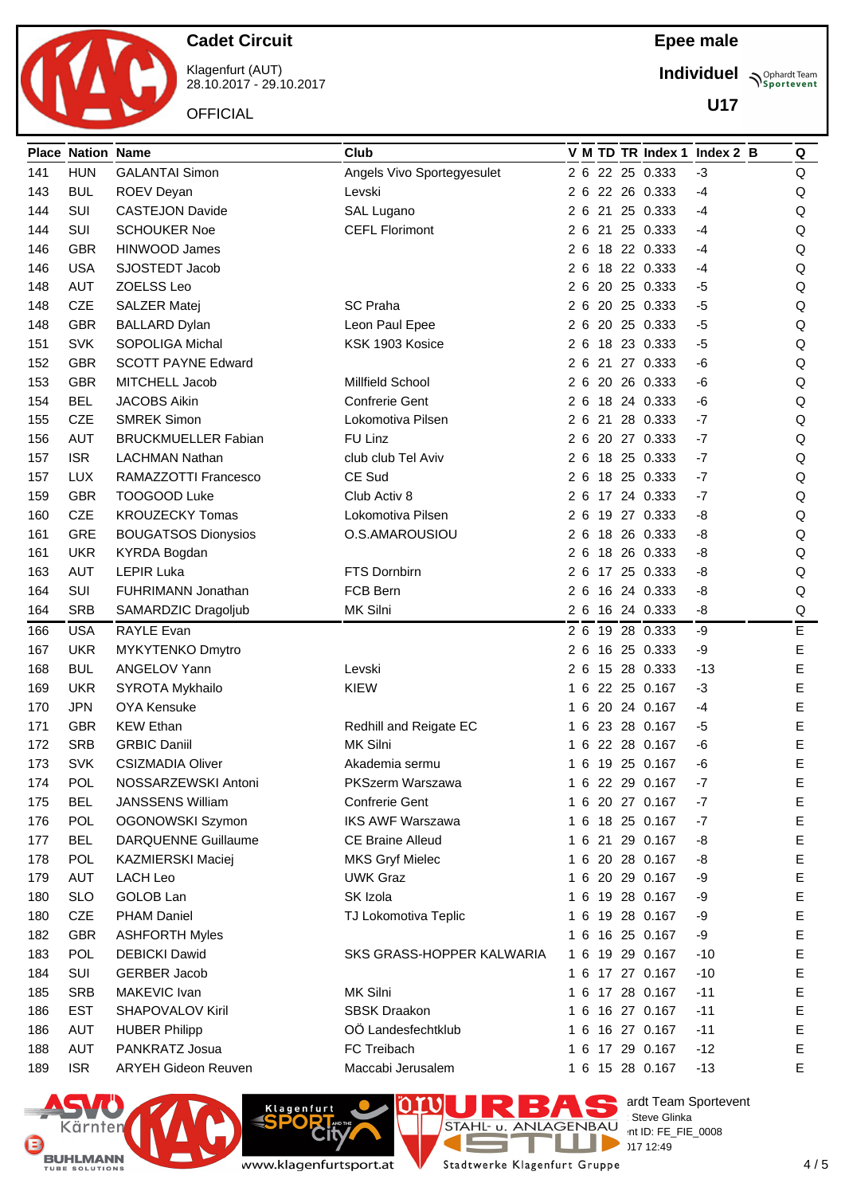# Cadet Circuit

Klagenfurt (AUT)
28.10.2017 - 29.10.2017

OFFICIAL

**Epee male**

**Individuel**

**U17**

| Place | Nation | Name | Club | V | M | TD | TR | Index 1 | Index 2 | B | Q |
|---|---|---|---|---|---|---|---|---|---|---|---|
| 141 | HUN | GALANTAI Simon | Angels Vivo Sportegyesulet | 2 | 6 | 22 | 25 | 0.333 | -3 | | Q |
| 143 | BUL | ROEV Deyan | Levski | 2 | 6 | 22 | 26 | 0.333 | -4 | | Q |
| 144 | SUI | CASTEJON Davide | SAL Lugano | 2 | 6 | 21 | 25 | 0.333 | -4 | | Q |
| 144 | SUI | SCHOUKER Noe | CEFL Florimont | 2 | 6 | 21 | 25 | 0.333 | -4 | | Q |
| 146 | GBR | HINWOOD James | | 2 | 6 | 18 | 22 | 0.333 | -4 | | Q |
| 146 | USA | SJOSTEDT Jacob | | 2 | 6 | 18 | 22 | 0.333 | -4 | | Q |
| 148 | AUT | ZOELSS Leo | | 2 | 6 | 20 | 25 | 0.333 | -5 | | Q |
| 148 | CZE | SALZER Matej | SC Praha | 2 | 6 | 20 | 25 | 0.333 | -5 | | Q |
| 148 | GBR | BALLARD Dylan | Leon Paul Epee | 2 | 6 | 20 | 25 | 0.333 | -5 | | Q |
| 151 | SVK | SOPOLIGA Michal | KSK 1903 Kosice | 2 | 6 | 18 | 23 | 0.333 | -5 | | Q |
| 152 | GBR | SCOTT PAYNE Edward | | 2 | 6 | 21 | 27 | 0.333 | -6 | | Q |
| 153 | GBR | MITCHELL Jacob | Millfield School | 2 | 6 | 20 | 26 | 0.333 | -6 | | Q |
| 154 | BEL | JACOBS Aikin | Confrerie Gent | 2 | 6 | 18 | 24 | 0.333 | -6 | | Q |
| 155 | CZE | SMREK Simon | Lokomotiva Pilsen | 2 | 6 | 21 | 28 | 0.333 | -7 | | Q |
| 156 | AUT | BRUCKMUELLER Fabian | FU Linz | 2 | 6 | 20 | 27 | 0.333 | -7 | | Q |
| 157 | ISR | LACHMAN Nathan | club club Tel Aviv | 2 | 6 | 18 | 25 | 0.333 | -7 | | Q |
| 157 | LUX | RAMAZZOTTI Francesco | CE Sud | 2 | 6 | 18 | 25 | 0.333 | -7 | | Q |
| 159 | GBR | TOOGOOD Luke | Club Activ 8 | 2 | 6 | 17 | 24 | 0.333 | -7 | | Q |
| 160 | CZE | KROUZECKY Tomas | Lokomotiva Pilsen | 2 | 6 | 19 | 27 | 0.333 | -8 | | Q |
| 161 | GRE | BOUGATSOS Dionysios | O.S.AMAROUSIOU | 2 | 6 | 18 | 26 | 0.333 | -8 | | Q |
| 161 | UKR | KYRDA Bogdan | | 2 | 6 | 18 | 26 | 0.333 | -8 | | Q |
| 163 | AUT | LEPIR Luka | FTS Dornbirn | 2 | 6 | 17 | 25 | 0.333 | -8 | | Q |
| 164 | SUI | FUHRIMANN Jonathan | FCB Bern | 2 | 6 | 16 | 24 | 0.333 | -8 | | Q |
| 164 | SRB | SAMARDZIC Dragoljub | MK Silni | 2 | 6 | 16 | 24 | 0.333 | -8 | | Q |
| 166 | USA | RAYLE Evan | | 2 | 6 | 19 | 28 | 0.333 | -9 | | E |
| 167 | UKR | MYKYTENKO Dmytro | | 2 | 6 | 16 | 25 | 0.333 | -9 | | E |
| 168 | BUL | ANGELOV Yann | Levski | 2 | 6 | 15 | 28 | 0.333 | -13 | | E |
| 169 | UKR | SYROTA Mykhailo | KIEW | 1 | 6 | 22 | 25 | 0.167 | -3 | | E |
| 170 | JPN | OYA Kensuke | | 1 | 6 | 20 | 24 | 0.167 | -4 | | E |
| 171 | GBR | KEW Ethan | Redhill and Reigate EC | 1 | 6 | 23 | 28 | 0.167 | -5 | | E |
| 172 | SRB | GRBIC Daniil | MK Silni | 1 | 6 | 22 | 28 | 0.167 | -6 | | E |
| 173 | SVK | CSIZMADIA Oliver | Akademia sermu | 1 | 6 | 19 | 25 | 0.167 | -6 | | E |
| 174 | POL | NOSSARZEWSKI Antoni | PKSzerm Warszawa | 1 | 6 | 22 | 29 | 0.167 | -7 | | E |
| 175 | BEL | JANSSENS William | Confrerie Gent | 1 | 6 | 20 | 27 | 0.167 | -7 | | E |
| 176 | POL | OGONOWSKI Szymon | IKS AWF Warszawa | 1 | 6 | 18 | 25 | 0.167 | -7 | | E |
| 177 | BEL | DARQUENNE Guillaume | CE Braine Alleud | 1 | 6 | 21 | 29 | 0.167 | -8 | | E |
| 178 | POL | KAZMIERSKI Maciej | MKS Gryf Mielec | 1 | 6 | 20 | 28 | 0.167 | -8 | | E |
| 179 | AUT | LACH Leo | UWK Graz | 1 | 6 | 20 | 29 | 0.167 | -9 | | E |
| 180 | SLO | GOLOB Lan | SK Izola | 1 | 6 | 19 | 28 | 0.167 | -9 | | E |
| 180 | CZE | PHAM Daniel | TJ Lokomotiva Teplic | 1 | 6 | 19 | 28 | 0.167 | -9 | | E |
| 182 | GBR | ASHFORTH Myles | | 1 | 6 | 16 | 25 | 0.167 | -9 | | E |
| 183 | POL | DEBICKI Dawid | SKS GRASS-HOPPER KALWARIA | 1 | 6 | 19 | 29 | 0.167 | -10 | | E |
| 184 | SUI | GERBER Jacob | | 1 | 6 | 17 | 27 | 0.167 | -10 | | E |
| 185 | SRB | MAKEVIC Ivan | MK Silni | 1 | 6 | 17 | 28 | 0.167 | -11 | | E |
| 186 | EST | SHAPOVALOV Kiril | SBSK Draakon | 1 | 6 | 16 | 27 | 0.167 | -11 | | E |
| 186 | AUT | HUBER Philipp | OÖ Landesfechtklub | 1 | 6 | 16 | 27 | 0.167 | -11 | | E |
| 188 | AUT | PANKRATZ Josua | FC Treibach | 1 | 6 | 17 | 29 | 0.167 | -12 | | E |
| 189 | ISR | ARYEH Gideon Reuven | Maccabi Jerusalem | 1 | 6 | 15 | 28 | 0.167 | -13 | | E |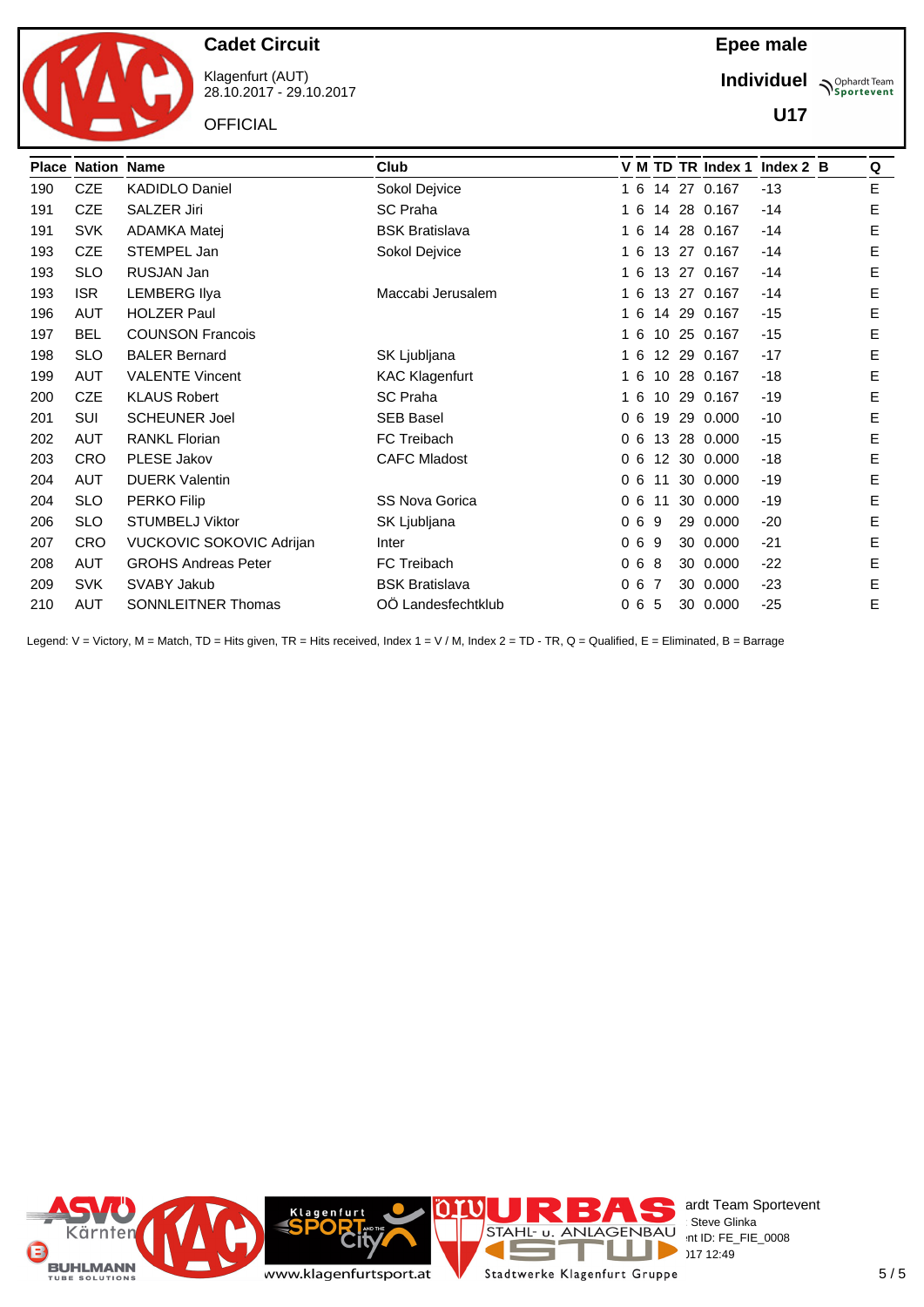# Cadet Circuit

Klagenfurt (AUT)
28.10.2017 - 29.10.2017

OFFICIAL

**Epee male**

**Individuel**

**U17**

| Place | Nation | Name | Club | V | M | TD | TR | Index 1 | Index 2 | B | Q |
|---|---|---|---|---|---|---|---|---|---|---|---|
| 190 | CZE | KADIDLO Daniel | Sokol Dejvice | 1 | 6 | 14 | 27 | 0.167 | -13 | | E |
| 191 | CZE | SALZER Jiri | SC Praha | 1 | 6 | 14 | 28 | 0.167 | -14 | | E |
| 191 | SVK | ADAMKA Matej | BSK Bratislava | 1 | 6 | 14 | 28 | 0.167 | -14 | | E |
| 193 | CZE | STEMPEL Jan | Sokol Dejvice | 1 | 6 | 13 | 27 | 0.167 | -14 | | E |
| 193 | SLO | RUSJAN Jan | | 1 | 6 | 13 | 27 | 0.167 | -14 | | E |
| 193 | ISR | LEMBERG Ilya | Maccabi Jerusalem | 1 | 6 | 13 | 27 | 0.167 | -14 | | E |
| 196 | AUT | HOLZER Paul | | 1 | 6 | 14 | 29 | 0.167 | -15 | | E |
| 197 | BEL | COUNSON Francois | | 1 | 6 | 10 | 25 | 0.167 | -15 | | E |
| 198 | SLO | BALER Bernard | SK Ljubljana | 1 | 6 | 12 | 29 | 0.167 | -17 | | E |
| 199 | AUT | VALENTE Vincent | KAC Klagenfurt | 1 | 6 | 10 | 28 | 0.167 | -18 | | E |
| 200 | CZE | KLAUS Robert | SC Praha | 1 | 6 | 10 | 29 | 0.167 | -19 | | E |
| 201 | SUI | SCHEUNER Joel | SEB Basel | 0 | 6 | 19 | 29 | 0.000 | -10 | | E |
| 202 | AUT | RANKL Florian | FC Treibach | 0 | 6 | 13 | 28 | 0.000 | -15 | | E |
| 203 | CRO | PLESE Jakov | CAFC Mladost | 0 | 6 | 12 | 30 | 0.000 | -18 | | E |
| 204 | AUT | DUERK Valentin | | 0 | 6 | 11 | 30 | 0.000 | -19 | | E |
| 204 | SLO | PERKO Filip | SS Nova Gorica | 0 | 6 | 11 | 30 | 0.000 | -19 | | E |
| 206 | SLO | STUMBELJ Viktor | SK Ljubljana | 0 | 6 | 9 | 29 | 0.000 | -20 | | E |
| 207 | CRO | VUCKOVIC SOKOVIC Adrijan | Inter | 0 | 6 | 9 | 30 | 0.000 | -21 | | E |
| 208 | AUT | GROHS Andreas Peter | FC Treibach | 0 | 6 | 8 | 30 | 0.000 | -22 | | E |
| 209 | SVK | SVABY Jakub | BSK Bratislava | 0 | 6 | 7 | 30 | 0.000 | -23 | | E |
| 210 | AUT | SONNLEITNER Thomas | OÖ Landesfechtklub | 0 | 6 | 5 | 30 | 0.000 | -25 | | E |

Legend: V = Victory, M = Match, TD = Hits given, TR = Hits received, Index 1 = V / M, Index 2 = TD - TR, Q = Qualified, E = Eliminated, B = Barrage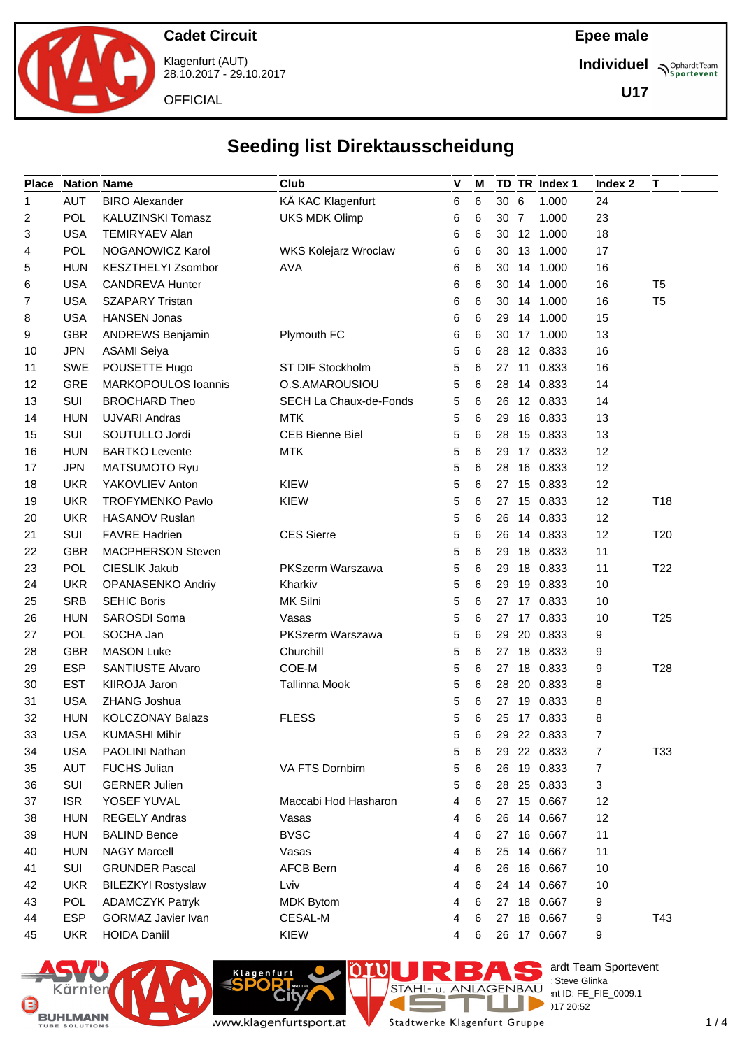**Cadet Circuit**

Klagenfurt (AUT)
28.10.2017 - 29.10.2017

OFFICIAL

**Epee male**

**Individuel**

**U17**

# Seeding list Direktausscheidung

| Place | Nation | Name | Club | V | M | TD | TR | Index 1 | Index 2 | T |
|---|---|---|---|---|---|---|---|---|---|---|
| 1 | AUT | BIRO Alexander | KÄ KAC Klagenfurt | 6 | 6 | 30 | 6 | 1.000 | 24 | |
| 2 | POL | KALUZINSKI Tomasz | UKS MDK Olimp | 6 | 6 | 30 | 7 | 1.000 | 23 | |
| 3 | USA | TEMIRYAEV Alan | | 6 | 6 | 30 | 12 | 1.000 | 18 | |
| 4 | POL | NOGANOWICZ Karol | WKS Kolejarz Wroclaw | 6 | 6 | 30 | 13 | 1.000 | 17 | |
| 5 | HUN | KESZTHELYI Zsombor | AVA | 6 | 6 | 30 | 14 | 1.000 | 16 | |
| 6 | USA | CANDREVA Hunter | | 6 | 6 | 30 | 14 | 1.000 | 16 | T5 |
| 7 | USA | SZAPARY Tristan | | 6 | 6 | 30 | 14 | 1.000 | 16 | T5 |
| 8 | USA | HANSEN Jonas | | 6 | 6 | 29 | 14 | 1.000 | 15 | |
| 9 | GBR | ANDREWS Benjamin | Plymouth FC | 6 | 6 | 30 | 17 | 1.000 | 13 | |
| 10 | JPN | ASAMI Seiya | | 5 | 6 | 28 | 12 | 0.833 | 16 | |
| 11 | SWE | POUSETTE Hugo | ST DIF Stockholm | 5 | 6 | 27 | 11 | 0.833 | 16 | |
| 12 | GRE | MARKOPOULOS Ioannis | O.S.AMAROUSIOU | 5 | 6 | 28 | 14 | 0.833 | 14 | |
| 13 | SUI | BROCHARD Theo | SECH La Chaux-de-Fonds | 5 | 6 | 26 | 12 | 0.833 | 14 | |
| 14 | HUN | UJVARI Andras | MTK | 5 | 6 | 29 | 16 | 0.833 | 13 | |
| 15 | SUI | SOUTULLO Jordi | CEB Bienne Biel | 5 | 6 | 28 | 15 | 0.833 | 13 | |
| 16 | HUN | BARTKO Levente | MTK | 5 | 6 | 29 | 17 | 0.833 | 12 | |
| 17 | JPN | MATSUMOTO Ryu | | 5 | 6 | 28 | 16 | 0.833 | 12 | |
| 18 | UKR | YAKOVLIEV Anton | KIEW | 5 | 6 | 27 | 15 | 0.833 | 12 | |
| 19 | UKR | TROFYMENKO Pavlo | KIEW | 5 | 6 | 27 | 15 | 0.833 | 12 | T18 |
| 20 | UKR | HASANOV Ruslan | | 5 | 6 | 26 | 14 | 0.833 | 12 | |
| 21 | SUI | FAVRE Hadrien | CES Sierre | 5 | 6 | 26 | 14 | 0.833 | 12 | T20 |
| 22 | GBR | MACPHERSON Steven | | 5 | 6 | 29 | 18 | 0.833 | 11 | |
| 23 | POL | CIESLIK Jakub | PKSzerm Warszawa | 5 | 6 | 29 | 18 | 0.833 | 11 | T22 |
| 24 | UKR | OPANASENKO Andriy | Kharkiv | 5 | 6 | 29 | 19 | 0.833 | 10 | |
| 25 | SRB | SEHIC Boris | MK Silni | 5 | 6 | 27 | 17 | 0.833 | 10 | |
| 26 | HUN | SAROSDI Soma | Vasas | 5 | 6 | 27 | 17 | 0.833 | 10 | T25 |
| 27 | POL | SOCHA Jan | PKSzerm Warszawa | 5 | 6 | 29 | 20 | 0.833 | 9 | |
| 28 | GBR | MASON Luke | Churchill | 5 | 6 | 27 | 18 | 0.833 | 9 | |
| 29 | ESP | SANTIUSTE Alvaro | COE-M | 5 | 6 | 27 | 18 | 0.833 | 9 | T28 |
| 30 | EST | KIIROJA Jaron | Tallinna Mook | 5 | 6 | 28 | 20 | 0.833 | 8 | |
| 31 | USA | ZHANG Joshua | | 5 | 6 | 27 | 19 | 0.833 | 8 | |
| 32 | HUN | KOLCZONAY Balazs | FLESS | 5 | 6 | 25 | 17 | 0.833 | 8 | |
| 33 | USA | KUMASHI Mihir | | 5 | 6 | 29 | 22 | 0.833 | 7 | |
| 34 | USA | PAOLINI Nathan | | 5 | 6 | 29 | 22 | 0.833 | 7 | T33 |
| 35 | AUT | FUCHS Julian | VA FTS Dornbirn | 5 | 6 | 26 | 19 | 0.833 | 7 | |
| 36 | SUI | GERNER Julien | | 5 | 6 | 28 | 25 | 0.833 | 3 | |
| 37 | ISR | YOSEF YUVAL | Maccabi Hod Hasharon | 4 | 6 | 27 | 15 | 0.667 | 12 | |
| 38 | HUN | REGELY Andras | Vasas | 4 | 6 | 26 | 14 | 0.667 | 12 | |
| 39 | HUN | BALIND Bence | BVSC | 4 | 6 | 27 | 16 | 0.667 | 11 | |
| 40 | HUN | NAGY Marcell | Vasas | 4 | 6 | 25 | 14 | 0.667 | 11 | |
| 41 | SUI | GRUNDER Pascal | AFCB Bern | 4 | 6 | 26 | 16 | 0.667 | 10 | |
| 42 | UKR | BILEZKYI Rostyslaw | Lviv | 4 | 6 | 24 | 14 | 0.667 | 10 | |
| 43 | POL | ADAMCZYK Patryk | MDK Bytom | 4 | 6 | 27 | 18 | 0.667 | 9 | |
| 44 | ESP | GORMAZ Javier Ivan | CESAL-M | 4 | 6 | 27 | 18 | 0.667 | 9 | T43 |
| 45 | UKR | HOIDA Daniil | KIEW | 4 | 6 | 26 | 17 | 0.667 | 9 | |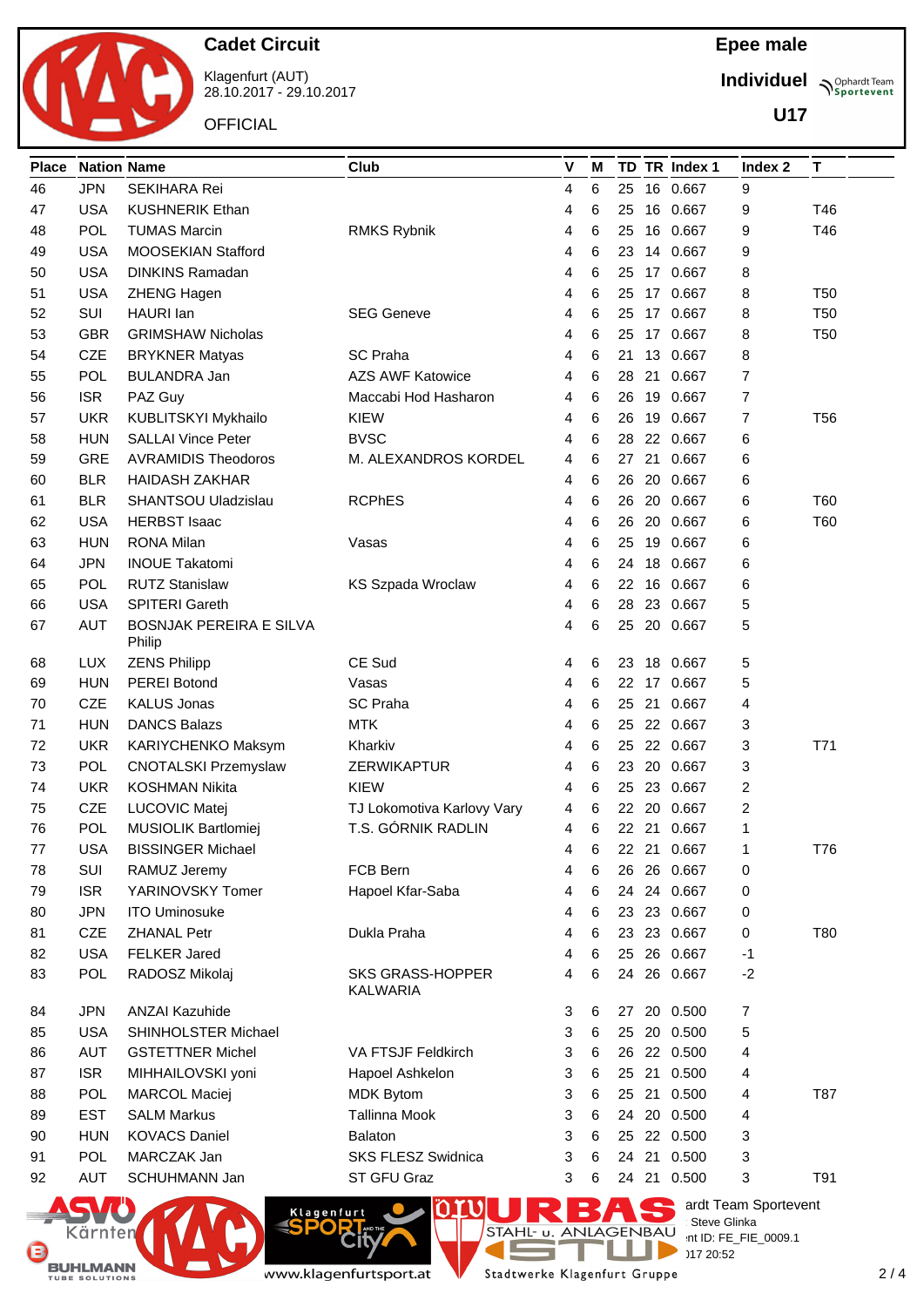**Cadet Circuit**

Klagenfurt (AUT)
28.10.2017 - 29.10.2017

OFFICIAL

**Epee male**

**Individuel**

**U17**

| Place | Nation | Name | Club | V | M | TD | TR | Index 1 | Index 2 | T |
|---|---|---|---|---|---|---|---|---|---|---|
| 46 | JPN | SEKIHARA Rei | | 4 | 6 | 25 | 16 | 0.667 | 9 | |
| 47 | USA | KUSHNERIK Ethan | | 4 | 6 | 25 | 16 | 0.667 | 9 | T46 |
| 48 | POL | TUMAS Marcin | RMKS Rybnik | 4 | 6 | 25 | 16 | 0.667 | 9 | T46 |
| 49 | USA | MOOSEKIAN Stafford | | 4 | 6 | 23 | 14 | 0.667 | 9 | |
| 50 | USA | DINKINS Ramadan | | 4 | 6 | 25 | 17 | 0.667 | 8 | |
| 51 | USA | ZHENG Hagen | | 4 | 6 | 25 | 17 | 0.667 | 8 | T50 |
| 52 | SUI | HAURI Ian | SEG Geneve | 4 | 6 | 25 | 17 | 0.667 | 8 | T50 |
| 53 | GBR | GRIMSHAW Nicholas | | 4 | 6 | 25 | 17 | 0.667 | 8 | T50 |
| 54 | CZE | BRYKNER Matyas | SC Praha | 4 | 6 | 21 | 13 | 0.667 | 8 | |
| 55 | POL | BULANDRA Jan | AZS AWF Katowice | 4 | 6 | 28 | 21 | 0.667 | 7 | |
| 56 | ISR | PAZ Guy | Maccabi Hod Hasharon | 4 | 6 | 26 | 19 | 0.667 | 7 | |
| 57 | UKR | KUBLITSKYI Mykhailo | KIEW | 4 | 6 | 26 | 19 | 0.667 | 7 | T56 |
| 58 | HUN | SALLAI Vince Peter | BVSC | 4 | 6 | 28 | 22 | 0.667 | 6 | |
| 59 | GRE | AVRAMIDIS Theodoros | M. ALEXANDROS KORDEL | 4 | 6 | 27 | 21 | 0.667 | 6 | |
| 60 | BLR | HAIDASH ZAKHAR | | 4 | 6 | 26 | 20 | 0.667 | 6 | |
| 61 | BLR | SHANTSOU Uladzislau | RCPhES | 4 | 6 | 26 | 20 | 0.667 | 6 | T60 |
| 62 | USA | HERBST Isaac | | 4 | 6 | 26 | 20 | 0.667 | 6 | T60 |
| 63 | HUN | RONA Milan | Vasas | 4 | 6 | 25 | 19 | 0.667 | 6 | |
| 64 | JPN | INOUE Takatomi | | 4 | 6 | 24 | 18 | 0.667 | 6 | |
| 65 | POL | RUTZ Stanislaw | KS Szpada Wroclaw | 4 | 6 | 22 | 16 | 0.667 | 6 | |
| 66 | USA | SPITERI Gareth | | 4 | 6 | 28 | 23 | 0.667 | 5 | |
| 67 | AUT | BOSNJAK PEREIRA E SILVA Philip | | 4 | 6 | 25 | 20 | 0.667 | 5 | |
| 68 | LUX | ZENS Philipp | CE Sud | 4 | 6 | 23 | 18 | 0.667 | 5 | |
| 69 | HUN | PEREI Botond | Vasas | 4 | 6 | 22 | 17 | 0.667 | 5 | |
| 70 | CZE | KALUS Jonas | SC Praha | 4 | 6 | 25 | 21 | 0.667 | 4 | |
| 71 | HUN | DANCS Balazs | MTK | 4 | 6 | 25 | 22 | 0.667 | 3 | |
| 72 | UKR | KARIYCHENKO Maksym | Kharkiv | 4 | 6 | 25 | 22 | 0.667 | 3 | T71 |
| 73 | POL | CNOTALSKI Przemyslaw | ZERWIKAPTUR | 4 | 6 | 23 | 20 | 0.667 | 3 | |
| 74 | UKR | KOSHMAN Nikita | KIEW | 4 | 6 | 25 | 23 | 0.667 | 2 | |
| 75 | CZE | LUCOVIC Matej | TJ Lokomotiva Karlovy Vary | 4 | 6 | 22 | 20 | 0.667 | 2 | |
| 76 | POL | MUSIOLIK Bartlomiej | T.S. GÓRNIK RADLIN | 4 | 6 | 22 | 21 | 0.667 | 1 | |
| 77 | USA | BISSINGER Michael | | 4 | 6 | 22 | 21 | 0.667 | 1 | T76 |
| 78 | SUI | RAMUZ Jeremy | FCB Bern | 4 | 6 | 26 | 26 | 0.667 | 0 | |
| 79 | ISR | YARINOVSKY Tomer | Hapoel Kfar-Saba | 4 | 6 | 24 | 24 | 0.667 | 0 | |
| 80 | JPN | ITO Uminosuke | | 4 | 6 | 23 | 23 | 0.667 | 0 | |
| 81 | CZE | ZHANAL Petr | Dukla Praha | 4 | 6 | 23 | 23 | 0.667 | 0 | T80 |
| 82 | USA | FELKER Jared | | 4 | 6 | 25 | 26 | 0.667 | -1 | |
| 83 | POL | RADOSZ Mikolaj | SKS GRASS-HOPPER KALWARIA | 4 | 6 | 24 | 26 | 0.667 | -2 | |
| 84 | JPN | ANZAI Kazuhide | | 3 | 6 | 27 | 20 | 0.500 | 7 | |
| 85 | USA | SHINHOLSTER Michael | | 3 | 6 | 25 | 20 | 0.500 | 5 | |
| 86 | AUT | GSTETTNER Michel | VA FTSJF Feldkirch | 3 | 6 | 26 | 22 | 0.500 | 4 | |
| 87 | ISR | MIHHAILOVSKI yoni | Hapoel Ashkelon | 3 | 6 | 25 | 21 | 0.500 | 4 | |
| 88 | POL | MARCOL Maciej | MDK Bytom | 3 | 6 | 25 | 21 | 0.500 | 4 | T87 |
| 89 | EST | SALM Markus | Tallinna Mook | 3 | 6 | 24 | 20 | 0.500 | 4 | |
| 90 | HUN | KOVACS Daniel | Balaton | 3 | 6 | 25 | 22 | 0.500 | 3 | |
| 91 | POL | MARCZAK Jan | SKS FLESZ Swidnica | 3 | 6 | 24 | 21 | 0.500 | 3 | |
| 92 | AUT | SCHUHMANN Jan | ST GFU Graz | 3 | 6 | 24 | 21 | 0.500 | 3 | T91 |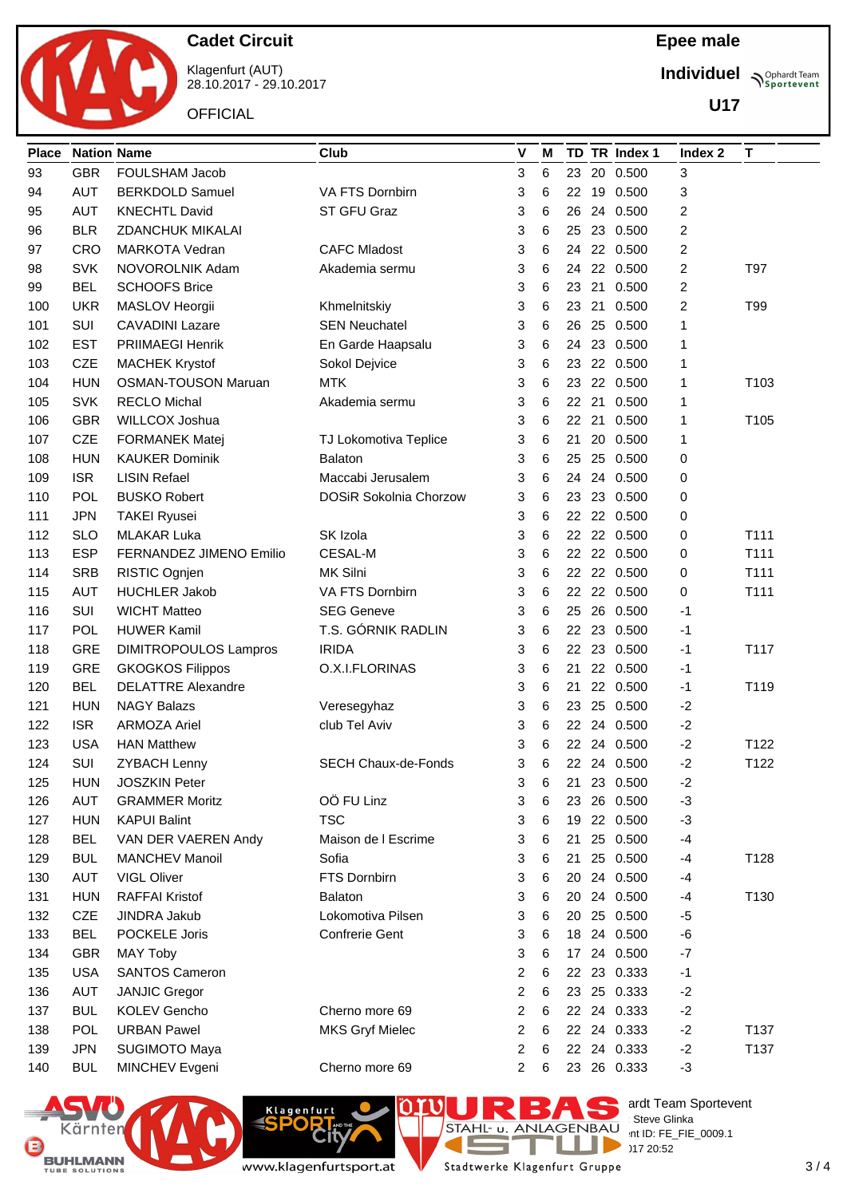# Cadet Circuit

Klagenfurt (AUT)
28.10.2017 - 29.10.2017

OFFICIAL

**Epee male**

**Individuel**

**U17**

| Place | Nation | Name | Club | V | M | TD | TR | Index 1 | Index 2 | T |
|---|---|---|---|---|---|---|---|---|---|---|
| 93 | GBR | FOULSHAM Jacob | | 3 | 6 | 23 | 20 | 0.500 | 3 | |
| 94 | AUT | BERKDOLD Samuel | VA FTS Dornbirn | 3 | 6 | 22 | 19 | 0.500 | 3 | |
| 95 | AUT | KNECHTL David | ST GFU Graz | 3 | 6 | 26 | 24 | 0.500 | 2 | |
| 96 | BLR | ZDANCHUK MIKALAI | | 3 | 6 | 25 | 23 | 0.500 | 2 | |
| 97 | CRO | MARKOTA Vedran | CAFC Mladost | 3 | 6 | 24 | 22 | 0.500 | 2 | |
| 98 | SVK | NOVOROLNIK Adam | Akademia sermu | 3 | 6 | 24 | 22 | 0.500 | 2 | T97 |
| 99 | BEL | SCHOOFS Brice | | 3 | 6 | 23 | 21 | 0.500 | 2 | |
| 100 | UKR | MASLOV Heorgii | Khmelnitskiy | 3 | 6 | 23 | 21 | 0.500 | 2 | T99 |
| 101 | SUI | CAVADINI Lazare | SEN Neuchatel | 3 | 6 | 26 | 25 | 0.500 | 1 | |
| 102 | EST | PRIIMAEGI Henrik | En Garde Haapsalu | 3 | 6 | 24 | 23 | 0.500 | 1 | |
| 103 | CZE | MACHEK Krystof | Sokol Dejvice | 3 | 6 | 23 | 22 | 0.500 | 1 | |
| 104 | HUN | OSMAN-TOUSON Maruan | MTK | 3 | 6 | 23 | 22 | 0.500 | 1 | T103 |
| 105 | SVK | RECLO Michal | Akademia sermu | 3 | 6 | 22 | 21 | 0.500 | 1 | |
| 106 | GBR | WILLCOX Joshua | | 3 | 6 | 22 | 21 | 0.500 | 1 | T105 |
| 107 | CZE | FORMANEK Matej | TJ Lokomotiva Teplice | 3 | 6 | 21 | 20 | 0.500 | 1 | |
| 108 | HUN | KAUKER Dominik | Balaton | 3 | 6 | 25 | 25 | 0.500 | 0 | |
| 109 | ISR | LISIN Refael | Maccabi Jerusalem | 3 | 6 | 24 | 24 | 0.500 | 0 | |
| 110 | POL | BUSKO Robert | DOSiR Sokolnia Chorzow | 3 | 6 | 23 | 23 | 0.500 | 0 | |
| 111 | JPN | TAKEI Ryusei | | 3 | 6 | 22 | 22 | 0.500 | 0 | |
| 112 | SLO | MLAKAR Luka | SK Izola | 3 | 6 | 22 | 22 | 0.500 | 0 | T111 |
| 113 | ESP | FERNANDEZ JIMENO Emilio | CESAL-M | 3 | 6 | 22 | 22 | 0.500 | 0 | T111 |
| 114 | SRB | RISTIC Ognjen | MK Silni | 3 | 6 | 22 | 22 | 0.500 | 0 | T111 |
| 115 | AUT | HUCHLER Jakob | VA FTS Dornbirn | 3 | 6 | 22 | 22 | 0.500 | 0 | T111 |
| 116 | SUI | WICHT Matteo | SEG Geneve | 3 | 6 | 25 | 26 | 0.500 | -1 | |
| 117 | POL | HUWER Kamil | T.S. GÓRNIK RADLIN | 3 | 6 | 22 | 23 | 0.500 | -1 | |
| 118 | GRE | DIMITROPOULOS Lampros | IRIDA | 3 | 6 | 22 | 23 | 0.500 | -1 | T117 |
| 119 | GRE | GKOGKOS Filippos | O.X.I.FLORINAS | 3 | 6 | 21 | 22 | 0.500 | -1 | |
| 120 | BEL | DELATTRE Alexandre | | 3 | 6 | 21 | 22 | 0.500 | -1 | T119 |
| 121 | HUN | NAGY Balazs | Veresegyhaz | 3 | 6 | 23 | 25 | 0.500 | -2 | |
| 122 | ISR | ARMOZA Ariel | club Tel Aviv | 3 | 6 | 22 | 24 | 0.500 | -2 | |
| 123 | USA | HAN Matthew | | 3 | 6 | 22 | 24 | 0.500 | -2 | T122 |
| 124 | SUI | ZYBACH Lenny | SECH Chaux-de-Fonds | 3 | 6 | 22 | 24 | 0.500 | -2 | T122 |
| 125 | HUN | JOSZKIN Peter | | 3 | 6 | 21 | 23 | 0.500 | -2 | |
| 126 | AUT | GRAMMER Moritz | OÖ FU Linz | 3 | 6 | 23 | 26 | 0.500 | -3 | |
| 127 | HUN | KAPUI Balint | TSC | 3 | 6 | 19 | 22 | 0.500 | -3 | |
| 128 | BEL | VAN DER VAEREN Andy | Maison de l Escrime | 3 | 6 | 21 | 25 | 0.500 | -4 | |
| 129 | BUL | MANCHEV Manoil | Sofia | 3 | 6 | 21 | 25 | 0.500 | -4 | T128 |
| 130 | AUT | VIGL Oliver | FTS Dornbirn | 3 | 6 | 20 | 24 | 0.500 | -4 | |
| 131 | HUN | RAFFAI Kristof | Balaton | 3 | 6 | 20 | 24 | 0.500 | -4 | T130 |
| 132 | CZE | JINDRA Jakub | Lokomotiva Pilsen | 3 | 6 | 20 | 25 | 0.500 | -5 | |
| 133 | BEL | POCKELE Joris | Confrerie Gent | 3 | 6 | 18 | 24 | 0.500 | -6 | |
| 134 | GBR | MAY Toby | | 3 | 6 | 17 | 24 | 0.500 | -7 | |
| 135 | USA | SANTOS Cameron | | 2 | 6 | 22 | 23 | 0.333 | -1 | |
| 136 | AUT | JANJIC Gregor | | 2 | 6 | 23 | 25 | 0.333 | -2 | |
| 137 | BUL | KOLEV Gencho | Cherno more 69 | 2 | 6 | 22 | 24 | 0.333 | -2 | |
| 138 | POL | URBAN Pawel | MKS Gryf Mielec | 2 | 6 | 22 | 24 | 0.333 | -2 | T137 |
| 139 | JPN | SUGIMOTO Maya | | 2 | 6 | 22 | 24 | 0.333 | -2 | T137 |
| 140 | BUL | MINCHEV Evgeni | Cherno more 69 | 2 | 6 | 23 | 26 | 0.333 | -3 | |

ardt Team Sportevent
Steve Glinka
nt ID: FE_FIE_0009.1
)17 20:52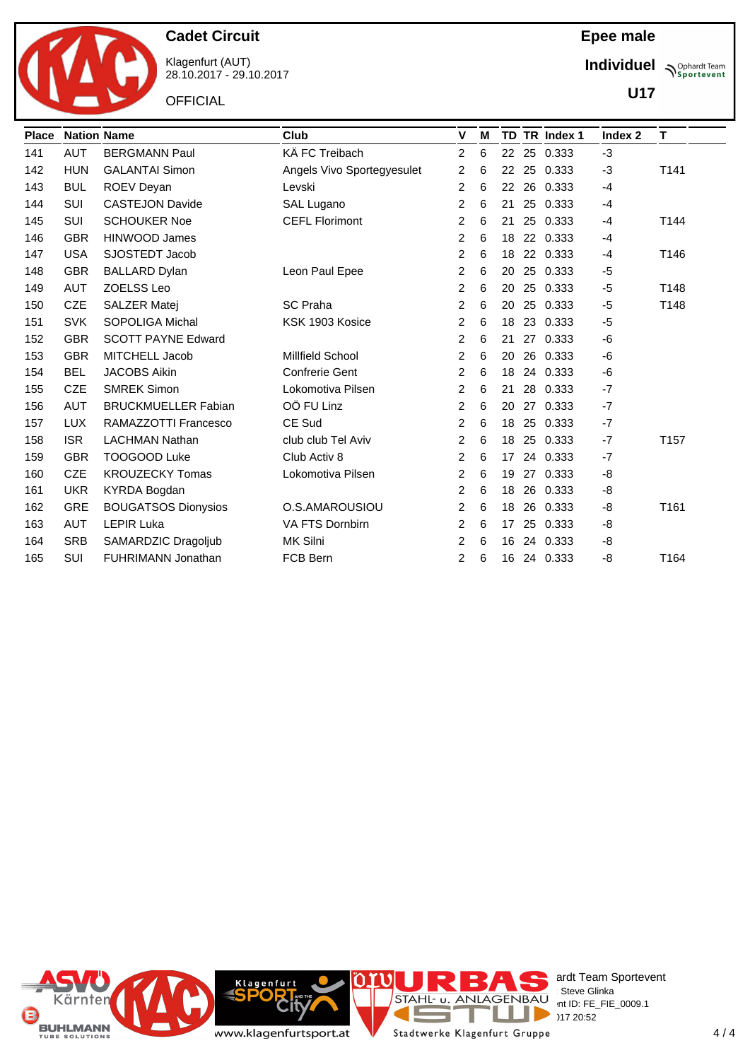# Cadet Circuit

Klagenfurt (AUT)
28.10.2017 - 29.10.2017

OFFICIAL

**Epee male**

**Individuel**

**U17**

| Place | Nation | Name | Club | V | M | TD | TR | Index 1 | Index 2 | T |
|---|---|---|---|---|---|---|---|---|---|---|
| 141 | AUT | BERGMANN Paul | KÄ FC Treibach | 2 | 6 | 22 | 25 | 0.333 | -3 | |
| 142 | HUN | GALANTAI Simon | Angels Vivo Sportegyesulet | 2 | 6 | 22 | 25 | 0.333 | -3 | T141 |
| 143 | BUL | ROEV Deyan | Levski | 2 | 6 | 22 | 26 | 0.333 | -4 | |
| 144 | SUI | CASTEJON Davide | SAL Lugano | 2 | 6 | 21 | 25 | 0.333 | -4 | |
| 145 | SUI | SCHOUKER Noe | CEFL Florimont | 2 | 6 | 21 | 25 | 0.333 | -4 | T144 |
| 146 | GBR | HINWOOD James | | 2 | 6 | 18 | 22 | 0.333 | -4 | |
| 147 | USA | SJOSTEDT Jacob | | 2 | 6 | 18 | 22 | 0.333 | -4 | T146 |
| 148 | GBR | BALLARD Dylan | Leon Paul Epee | 2 | 6 | 20 | 25 | 0.333 | -5 | |
| 149 | AUT | ZOELSS Leo | | 2 | 6 | 20 | 25 | 0.333 | -5 | T148 |
| 150 | CZE | SALZER Matej | SC Praha | 2 | 6 | 20 | 25 | 0.333 | -5 | T148 |
| 151 | SVK | SOPOLIGA Michal | KSK 1903 Kosice | 2 | 6 | 18 | 23 | 0.333 | -5 | |
| 152 | GBR | SCOTT PAYNE Edward | | 2 | 6 | 21 | 27 | 0.333 | -6 | |
| 153 | GBR | MITCHELL Jacob | Millfield School | 2 | 6 | 20 | 26 | 0.333 | -6 | |
| 154 | BEL | JACOBS Aikin | Confrerie Gent | 2 | 6 | 18 | 24 | 0.333 | -6 | |
| 155 | CZE | SMREK Simon | Lokomotiva Pilsen | 2 | 6 | 21 | 28 | 0.333 | -7 | |
| 156 | AUT | BRUCKMUELLER Fabian | OÖ FU Linz | 2 | 6 | 20 | 27 | 0.333 | -7 | |
| 157 | LUX | RAMAZZOTTI Francesco | CE Sud | 2 | 6 | 18 | 25 | 0.333 | -7 | |
| 158 | ISR | LACHMAN Nathan | club club Tel Aviv | 2 | 6 | 18 | 25 | 0.333 | -7 | T157 |
| 159 | GBR | TOOGOOD Luke | Club Activ 8 | 2 | 6 | 17 | 24 | 0.333 | -7 | |
| 160 | CZE | KROUZECKY Tomas | Lokomotiva Pilsen | 2 | 6 | 19 | 27 | 0.333 | -8 | |
| 161 | UKR | KYRDA Bogdan | | 2 | 6 | 18 | 26 | 0.333 | -8 | |
| 162 | GRE | BOUGATSOS Dionysios | O.S.AMAROUSIOU | 2 | 6 | 18 | 26 | 0.333 | -8 | T161 |
| 163 | AUT | LEPIR Luka | VA FTS Dornbirn | 2 | 6 | 17 | 25 | 0.333 | -8 | |
| 164 | SRB | SAMARDZIC Dragoljub | MK Silni | 2 | 6 | 16 | 24 | 0.333 | -8 | |
| 165 | SUI | FUHRIMANN Jonathan | FCB Bern | 2 | 6 | 16 | 24 | 0.333 | -8 | T164 |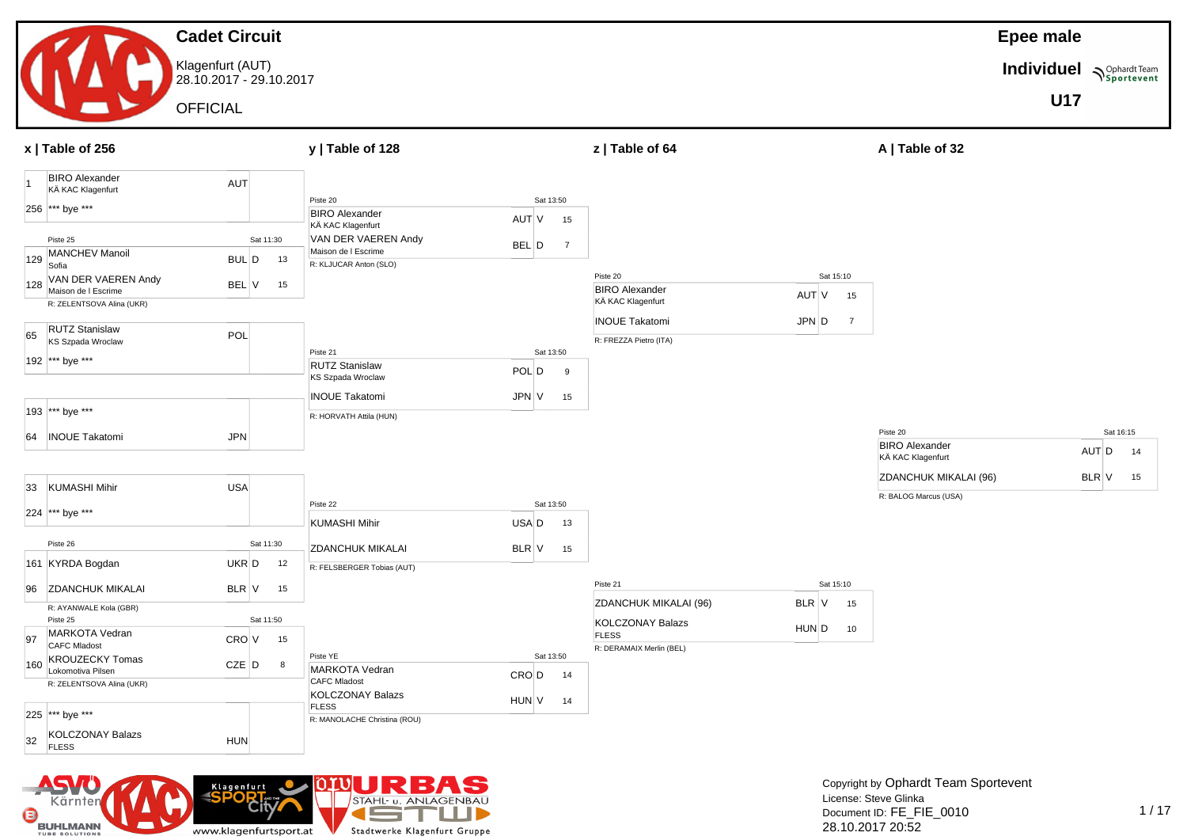# Cadet Circuit

Klagenfurt (AUT)
28.10.2017 - 29.10.2017

OFFICIAL

**Epee male**

**Individuel**

**U17**

## x | Table of 256

| Seed | Name | Club | Nation | Result | Score |
|---|---|---|---|---|---|
| 1 | BIRO Alexander | KÄ KAC Klagenfurt | AUT | | |
| 256 | *** bye *** | | | | |

Piste 25 — Sat 11:30

| Seed | Name | Club | Nation | Result | Score |
|---|---|---|---|---|---|
| 129 | MANCHEV Manoil | Sofia | BUL | D | 13 |
| 128 | VAN DER VAEREN Andy | Maison de l Escrime | BEL | V | 15 |

R: ZELENTSOVA Alina (UKR)

| Seed | Name | Club | Nation | Result | Score |
|---|---|---|---|---|---|
| 65 | RUTZ Stanislaw | KS Szpada Wroclaw | POL | | |
| 192 | *** bye *** | | | | |

| Seed | Name | Club | Nation | Result | Score |
|---|---|---|---|---|---|
| 193 | *** bye *** | | | | |
| 64 | INOUE Takatomi | | JPN | | |

| Seed | Name | Club | Nation | Result | Score |
|---|---|---|---|---|---|
| 33 | KUMASHI Mihir | | USA | | |
| 224 | *** bye *** | | | | |

Piste 26 — Sat 11:30

| Seed | Name | Club | Nation | Result | Score |
|---|---|---|---|---|---|
| 161 | KYRDA Bogdan | | UKR | D | 12 |
| 96 | ZDANCHUK MIKALAI | | BLR | V | 15 |

R: AYANWALE Kola (GBR)

Piste 25 — Sat 11:50

| Seed | Name | Club | Nation | Result | Score |
|---|---|---|---|---|---|
| 97 | MARKOTA Vedran | CAFC Mladost | CRO | V | 15 |
| 160 | KROUZECKY Tomas | Lokomotiva Pilsen | CZE | D | 8 |

R: ZELENTSOVA Alina (UKR)

| Seed | Name | Club | Nation | Result | Score |
|---|---|---|---|---|---|
| 225 | *** bye *** | | | | |
| 32 | KOLCZONAY Balazs | FLESS | HUN | | |

## y | Table of 128

Piste 20 — Sat 13:50

| Name | Club | Nation | Result | Score |
|---|---|---|---|---|
| BIRO Alexander | KÄ KAC Klagenfurt | AUT | V | 15 |
| VAN DER VAEREN Andy | Maison de l Escrime | BEL | D | 7 |

R: KLJUCAR Anton (SLO)

Piste 21 — Sat 13:50

| Name | Club | Nation | Result | Score |
|---|---|---|---|---|
| RUTZ Stanislaw | KS Szpada Wroclaw | POL | D | 9 |
| INOUE Takatomi | | JPN | V | 15 |

R: HORVATH Attila (HUN)

Piste 22 — Sat 13:50

| Name | Club | Nation | Result | Score |
|---|---|---|---|---|
| KUMASHI Mihir | | USA | D | 13 |
| ZDANCHUK MIKALAI | | BLR | V | 15 |

R: FELSBERGER Tobias (AUT)

Piste YE — Sat 13:50

| Name | Club | Nation | Result | Score |
|---|---|---|---|---|
| MARKOTA Vedran | CAFC Mladost | CRO | D | 14 |
| KOLCZONAY Balazs | FLESS | HUN | V | 14 |

R: MANOLACHE Christina (ROU)

## z | Table of 64

Piste 20 — Sat 15:10

| Name | Club | Nation | Result | Score |
|---|---|---|---|---|
| BIRO Alexander | KÄ KAC Klagenfurt | AUT | V | 15 |
| INOUE Takatomi | | JPN | D | 7 |

R: FREZZA Pietro (ITA)

Piste 21 — Sat 15:10

| Name | Club | Nation | Result | Score |
|---|---|---|---|---|
| ZDANCHUK MIKALAI (96) | | BLR | V | 15 |
| KOLCZONAY Balazs | FLESS | HUN | D | 10 |

R: DERAMAIX Merlin (BEL)

## A | Table of 32

Piste 20 — Sat 16:15

| Name | Club | Nation | Result | Score |
|---|---|---|---|---|
| BIRO Alexander | KÄ KAC Klagenfurt | AUT | D | 14 |
| ZDANCHUK MIKALAI (96) | | BLR | V | 15 |

R: BALOG Marcus (USA)

Copyright by Ophardt Team Sportevent
License: Steve Glinka
Document ID: FE_FIE_0010
28.10.2017 20:52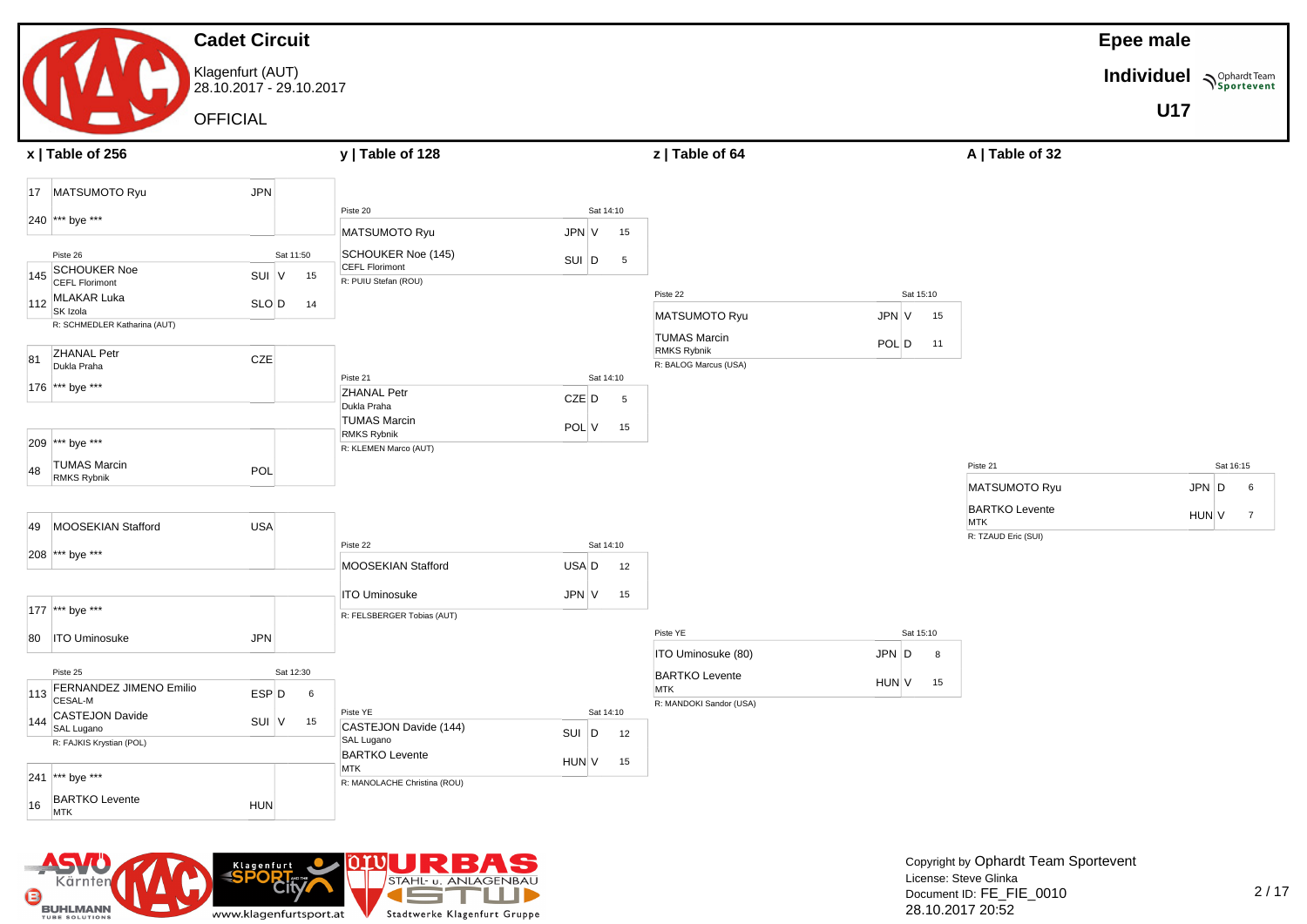# Cadet Circuit

Klagenfurt (AUT)
28.10.2017 - 29.10.2017

OFFICIAL

**Epee male**

**Individuel**

**U17**

## x | Table of 256

| Seed | Name | Club | Nation | Result | Score |
|---|---|---|---|---|---|
| 17 | MATSUMOTO Ryu | | JPN | | |
| 240 | *** bye *** | | | | |
| 145 | SCHOUKER Noe | CEFL Florimont | SUI | V | 15 |
| 112 | MLAKAR Luka | SK Izola | SLO | D | 14 |
| 81 | ZHANAL Petr | Dukla Praha | CZE | | |
| 176 | *** bye *** | | | | |
| 209 | *** bye *** | | | | |
| 48 | TUMAS Marcin | RMKS Rybnik | POL | | |
| 49 | MOOSEKIAN Stafford | | USA | | |
| 208 | *** bye *** | | | | |
| 177 | *** bye *** | | | | |
| 80 | ITO Uminosuke | | JPN | | |
| 113 | FERNANDEZ JIMENO Emilio | CESAL-M | ESP | D | 6 |
| 144 | CASTEJON Davide | SAL Lugano | SUI | V | 15 |
| 241 | *** bye *** | | | | |
| 16 | BARTKO Levente | MTK | HUN | | |

- SCHOUKER Noe vs MLAKAR Luka: Piste 26, Sat 11:50, R: SCHMEDLER Katharina (AUT)
- FERNANDEZ JIMENO Emilio vs CASTEJON Davide: Piste 25, Sat 12:30, R: FAJKIS Krystian (POL)

## y | Table of 128

| Piste | Time | Name | Club | Nation | Result | Score | Referee |
|---|---|---|---|---|---|---|---|
| Piste 20 | Sat 14:10 | MATSUMOTO Ryu | | JPN | V | 15 | R: PUIU Stefan (ROU) |
| | | SCHOUKER Noe (145) | CEFL Florimont | SUI | D | 5 | |
| Piste 21 | Sat 14:10 | ZHANAL Petr | Dukla Praha | CZE | D | 5 | R: KLEMEN Marco (AUT) |
| | | TUMAS Marcin | RMKS Rybnik | POL | V | 15 | |
| Piste 22 | Sat 14:10 | MOOSEKIAN Stafford | | USA | D | 12 | R: FELSBERGER Tobias (AUT) |
| | | ITO Uminosuke | | JPN | V | 15 | |
| Piste YE | Sat 14:10 | CASTEJON Davide (144) | SAL Lugano | SUI | D | 12 | R: MANOLACHE Christina (ROU) |
| | | BARTKO Levente | MTK | HUN | V | 15 | |

## z | Table of 64

| Piste | Time | Name | Club | Nation | Result | Score | Referee |
|---|---|---|---|---|---|---|---|
| Piste 22 | Sat 15:10 | MATSUMOTO Ryu | | JPN | V | 15 | R: BALOG Marcus (USA) |
| | | TUMAS Marcin | RMKS Rybnik | POL | D | 11 | |
| Piste YE | Sat 15:10 | ITO Uminosuke (80) | | JPN | D | 8 | R: MANDOKI Sandor (USA) |
| | | BARTKO Levente | MTK | HUN | V | 15 | |

## A | Table of 32

| Piste | Time | Name | Club | Nation | Result | Score | Referee |
|---|---|---|---|---|---|---|---|
| Piste 21 | Sat 16:15 | MATSUMOTO Ryu | | JPN | D | 6 | R: TZAUD Eric (SUI) |
| | | BARTKO Levente | MTK | HUN | V | 7 | |

Copyright by Ophardt Team Sportevent
License: Steve Glinka
Document ID: FE_FIE_0010
28.10.2017 20:52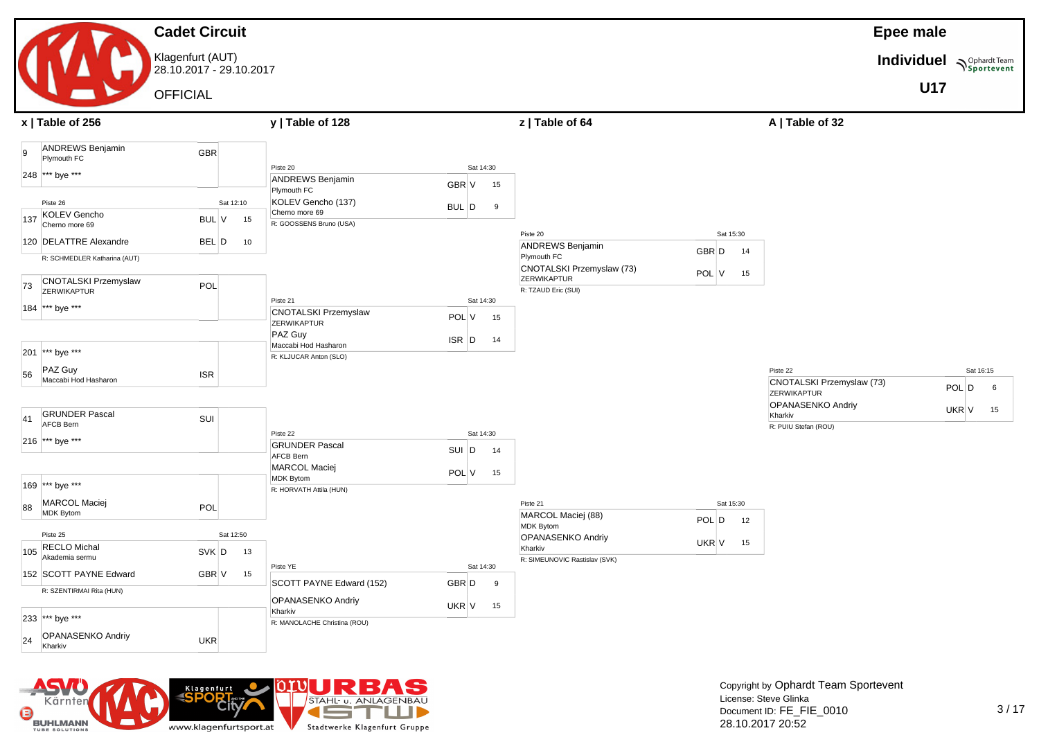# Cadet Circuit

Klagenfurt (AUT)
28.10.2017 - 29.10.2017

OFFICIAL

**Epee male**

**Individuel**

**U17**

## x | Table of 256

| Seed | Name | Club | Nation | Result | Score |
|---|---|---|---|---|---|
| 9 | ANDREWS Benjamin | Plymouth FC | GBR | | |
| 248 | *** bye *** | | | | |

Piste 26 — Sat 12:10

| Seed | Name | Club | Nation | Result | Score |
|---|---|---|---|---|---|
| 137 | KOLEV Gencho | Cherno more 69 | BUL | V | 15 |
| 120 | DELATTRE Alexandre | | BEL | D | 10 |

R: SCHMEDLER Katharina (AUT)

| Seed | Name | Club | Nation | Result | Score |
|---|---|---|---|---|---|
| 73 | CNOTALSKI Przemyslaw | ZERWIKAPTUR | POL | | |
| 184 | *** bye *** | | | | |

| Seed | Name | Club | Nation | Result | Score |
|---|---|---|---|---|---|
| 201 | *** bye *** | | | | |
| 56 | PAZ Guy | Maccabi Hod Hasharon | ISR | | |

| Seed | Name | Club | Nation | Result | Score |
|---|---|---|---|---|---|
| 41 | GRUNDER Pascal | AFCB Bern | SUI | | |
| 216 | *** bye *** | | | | |

| Seed | Name | Club | Nation | Result | Score |
|---|---|---|---|---|---|
| 169 | *** bye *** | | | | |
| 88 | MARCOL Maciej | MDK Bytom | POL | | |

Piste 25 — Sat 12:50

| Seed | Name | Club | Nation | Result | Score |
|---|---|---|---|---|---|
| 105 | RECLO Michal | Akademia sermu | SVK | D | 13 |
| 152 | SCOTT PAYNE Edward | | GBR | V | 15 |

R: SZENTIRMAI Rita (HUN)

| Seed | Name | Club | Nation | Result | Score |
|---|---|---|---|---|---|
| 233 | *** bye *** | | | | |
| 24 | OPANASENKO Andriy | Kharkiv | UKR | | |

## y | Table of 128

Piste 20 — Sat 14:30

| Name | Club | Nation | Result | Score |
|---|---|---|---|---|
| ANDREWS Benjamin | Plymouth FC | GBR | V | 15 |
| KOLEV Gencho (137) | Cherno more 69 | BUL | D | 9 |

R: GOOSSENS Bruno (USA)

Piste 21 — Sat 14:30

| Name | Club | Nation | Result | Score |
|---|---|---|---|---|
| CNOTALSKI Przemyslaw | ZERWIKAPTUR | POL | V | 15 |
| PAZ Guy | Maccabi Hod Hasharon | ISR | D | 14 |

R: KLJUCAR Anton (SLO)

Piste 22 — Sat 14:30

| Name | Club | Nation | Result | Score |
|---|---|---|---|---|
| GRUNDER Pascal | AFCB Bern | SUI | D | 14 |
| MARCOL Maciej | MDK Bytom | POL | V | 15 |

R: HORVATH Attila (HUN)

Piste YE — Sat 14:30

| Name | Club | Nation | Result | Score |
|---|---|---|---|---|
| SCOTT PAYNE Edward (152) | | GBR | D | 9 |
| OPANASENKO Andriy | Kharkiv | UKR | V | 15 |

R: MANOLACHE Christina (ROU)

## z | Table of 64

Piste 20 — Sat 15:30

| Name | Club | Nation | Result | Score |
|---|---|---|---|---|
| ANDREWS Benjamin | Plymouth FC | GBR | D | 14 |
| CNOTALSKI Przemyslaw (73) | ZERWIKAPTUR | POL | V | 15 |

R: TZAUD Eric (SUI)

Piste 21 — Sat 15:30

| Name | Club | Nation | Result | Score |
|---|---|---|---|---|
| MARCOL Maciej (88) | MDK Bytom | POL | D | 12 |
| OPANASENKO Andriy | Kharkiv | UKR | V | 15 |

R: SIMEUNOVIC Rastislav (SVK)

## A | Table of 32

Piste 22 — Sat 16:15

| Name | Club | Nation | Result | Score |
|---|---|---|---|---|
| CNOTALSKI Przemyslaw (73) | ZERWIKAPTUR | POL | D | 6 |
| OPANASENKO Andriy | Kharkiv | UKR | V | 15 |

R: PUIU Stefan (ROU)

Copyright by Ophardt Team Sportevent
License: Steve Glinka
Document ID: FE_FIE_0010
28.10.2017 20:52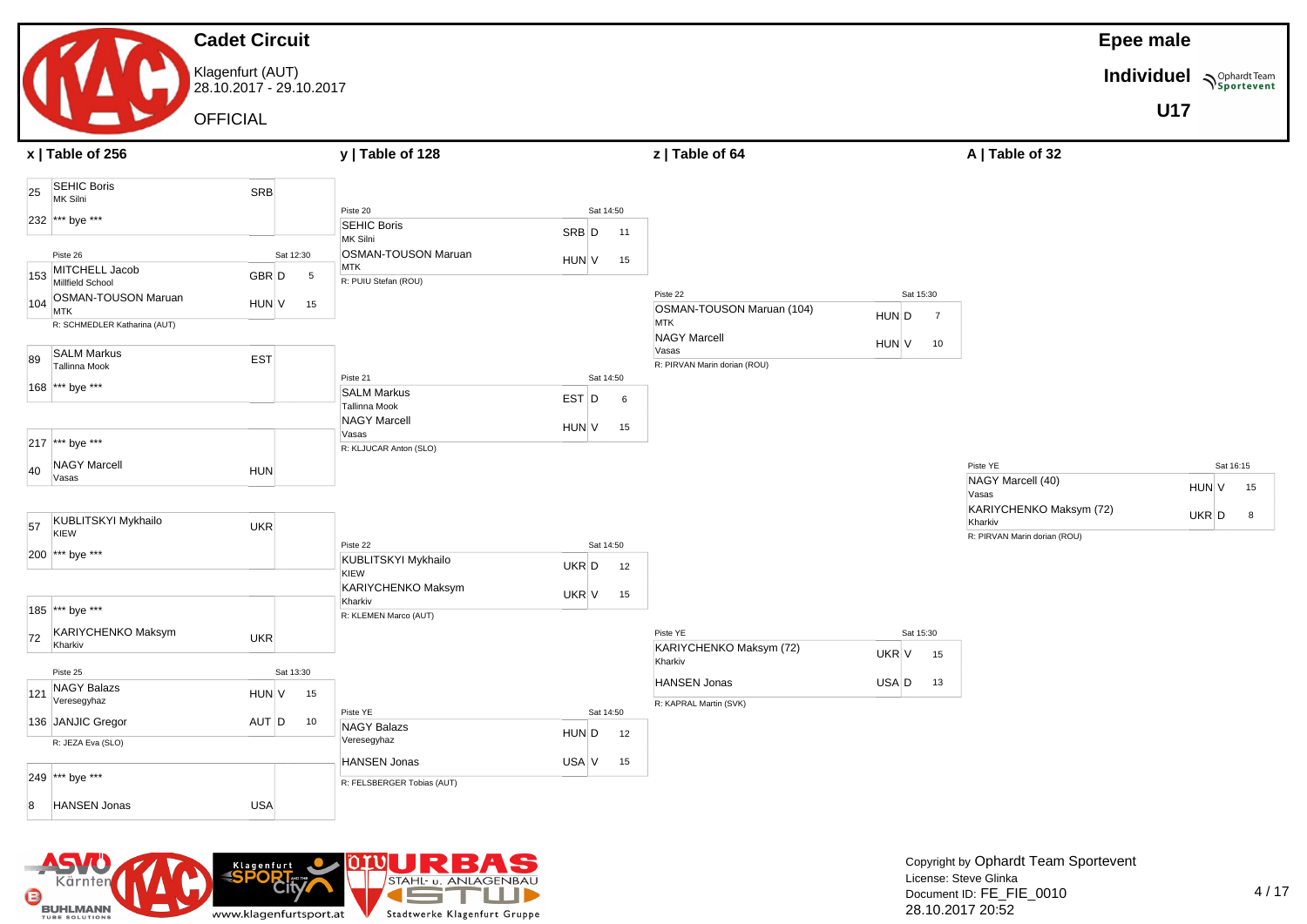# Cadet Circuit

Klagenfurt (AUT)
28.10.2017 - 29.10.2017

OFFICIAL

**Epee male**

**Individuel**

**U17**

## x | Table of 256

| Seed | Name | Club | Nation | V/D | Score |
|---|---|---|---|---|---|
| 25 | SEHIC Boris | MK Silni | SRB | | |
| 232 | *** bye *** | | | | |
| | Piste 26 | | | Sat 12:30 | |
| 153 | MITCHELL Jacob | Millfield School | GBR | D | 5 |
| 104 | OSMAN-TOUSON Maruan | MTK | HUN | V | 15 |
| | R: SCHMEDLER Katharina (AUT) | | | | |
| 89 | SALM Markus | Tallinna Mook | EST | | |
| 168 | *** bye *** | | | | |
| 217 | *** bye *** | | | | |
| 40 | NAGY Marcell | Vasas | HUN | | |
| 57 | KUBLITSKYI Mykhailo | KIEW | UKR | | |
| 200 | *** bye *** | | | | |
| 185 | *** bye *** | | | | |
| 72 | KARIYCHENKO Maksym | Kharkiv | UKR | | |
| | Piste 25 | | | Sat 13:30 | |
| 121 | NAGY Balazs | Veresegyhaz | HUN | V | 15 |
| 136 | JANJIC Gregor | | AUT | D | 10 |
| | R: JEZA Eva (SLO) | | | | |
| 249 | *** bye *** | | | | |
| 8 | HANSEN Jonas | | USA | | |

## y | Table of 128

| Piste | Time | Name | Club | Nation | V/D | Score |
|---|---|---|---|---|---|---|
| Piste 20 | Sat 14:50 | SEHIC Boris | MK Silni | SRB | D | 11 |
| | | OSMAN-TOUSON Maruan | MTK | HUN | V | 15 |
| | | R: PUIU Stefan (ROU) | | | | |
| Piste 21 | Sat 14:50 | SALM Markus | Tallinna Mook | EST | D | 6 |
| | | NAGY Marcell | Vasas | HUN | V | 15 |
| | | R: KLJUCAR Anton (SLO) | | | | |
| Piste 22 | Sat 14:50 | KUBLITSKYI Mykhailo | KIEW | UKR | D | 12 |
| | | KARIYCHENKO Maksym | Kharkiv | UKR | V | 15 |
| | | R: KLEMEN Marco (AUT) | | | | |
| Piste YE | Sat 14:50 | NAGY Balazs | Veresegyhaz | HUN | D | 12 |
| | | HANSEN Jonas | | USA | V | 15 |
| | | R: FELSBERGER Tobias (AUT) | | | | |

## z | Table of 64

| Piste | Time | Name | Club | Nation | V/D | Score |
|---|---|---|---|---|---|---|
| Piste 22 | Sat 15:30 | OSMAN-TOUSON Maruan (104) | MTK | HUN | D | 7 |
| | | NAGY Marcell | Vasas | HUN | V | 10 |
| | | R: PIRVAN Marin dorian (ROU) | | | | |
| Piste YE | Sat 15:30 | KARIYCHENKO Maksym (72) | Kharkiv | UKR | V | 15 |
| | | HANSEN Jonas | | USA | D | 13 |
| | | R: KAPRAL Martin (SVK) | | | | |

## A | Table of 32

| Piste | Time | Name | Club | Nation | V/D | Score |
|---|---|---|---|---|---|---|
| Piste YE | Sat 16:15 | NAGY Marcell (40) | Vasas | HUN | V | 15 |
| | | KARIYCHENKO Maksym (72) | Kharkiv | UKR | D | 8 |
| | | R: PIRVAN Marin dorian (ROU) | | | | |

Copyright by Ophardt Team Sportevent
License: Steve Glinka
Document ID: FE_FIE_0010
28.10.2017 20:52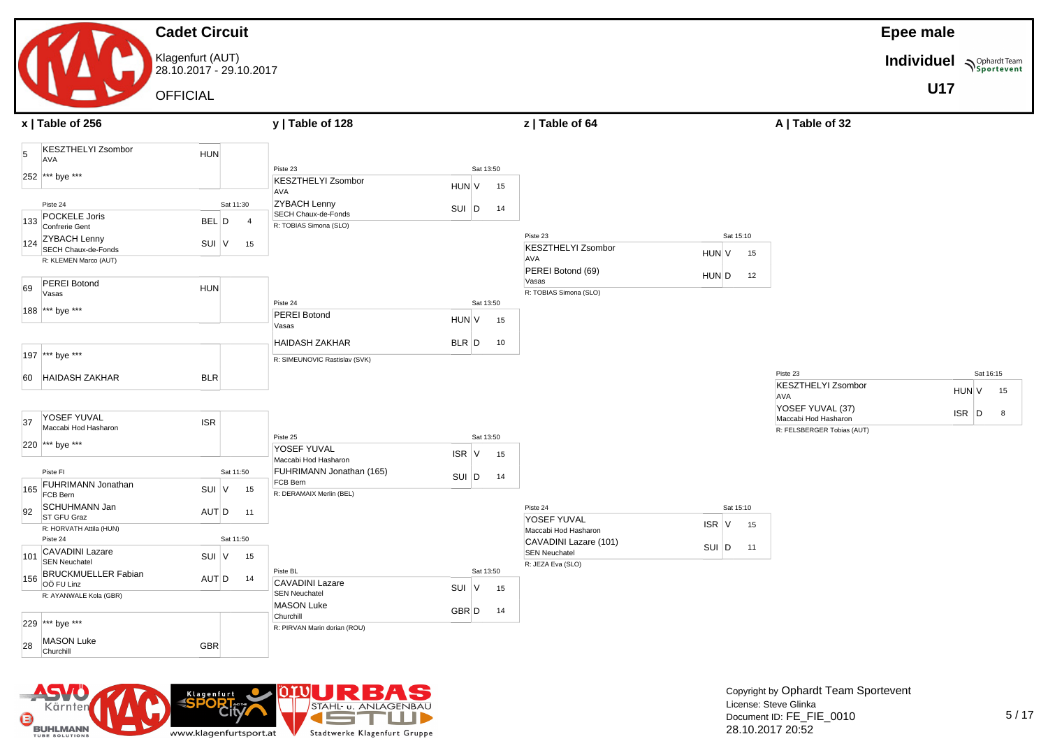# Cadet Circuit

Klagenfurt (AUT)
28.10.2017 - 29.10.2017

OFFICIAL

**Epee male**

**Individuel**

**U17**

## x | Table of 256

| Seed | Name | Club | Nation | Result | Score |
|---|---|---|---|---|---|
| 5 | KESZTHELYI Zsombor | AVA | HUN | | |
| 252 | *** bye *** | | | | |
| | Piste 24, Sat 11:30 | | | | |
| 133 | POCKELE Joris | Confrerie Gent | BEL | D | 4 |
| 124 | ZYBACH Lenny | SECH Chaux-de-Fonds | SUI | V | 15 |
| | R: KLEMEN Marco (AUT) | | | | |
| 69 | PEREI Botond | Vasas | HUN | | |
| 188 | *** bye *** | | | | |
| 197 | *** bye *** | | | | |
| 60 | HAIDASH ZAKHAR | | BLR | | |
| 37 | YOSEF YUVAL | Maccabi Hod Hasharon | ISR | | |
| 220 | *** bye *** | | | | |
| | Piste FI, Sat 11:50 | | | | |
| 165 | FUHRIMANN Jonathan | FCB Bern | SUI | V | 15 |
| 92 | SCHUHMANN Jan | ST GFU Graz | AUT | D | 11 |
| | R: HORVATH Attila (HUN) | | | | |
| | Piste 24, Sat 11:50 | | | | |
| 101 | CAVADINI Lazare | SEN Neuchatel | SUI | V | 15 |
| 156 | BRUCKMUELLER Fabian | OÖ FU Linz | AUT | D | 14 |
| | R: AYANWALE Kola (GBR) | | | | |
| 229 | *** bye *** | | | | |
| 28 | MASON Luke | Churchill | GBR | | |

## y | Table of 128

| Piste | Time | Name | Club | Nation | Result | Score | Referee |
|---|---|---|---|---|---|---|---|
| Piste 23 | Sat 13:50 | KESZTHELYI Zsombor | AVA | HUN | V | 15 | R: TOBIAS Simona (SLO) |
| | | ZYBACH Lenny | SECH Chaux-de-Fonds | SUI | D | 14 | |
| Piste 24 | Sat 13:50 | PEREI Botond | Vasas | HUN | V | 15 | R: SIMEUNOVIC Rastislav (SVK) |
| | | HAIDASH ZAKHAR | | BLR | D | 10 | |
| Piste 25 | Sat 13:50 | YOSEF YUVAL | Maccabi Hod Hasharon | ISR | V | 15 | R: DERAMAIX Merlin (BEL) |
| | | FUHRIMANN Jonathan (165) | FCB Bern | SUI | D | 14 | |
| Piste BL | Sat 13:50 | CAVADINI Lazare | SEN Neuchatel | SUI | V | 15 | R: PIRVAN Marin dorian (ROU) |
| | | MASON Luke | Churchill | GBR | D | 14 | |

## z | Table of 64

| Piste | Time | Name | Club | Nation | Result | Score | Referee |
|---|---|---|---|---|---|---|---|
| Piste 23 | Sat 15:10 | KESZTHELYI Zsombor | AVA | HUN | V | 15 | R: TOBIAS Simona (SLO) |
| | | PEREI Botond (69) | Vasas | HUN | D | 12 | |
| Piste 24 | Sat 15:10 | YOSEF YUVAL | Maccabi Hod Hasharon | ISR | V | 15 | R: JEZA Eva (SLO) |
| | | CAVADINI Lazare (101) | SEN Neuchatel | SUI | D | 11 | |

## A | Table of 32

| Piste | Time | Name | Club | Nation | Result | Score | Referee |
|---|---|---|---|---|---|---|---|
| Piste 23 | Sat 16:15 | KESZTHELYI Zsombor | AVA | HUN | V | 15 | R: FELSBERGER Tobias (AUT) |
| | | YOSEF YUVAL (37) | Maccabi Hod Hasharon | ISR | D | 8 | |

Copyright by Ophardt Team Sportevent
License: Steve Glinka
Document ID: FE_FIE_0010
28.10.2017 20:52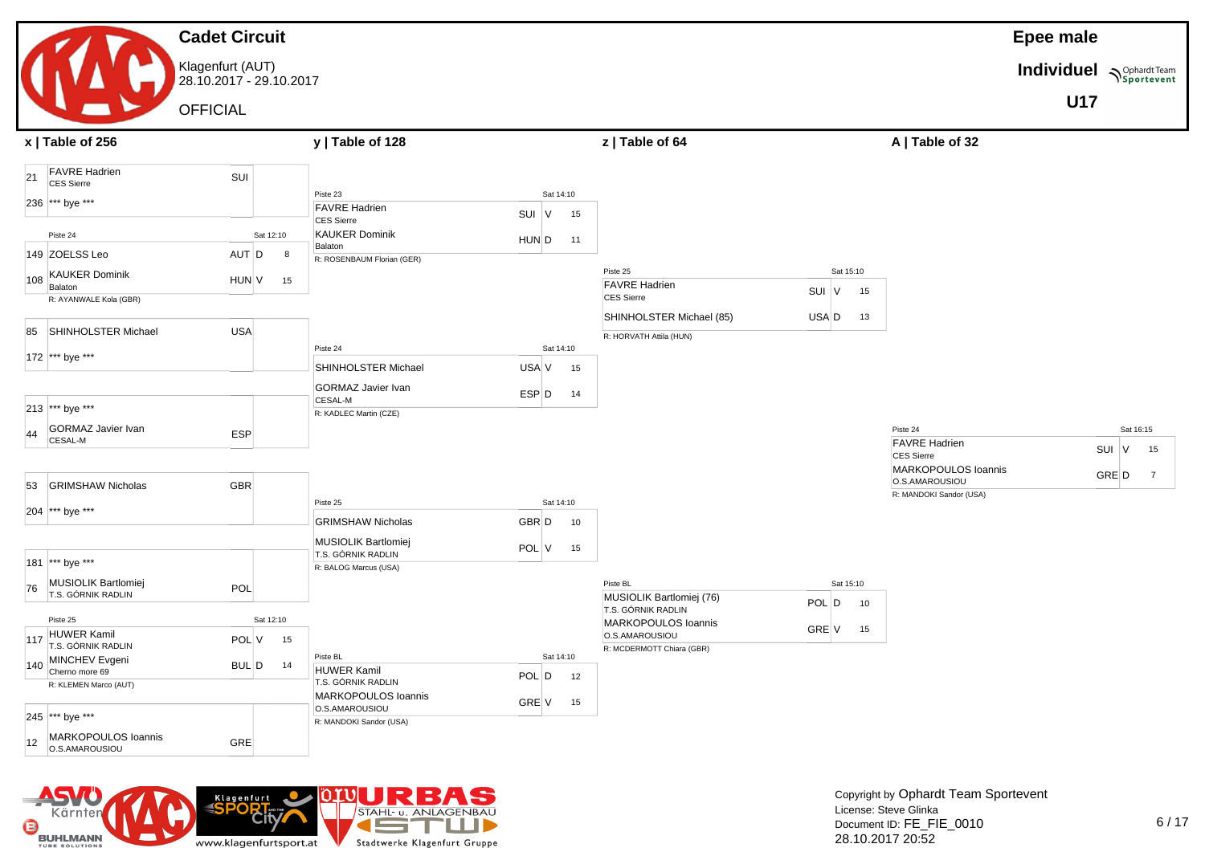# Cadet Circuit

Klagenfurt (AUT)
28.10.2017 - 29.10.2017

OFFICIAL

**Epee male**

**Individuel**

**U17**

## x | Table of 256

| Seed | Name / Club | Nation | Result | Score |
|---|---|---|---|---|
| 21 | FAVRE Hadrien (CES Sierre) | SUI | | |
| 236 | *** bye *** | | | |
| | Piste 24 — Sat 12:10 | | | |
| 149 | ZOELSS Leo | AUT | D | 8 |
| 108 | KAUKER Dominik (Balaton) | HUN | V | 15 |
| | R: AYANWALE Kola (GBR) | | | |
| 85 | SHINHOLSTER Michael | USA | | |
| 172 | *** bye *** | | | |
| 213 | *** bye *** | | | |
| 44 | GORMAZ Javier Ivan (CESAL-M) | ESP | | |
| 53 | GRIMSHAW Nicholas | GBR | | |
| 204 | *** bye *** | | | |
| 181 | *** bye *** | | | |
| 76 | MUSIOLIK Bartlomiej (T.S. GÓRNIK RADLIN) | POL | | |
| | Piste 25 — Sat 12:10 | | | |
| 117 | HUWER Kamil (T.S. GÓRNIK RADLIN) | POL | V | 15 |
| 140 | MINCHEV Evgeni (Cherno more 69) | BUL | D | 14 |
| | R: KLEMEN Marco (AUT) | | | |
| 245 | *** bye *** | | | |
| 12 | MARKOPOULOS Ioannis (O.S.AMAROUSIOU) | GRE | | |

## y | Table of 128

| Piste / Time | Name / Club | Nation | Result | Score |
|---|---|---|---|---|
| Piste 23 — Sat 14:10 | FAVRE Hadrien (CES Sierre) | SUI | V | 15 |
| | KAUKER Dominik (Balaton) | HUN | D | 11 |
| | R: ROSENBAUM Florian (GER) | | | |
| Piste 24 — Sat 14:10 | SHINHOLSTER Michael | USA | V | 15 |
| | GORMAZ Javier Ivan (CESAL-M) | ESP | D | 14 |
| | R: KADLEC Martin (CZE) | | | |
| Piste 25 — Sat 14:10 | GRIMSHAW Nicholas | GBR | D | 10 |
| | MUSIOLIK Bartlomiej (T.S. GÓRNIK RADLIN) | POL | V | 15 |
| | R: BALOG Marcus (USA) | | | |
| Piste BL — Sat 14:10 | HUWER Kamil (T.S. GÓRNIK RADLIN) | POL | D | 12 |
| | MARKOPOULOS Ioannis (O.S.AMAROUSIOU) | GRE | V | 15 |
| | R: MANDOKI Sandor (USA) | | | |

## z | Table of 64

| Piste / Time | Name / Club | Nation | Result | Score |
|---|---|---|---|---|
| Piste 25 — Sat 15:10 | FAVRE Hadrien (CES Sierre) | SUI | V | 15 |
| | SHINHOLSTER Michael (85) | USA | D | 13 |
| | R: HORVATH Attila (HUN) | | | |
| Piste BL — Sat 15:10 | MUSIOLIK Bartlomiej (76) (T.S. GÓRNIK RADLIN) | POL | D | 10 |
| | MARKOPOULOS Ioannis (O.S.AMAROUSIOU) | GRE | V | 15 |
| | R: MCDERMOTT Chiara (GBR) | | | |

## A | Table of 32

| Piste / Time | Name / Club | Nation | Result | Score |
|---|---|---|---|---|
| Piste 24 — Sat 16:15 | FAVRE Hadrien (CES Sierre) | SUI | V | 15 |
| | MARKOPOULOS Ioannis (O.S.AMAROUSIOU) | GRE | D | 7 |
| | R: MANDOKI Sandor (USA) | | | |

Copyright by Ophardt Team Sportevent
License: Steve Glinka
Document ID: FE_FIE_0010
28.10.2017 20:52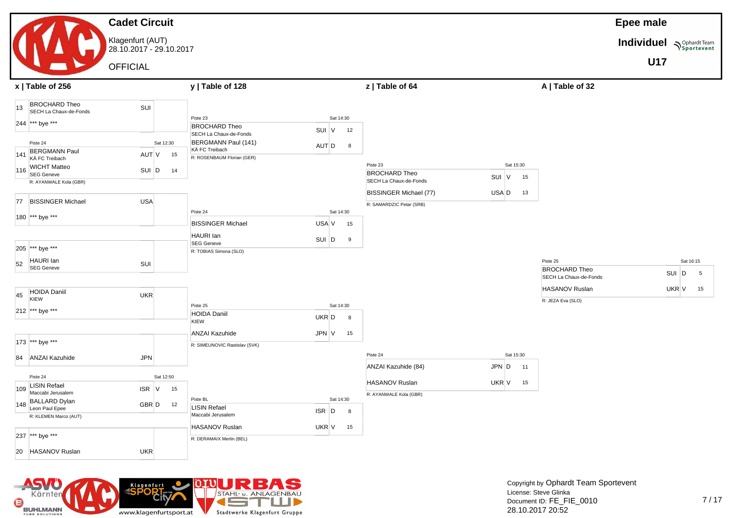# Cadet Circuit

Klagenfurt (AUT)
28.10.2017 - 29.10.2017

OFFICIAL

**Epee male**

**Individuel**

**U17**

## x | Table of 256

| Seed | Name | Club | Nation | Result | Score |
|---|---|---|---|---|---|
| 13 | BROCHARD Theo | SECH La Chaux-de-Fonds | SUI | | |
| 244 | *** bye *** | | | | |
| | Piste 24 | | | Sat 12:30 | |
| 141 | BERGMANN Paul | KÄ FC Treibach | AUT | V | 15 |
| 116 | WICHT Matteo | SEG Geneve | SUI | D | 14 |
| | R: AYANWALE Kola (GBR) | | | | |
| 77 | BISSINGER Michael | | USA | | |
| 180 | *** bye *** | | | | |
| 205 | *** bye *** | | | | |
| 52 | HAURI Ian | SEG Geneve | SUI | | |
| 45 | HOIDA Daniil | KIEW | UKR | | |
| 212 | *** bye *** | | | | |
| 173 | *** bye *** | | | | |
| 84 | ANZAI Kazuhide | | JPN | | |
| | Piste 24 | | | Sat 12:50 | |
| 109 | LISIN Refael | Maccabi Jerusalem | ISR | V | 15 |
| 148 | BALLARD Dylan | Leon Paul Epee | GBR | D | 12 |
| | R: KLEMEN Marco (AUT) | | | | |
| 237 | *** bye *** | | | | |
| 20 | HASANOV Ruslan | | UKR | | |

## y | Table of 128

| Piste | Time | Name | Club | Nation | Result | Score | Referee |
|---|---|---|---|---|---|---|---|
| Piste 23 | Sat 14:30 | BROCHARD Theo | SECH La Chaux-de-Fonds | SUI | V | 12 | R: ROSENBAUM Florian (GER) |
| | | BERGMANN Paul (141) | KÄ FC Treibach | AUT | D | 8 | |
| Piste 24 | Sat 14:30 | BISSINGER Michael | | USA | V | 15 | R: TOBIAS Simona (SLO) |
| | | HAURI Ian | SEG Geneve | SUI | D | 9 | |
| Piste 25 | Sat 14:30 | HOIDA Daniil | KIEW | UKR | D | 8 | R: SIMEUNOVIC Rastislav (SVK) |
| | | ANZAI Kazuhide | | JPN | V | 15 | |
| Piste BL | Sat 14:30 | LISIN Refael | Maccabi Jerusalem | ISR | D | 8 | R: DERAMAIX Merlin (BEL) |
| | | HASANOV Ruslan | | UKR | V | 15 | |

## z | Table of 64

| Piste | Time | Name | Club | Nation | Result | Score | Referee |
|---|---|---|---|---|---|---|---|
| Piste 23 | Sat 15:30 | BROCHARD Theo | SECH La Chaux-de-Fonds | SUI | V | 15 | R: SAMARDZIC Petar (SRB) |
| | | BISSINGER Michael (77) | | USA | D | 13 | |
| Piste 24 | Sat 15:30 | ANZAI Kazuhide (84) | | JPN | D | 11 | R: AYANWALE Kola (GBR) |
| | | HASANOV Ruslan | | UKR | V | 15 | |

## A | Table of 32

| Piste | Time | Name | Club | Nation | Result | Score | Referee |
|---|---|---|---|---|---|---|---|
| Piste 25 | Sat 16:15 | BROCHARD Theo | SECH La Chaux-de-Fonds | SUI | D | 5 | R: JEZA Eva (SLO) |
| | | HASANOV Ruslan | | UKR | V | 15 | |

Copyright by Ophardt Team Sportevent
License: Steve Glinka
Document ID: FE_FIE_0010
28.10.2017 20:52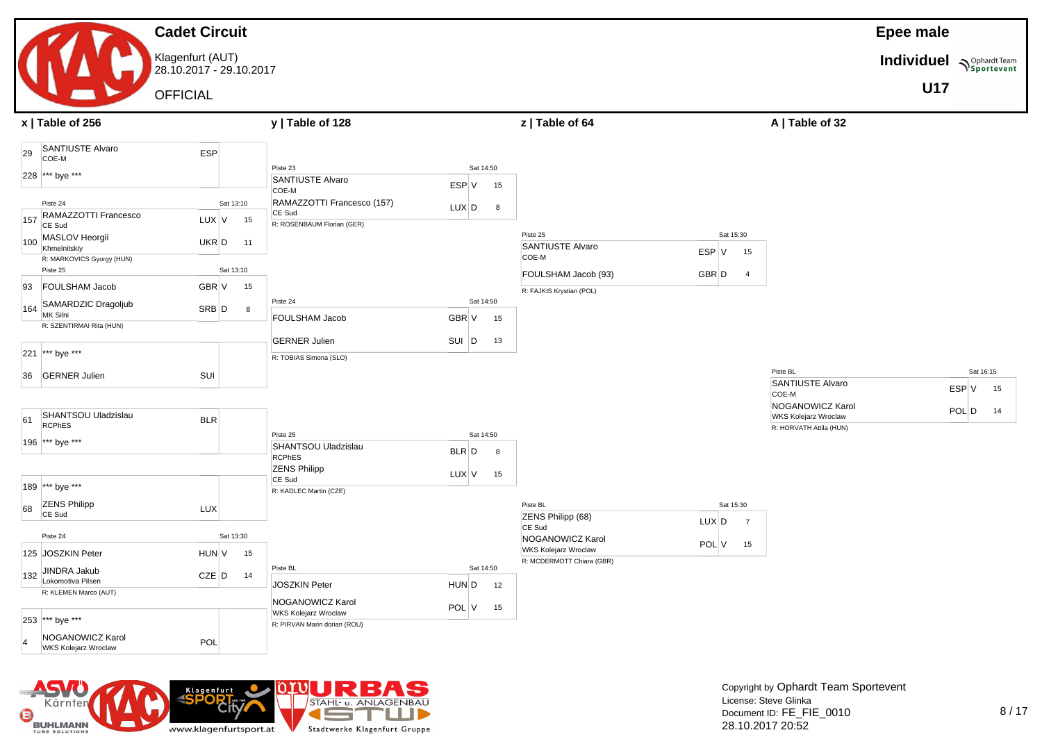# Cadet Circuit

Klagenfurt (AUT)
28.10.2017 - 29.10.2017

OFFICIAL

**Epee male**

**Individuel**

**U17**

## x | Table of 256

| Seed | Name | Club | Nation | Result | Score |
|---|---|---|---|---|---|
| 29 | SANTIUSTE Alvaro | COE-M | ESP | | |
| 228 | *** bye *** | | | | |

Piste 24 — Sat 13:10

| Seed | Name | Club | Nation | Result | Score |
|---|---|---|---|---|---|
| 157 | RAMAZZOTTI Francesco | CE Sud | LUX | V | 15 |
| 100 | MASLOV Heorgii | Khmelnitskiy | UKR | D | 11 |

R: MARKOVICS Gyorgy (HUN)

Piste 25 — Sat 13:10

| Seed | Name | Club | Nation | Result | Score |
|---|---|---|---|---|---|
| 93 | FOULSHAM Jacob | | GBR | V | 15 |
| 164 | SAMARDZIC Dragoljub | MK Silni | SRB | D | 8 |

R: SZENTIRMAI Rita (HUN)

| Seed | Name | Club | Nation | Result | Score |
|---|---|---|---|---|---|
| 221 | *** bye *** | | | | |
| 36 | GERNER Julien | | SUI | | |

| Seed | Name | Club | Nation | Result | Score |
|---|---|---|---|---|---|
| 61 | SHANTSOU Uladzislau | RCPhES | BLR | | |
| 196 | *** bye *** | | | | |

| Seed | Name | Club | Nation | Result | Score |
|---|---|---|---|---|---|
| 189 | *** bye *** | | | | |
| 68 | ZENS Philipp | CE Sud | LUX | | |

Piste 24 — Sat 13:30

| Seed | Name | Club | Nation | Result | Score |
|---|---|---|---|---|---|
| 125 | JOSZKIN Peter | | HUN | V | 15 |
| 132 | JINDRA Jakub | Lokomotiva Pilsen | CZE | D | 14 |

R: KLEMEN Marco (AUT)

| Seed | Name | Club | Nation | Result | Score |
|---|---|---|---|---|---|
| 253 | *** bye *** | | | | |
| 4 | NOGANOWICZ Karol | WKS Kolejarz Wroclaw | POL | | |

## y | Table of 128

Piste 23 — Sat 14:50

| Name | Club | Nation | Result | Score |
|---|---|---|---|---|
| SANTIUSTE Alvaro | COE-M | ESP | V | 15 |
| RAMAZZOTTI Francesco (157) | CE Sud | LUX | D | 8 |

R: ROSENBAUM Florian (GER)

Piste 24 — Sat 14:50

| Name | Club | Nation | Result | Score |
|---|---|---|---|---|
| FOULSHAM Jacob | | GBR | V | 15 |
| GERNER Julien | | SUI | D | 13 |

R: TOBIAS Simona (SLO)

Piste 25 — Sat 14:50

| Name | Club | Nation | Result | Score |
|---|---|---|---|---|
| SHANTSOU Uladzislau | RCPhES | BLR | D | 8 |
| ZENS Philipp | CE Sud | LUX | V | 15 |

R: KADLEC Martin (CZE)

Piste BL — Sat 14:50

| Name | Club | Nation | Result | Score |
|---|---|---|---|---|
| JOSZKIN Peter | | HUN | D | 12 |
| NOGANOWICZ Karol | WKS Kolejarz Wroclaw | POL | V | 15 |

R: PIRVAN Marin dorian (ROU)

## z | Table of 64

Piste 25 — Sat 15:30

| Name | Club | Nation | Result | Score |
|---|---|---|---|---|
| SANTIUSTE Alvaro | COE-M | ESP | V | 15 |
| FOULSHAM Jacob (93) | | GBR | D | 4 |

R: FAJKIS Krystian (POL)

Piste BL — Sat 15:30

| Name | Club | Nation | Result | Score |
|---|---|---|---|---|
| ZENS Philipp (68) | CE Sud | LUX | D | 7 |
| NOGANOWICZ Karol | WKS Kolejarz Wroclaw | POL | V | 15 |

R: MCDERMOTT Chiara (GBR)

## A | Table of 32

Piste BL — Sat 16:15

| Name | Club | Nation | Result | Score |
|---|---|---|---|---|
| SANTIUSTE Alvaro | COE-M | ESP | V | 15 |
| NOGANOWICZ Karol | WKS Kolejarz Wroclaw | POL | D | 14 |

R: HORVATH Attila (HUN)

Copyright by Ophardt Team Sportevent
License: Steve Glinka
Document ID: FE_FIE_0010
28.10.2017 20:52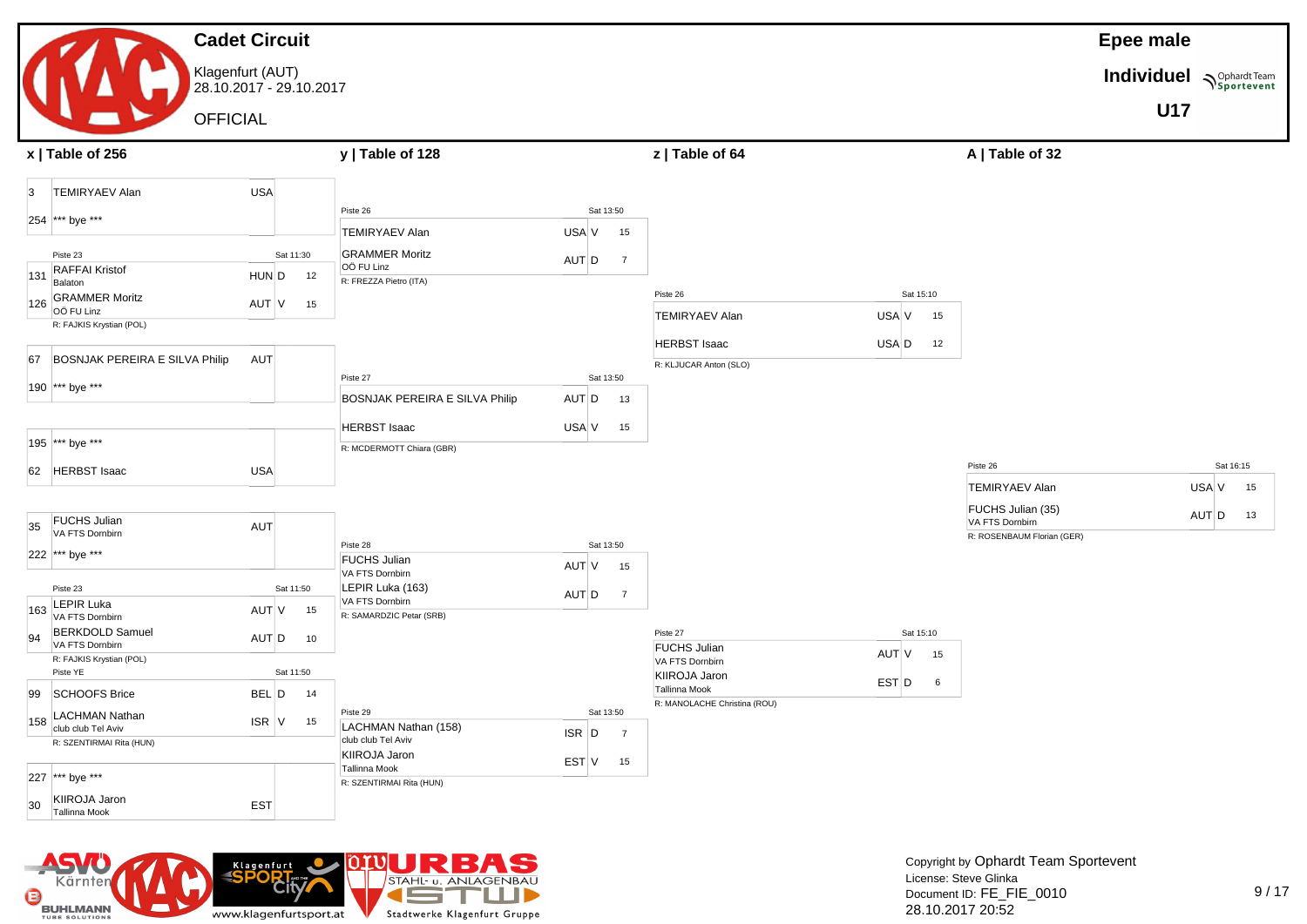# Cadet Circuit

Klagenfurt (AUT)
28.10.2017 - 29.10.2017

OFFICIAL

**Epee male**

**Individuel**

**U17**

## x | Table of 256

| Seed | Name | Club | Nation | Result | Score |
|---|---|---|---|---|---|
| 3 | TEMIRYAEV Alan | | USA | | |
| 254 | *** bye *** | | | | |

Piste 23 — Sat 11:30

| Seed | Name | Club | Nation | Result | Score |
|---|---|---|---|---|---|
| 131 | RAFFAI Kristof | Balaton | HUN | D | 12 |
| 126 | GRAMMER Moritz | OÖ FU Linz | AUT | V | 15 |

R: FAJKIS Krystian (POL)

| Seed | Name | Club | Nation | Result | Score |
|---|---|---|---|---|---|
| 67 | BOSNJAK PEREIRA E SILVA Philip | | AUT | | |
| 190 | *** bye *** | | | | |

| Seed | Name | Club | Nation | Result | Score |
|---|---|---|---|---|---|
| 195 | *** bye *** | | | | |
| 62 | HERBST Isaac | | USA | | |

| Seed | Name | Club | Nation | Result | Score |
|---|---|---|---|---|---|
| 35 | FUCHS Julian | VA FTS Dornbirn | AUT | | |
| 222 | *** bye *** | | | | |

Piste 23 — Sat 11:50

| Seed | Name | Club | Nation | Result | Score |
|---|---|---|---|---|---|
| 163 | LEPIR Luka | VA FTS Dornbirn | AUT | V | 15 |
| 94 | BERKDOLD Samuel | VA FTS Dornbirn | AUT | D | 10 |

R: FAJKIS Krystian (POL)

Piste YE — Sat 11:50

| Seed | Name | Club | Nation | Result | Score |
|---|---|---|---|---|---|
| 99 | SCHOOFS Brice | | BEL | D | 14 |
| 158 | LACHMAN Nathan | club club Tel Aviv | ISR | V | 15 |

R: SZENTIRMAI Rita (HUN)

| Seed | Name | Club | Nation | Result | Score |
|---|---|---|---|---|---|
| 227 | *** bye *** | | | | |
| 30 | KIIROJA Jaron | Tallinna Mook | EST | | |

## y | Table of 128

Piste 26 — Sat 13:50

| Name | Club | Nation | Result | Score |
|---|---|---|---|---|
| TEMIRYAEV Alan | | USA | V | 15 |
| GRAMMER Moritz | OÖ FU Linz | AUT | D | 7 |

R: FREZZA Pietro (ITA)

Piste 27 — Sat 13:50

| Name | Club | Nation | Result | Score |
|---|---|---|---|---|
| BOSNJAK PEREIRA E SILVA Philip | | AUT | D | 13 |
| HERBST Isaac | | USA | V | 15 |

R: MCDERMOTT Chiara (GBR)

Piste 28 — Sat 13:50

| Name | Club | Nation | Result | Score |
|---|---|---|---|---|
| FUCHS Julian | VA FTS Dornbirn | AUT | V | 15 |
| LEPIR Luka (163) | VA FTS Dornbirn | AUT | D | 7 |

R: SAMARDZIC Petar (SRB)

Piste 29 — Sat 13:50

| Name | Club | Nation | Result | Score |
|---|---|---|---|---|
| LACHMAN Nathan (158) | club club Tel Aviv | ISR | D | 7 |
| KIIROJA Jaron | Tallinna Mook | EST | V | 15 |

R: SZENTIRMAI Rita (HUN)

## z | Table of 64

Piste 26 — Sat 15:10

| Name | Club | Nation | Result | Score |
|---|---|---|---|---|
| TEMIRYAEV Alan | | USA | V | 15 |
| HERBST Isaac | | USA | D | 12 |

R: KLJUCAR Anton (SLO)

Piste 27 — Sat 15:10

| Name | Club | Nation | Result | Score |
|---|---|---|---|---|
| FUCHS Julian | VA FTS Dornbirn | AUT | V | 15 |
| KIIROJA Jaron | Tallinna Mook | EST | D | 6 |

R: MANOLACHE Christina (ROU)

## A | Table of 32

Piste 26 — Sat 16:15

| Name | Club | Nation | Result | Score |
|---|---|---|---|---|
| TEMIRYAEV Alan | | USA | V | 15 |
| FUCHS Julian (35) | VA FTS Dornbirn | AUT | D | 13 |

R: ROSENBAUM Florian (GER)

Copyright by Ophardt Team Sportevent
License: Steve Glinka
Document ID: FE_FIE_0010
28.10.2017 20:52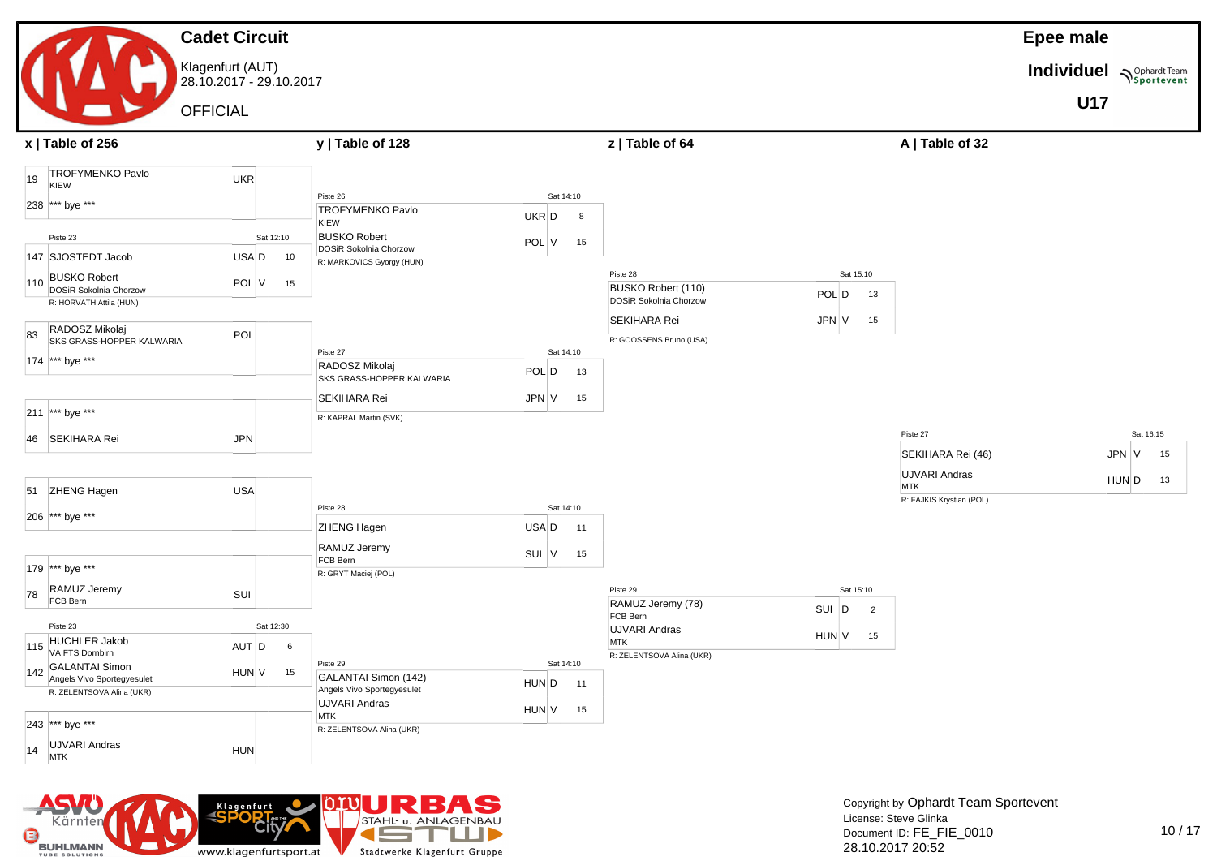# Cadet Circuit

Klagenfurt (AUT)
28.10.2017 - 29.10.2017

OFFICIAL

**Epee male**

**Individuel**

**U17**

## x | Table of 256

| Seed | Name | Club | Nation | Result | Score |
|---|---|---|---|---|---|
| 19 | TROFYMENKO Pavlo | KIEW | UKR | | |
| 238 | *** bye *** | | | | |
| | Piste 23 — Sat 12:10 | | | | |
| 147 | SJOSTEDT Jacob | | USA | D | 10 |
| 110 | BUSKO Robert | DOSiR Sokolnia Chorzow | POL | V | 15 |
| | R: HORVATH Attila (HUN) | | | | |
| 83 | RADOSZ Mikolaj | SKS GRASS-HOPPER KALWARIA | POL | | |
| 174 | *** bye *** | | | | |
| 211 | *** bye *** | | | | |
| 46 | SEKIHARA Rei | | JPN | | |
| 51 | ZHENG Hagen | | USA | | |
| 206 | *** bye *** | | | | |
| 179 | *** bye *** | | | | |
| 78 | RAMUZ Jeremy | FCB Bern | SUI | | |
| | Piste 23 — Sat 12:30 | | | | |
| 115 | HUCHLER Jakob | VA FTS Dornbirn | AUT | D | 6 |
| 142 | GALANTAI Simon | Angels Vivo Sportegyesulet | HUN | V | 15 |
| | R: ZELENTSOVA Alina (UKR) | | | | |
| 243 | *** bye *** | | | | |
| 14 | UJVARI Andras | MTK | HUN | | |

## y | Table of 128

| Piste | Time | Name | Club | Nation | Result | Score | Referee |
|---|---|---|---|---|---|---|---|
| Piste 26 | Sat 14:10 | TROFYMENKO Pavlo | KIEW | UKR | D | 8 | R: MARKOVICS Gyorgy (HUN) |
| | | BUSKO Robert | DOSiR Sokolnia Chorzow | POL | V | 15 | |
| Piste 27 | Sat 14:10 | RADOSZ Mikolaj | SKS GRASS-HOPPER KALWARIA | POL | D | 13 | R: KAPRAL Martin (SVK) |
| | | SEKIHARA Rei | | JPN | V | 15 | |
| Piste 28 | Sat 14:10 | ZHENG Hagen | | USA | D | 11 | R: GRYT Maciej (POL) |
| | | RAMUZ Jeremy | FCB Bern | SUI | V | 15 | |
| Piste 29 | Sat 14:10 | GALANTAI Simon (142) | Angels Vivo Sportegyesulet | HUN | D | 11 | R: ZELENTSOVA Alina (UKR) |
| | | UJVARI Andras | MTK | HUN | V | 15 | |

## z | Table of 64

| Piste | Time | Name | Club | Nation | Result | Score | Referee |
|---|---|---|---|---|---|---|---|
| Piste 28 | Sat 15:10 | BUSKO Robert (110) | DOSiR Sokolnia Chorzow | POL | D | 13 | R: GOOSSENS Bruno (USA) |
| | | SEKIHARA Rei | | JPN | V | 15 | |
| Piste 29 | Sat 15:10 | RAMUZ Jeremy (78) | FCB Bern | SUI | D | 2 | R: ZELENTSOVA Alina (UKR) |
| | | UJVARI Andras | MTK | HUN | V | 15 | |

## A | Table of 32

| Piste | Time | Name | Club | Nation | Result | Score | Referee |
|---|---|---|---|---|---|---|---|
| Piste 27 | Sat 16:15 | SEKIHARA Rei (46) | | JPN | V | 15 | R: FAJKIS Krystian (POL) |
| | | UJVARI Andras | MTK | HUN | D | 13 | |

Copyright by Ophardt Team Sportevent
License: Steve Glinka
Document ID: FE_FIE_0010
28.10.2017 20:52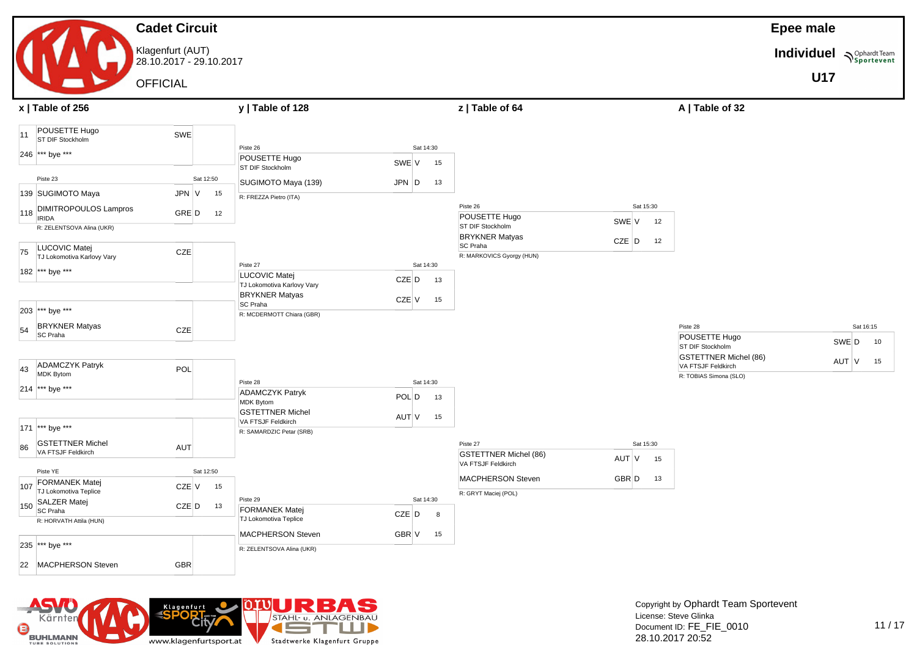# Cadet Circuit

Klagenfurt (AUT)
28.10.2017 - 29.10.2017

OFFICIAL

**Epee male**

**Individuel**

**U17**

## x | Table of 256

| Seed | Name | Club | Nation | Result | Score |
|---|---|---|---|---|---|
| 11 | POUSETTE Hugo | ST DIF Stockholm | SWE | | |
| 246 | *** bye *** | | | | |
| | Piste 23 — Sat 12:50 | | | | |
| 139 | SUGIMOTO Maya | | JPN | V | 15 |
| 118 | DIMITROPOULOS Lampros | IRIDA | GRE | D | 12 |
| | R: ZELENTSOVA Alina (UKR) | | | | |
| 75 | LUCOVIC Matej | TJ Lokomotiva Karlovy Vary | CZE | | |
| 182 | *** bye *** | | | | |
| 203 | *** bye *** | | | | |
| 54 | BRYKNER Matyas | SC Praha | CZE | | |
| 43 | ADAMCZYK Patryk | MDK Bytom | POL | | |
| 214 | *** bye *** | | | | |
| 171 | *** bye *** | | | | |
| 86 | GSTETTNER Michel | VA FTSJF Feldkirch | AUT | | |
| | Piste YE — Sat 12:50 | | | | |
| 107 | FORMANEK Matej | TJ Lokomotiva Teplice | CZE | V | 15 |
| 150 | SALZER Matej | SC Praha | CZE | D | 13 |
| | R: HORVATH Attila (HUN) | | | | |
| 235 | *** bye *** | | | | |
| 22 | MACPHERSON Steven | | GBR | | |

## y | Table of 128

| Piste / Time | Name | Club | Nation | Result | Score |
|---|---|---|---|---|---|
| Piste 26 — Sat 14:30 | POUSETTE Hugo | ST DIF Stockholm | SWE | V | 15 |
| | SUGIMOTO Maya (139) | | JPN | D | 13 |
| | R: FREZZA Pietro (ITA) | | | | |
| Piste 27 — Sat 14:30 | LUCOVIC Matej | TJ Lokomotiva Karlovy Vary | CZE | D | 13 |
| | BRYKNER Matyas | SC Praha | CZE | V | 15 |
| | R: MCDERMOTT Chiara (GBR) | | | | |
| Piste 28 — Sat 14:30 | ADAMCZYK Patryk | MDK Bytom | POL | D | 13 |
| | GSTETTNER Michel | VA FTSJF Feldkirch | AUT | V | 15 |
| | R: SAMARDZIC Petar (SRB) | | | | |
| Piste 29 — Sat 14:30 | FORMANEK Matej | TJ Lokomotiva Teplice | CZE | D | 8 |
| | MACPHERSON Steven | | GBR | V | 15 |
| | R: ZELENTSOVA Alina (UKR) | | | | |

## z | Table of 64

| Piste / Time | Name | Club | Nation | Result | Score |
|---|---|---|---|---|---|
| Piste 26 — Sat 15:30 | POUSETTE Hugo | ST DIF Stockholm | SWE | V | 12 |
| | BRYKNER Matyas | SC Praha | CZE | D | 12 |
| | R: MARKOVICS Gyorgy (HUN) | | | | |
| Piste 27 — Sat 15:30 | GSTETTNER Michel (86) | VA FTSJF Feldkirch | AUT | V | 15 |
| | MACPHERSON Steven | | GBR | D | 13 |
| | R: GRYT Maciej (POL) | | | | |

## A | Table of 32

| Piste / Time | Name | Club | Nation | Result | Score |
|---|---|---|---|---|---|
| Piste 28 — Sat 16:15 | POUSETTE Hugo | ST DIF Stockholm | SWE | D | 10 |
| | GSTETTNER Michel (86) | VA FTSJF Feldkirch | AUT | V | 15 |
| | R: TOBIAS Simona (SLO) | | | | |

Copyright by Ophardt Team Sportevent
License: Steve Glinka
Document ID: FE_FIE_0010
28.10.2017 20:52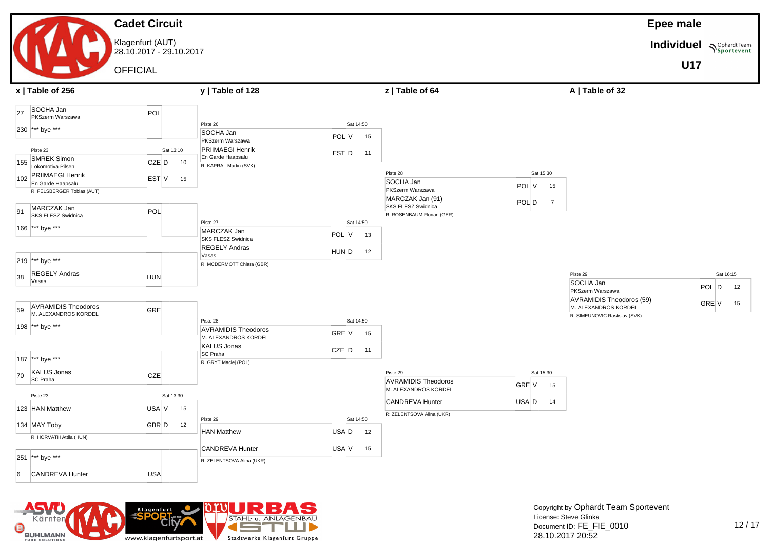# Cadet Circuit

Klagenfurt (AUT)
28.10.2017 - 29.10.2017

OFFICIAL

**Epee male**

**Individuel**

**U17**

## x | Table of 256

| Seed | Name | Club | Nation | Result | Score |
|---|---|---|---|---|---|
| 27 | SOCHA Jan | PKSzerm Warszawa | POL | | |
| 230 | *** bye *** | | | | |
| 155 | SMREK Simon | Lokomotiva Pilsen | CZE | D | 10 |
| 102 | PRIIMAEGI Henrik | En Garde Haapsalu | EST | V | 15 |
| 91 | MARCZAK Jan | SKS FLESZ Swidnica | POL | | |
| 166 | *** bye *** | | | | |
| 219 | *** bye *** | | | | |
| 38 | REGELY Andras | Vasas | HUN | | |
| 59 | AVRAMIDIS Theodoros | M. ALEXANDROS KORDEL | GRE | | |
| 198 | *** bye *** | | | | |
| 187 | *** bye *** | | | | |
| 70 | KALUS Jonas | SC Praha | CZE | | |
| 123 | HAN Matthew | | USA | V | 15 |
| 134 | MAY Toby | | GBR | D | 12 |
| 251 | *** bye *** | | | | |
| 6 | CANDREVA Hunter | | USA | | |

- SMREK Simon vs PRIIMAEGI Henrik: Piste 23, Sat 13:10, R: FELSBERGER Tobias (AUT)
- HAN Matthew vs MAY Toby: Piste 23, Sat 13:30, R: HORVATH Attila (HUN)

## y | Table of 128

| Piste | Time | Name | Club | Nation | Result | Score | Referee |
|---|---|---|---|---|---|---|---|
| Piste 26 | Sat 14:50 | SOCHA Jan | PKSzerm Warszawa | POL | V | 15 | R: KAPRAL Martin (SVK) |
| | | PRIIMAEGI Henrik | En Garde Haapsalu | EST | D | 11 | |
| Piste 27 | Sat 14:50 | MARCZAK Jan | SKS FLESZ Swidnica | POL | V | 13 | R: MCDERMOTT Chiara (GBR) |
| | | REGELY Andras | Vasas | HUN | D | 12 | |
| Piste 28 | Sat 14:50 | AVRAMIDIS Theodoros | M. ALEXANDROS KORDEL | GRE | V | 15 | R: GRYT Maciej (POL) |
| | | KALUS Jonas | SC Praha | CZE | D | 11 | |
| Piste 29 | Sat 14:50 | HAN Matthew | | USA | D | 12 | R: ZELENTSOVA Alina (UKR) |
| | | CANDREVA Hunter | | USA | V | 15 | |

## z | Table of 64

| Piste | Time | Name | Club | Nation | Result | Score | Referee |
|---|---|---|---|---|---|---|---|
| Piste 28 | Sat 15:30 | SOCHA Jan | PKSzerm Warszawa | POL | V | 15 | R: ROSENBAUM Florian (GER) |
| | | MARCZAK Jan (91) | SKS FLESZ Swidnica | POL | D | 7 | |
| Piste 29 | Sat 15:30 | AVRAMIDIS Theodoros | M. ALEXANDROS KORDEL | GRE | V | 15 | R: ZELENTSOVA Alina (UKR) |
| | | CANDREVA Hunter | | USA | D | 14 | |

## A | Table of 32

| Piste | Time | Name | Club | Nation | Result | Score | Referee |
|---|---|---|---|---|---|---|---|
| Piste 29 | Sat 16:15 | SOCHA Jan | PKSzerm Warszawa | POL | D | 12 | R: SIMEUNOVIC Rastislav (SVK) |
| | | AVRAMIDIS Theodoros (59) | M. ALEXANDROS KORDEL | GRE | V | 15 | |

Copyright by Ophardt Team Sportevent
License: Steve Glinka
Document ID: FE_FIE_0010
28.10.2017 20:52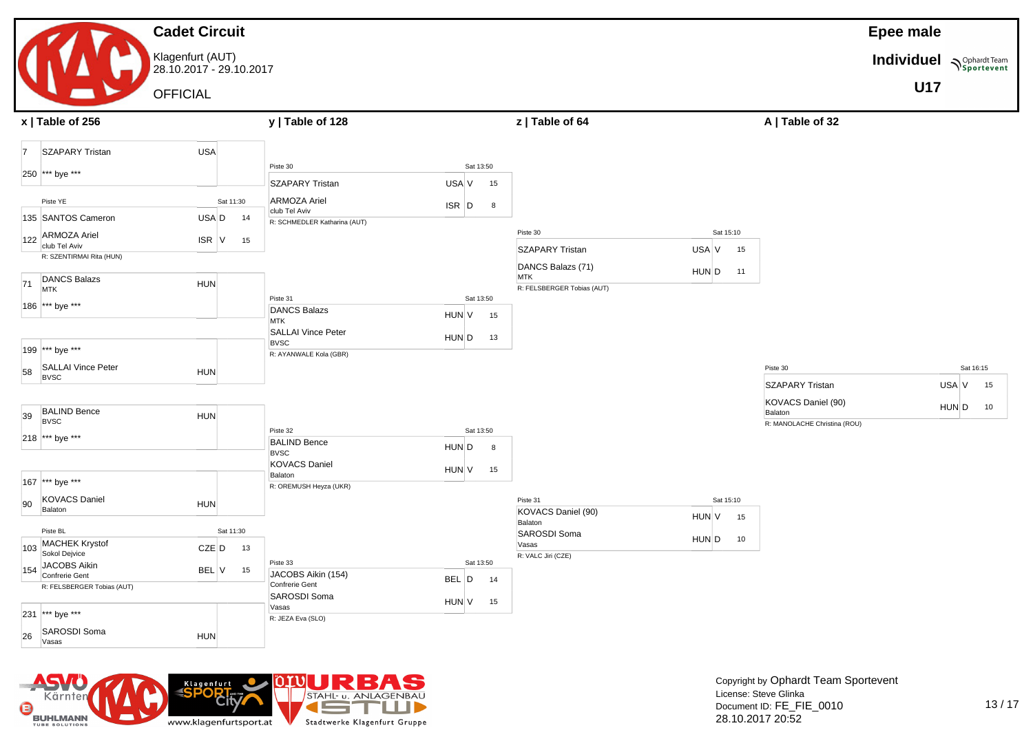# Cadet Circuit

Klagenfurt (AUT)
28.10.2017 - 29.10.2017

OFFICIAL

**Epee male**

**Individuel**

**U17**

## x | Table of 256

| Seed | Name | Club | Nation | Result | Score |
|---|---|---|---|---|---|
| 7 | SZAPARY Tristan | | USA | | |
| 250 | *** bye *** | | | | |
| | *Piste YE — Sat 11:30* | | | | |
| 135 | SANTOS Cameron | | USA | D | 14 |
| 122 | ARMOZA Ariel | club Tel Aviv | ISR | V | 15 |
| | R: SZENTIRMAI Rita (HUN) | | | | |
| 71 | DANCS Balazs | MTK | HUN | | |
| 186 | *** bye *** | | | | |
| 199 | *** bye *** | | | | |
| 58 | SALLAI Vince Peter | BVSC | HUN | | |
| 39 | BALIND Bence | BVSC | HUN | | |
| 218 | *** bye *** | | | | |
| 167 | *** bye *** | | | | |
| 90 | KOVACS Daniel | Balaton | HUN | | |
| | *Piste BL — Sat 11:30* | | | | |
| 103 | MACHEK Krystof | Sokol Dejvice | CZE | D | 13 |
| 154 | JACOBS Aikin | Confrerie Gent | BEL | V | 15 |
| | R: FELSBERGER Tobias (AUT) | | | | |
| 231 | *** bye *** | | | | |
| 26 | SAROSDI Soma | Vasas | HUN | | |

## y | Table of 128

| Piste | Time | Name | Club | Nation | Result | Score | Referee |
|---|---|---|---|---|---|---|---|
| Piste 30 | Sat 13:50 | SZAPARY Tristan | | USA | V | 15 | R: SCHMEDLER Katharina (AUT) |
| | | ARMOZA Ariel | club Tel Aviv | ISR | D | 8 | |
| Piste 31 | Sat 13:50 | DANCS Balazs | MTK | HUN | V | 15 | R: AYANWALE Kola (GBR) |
| | | SALLAI Vince Peter | BVSC | HUN | D | 13 | |
| Piste 32 | Sat 13:50 | BALIND Bence | BVSC | HUN | D | 8 | R: OREMUSH Heyza (UKR) |
| | | KOVACS Daniel | Balaton | HUN | V | 15 | |
| Piste 33 | Sat 13:50 | JACOBS Aikin (154) | Confrerie Gent | BEL | D | 14 | R: JEZA Eva (SLO) |
| | | SAROSDI Soma | Vasas | HUN | V | 15 | |

## z | Table of 64

| Piste | Time | Name | Club | Nation | Result | Score | Referee |
|---|---|---|---|---|---|---|---|
| Piste 30 | Sat 15:10 | SZAPARY Tristan | | USA | V | 15 | R: FELSBERGER Tobias (AUT) |
| | | DANCS Balazs (71) | MTK | HUN | D | 11 | |
| Piste 31 | Sat 15:10 | KOVACS Daniel (90) | Balaton | HUN | V | 15 | R: VALC Jiri (CZE) |
| | | SAROSDI Soma | Vasas | HUN | D | 10 | |

## A | Table of 32

| Piste | Time | Name | Club | Nation | Result | Score | Referee |
|---|---|---|---|---|---|---|---|
| Piste 30 | Sat 16:15 | SZAPARY Tristan | | USA | V | 15 | R: MANOLACHE Christina (ROU) |
| | | KOVACS Daniel (90) | Balaton | HUN | D | 10 | |

Copyright by Ophardt Team Sportevent
License: Steve Glinka
Document ID: FE_FIE_0010
28.10.2017 20:52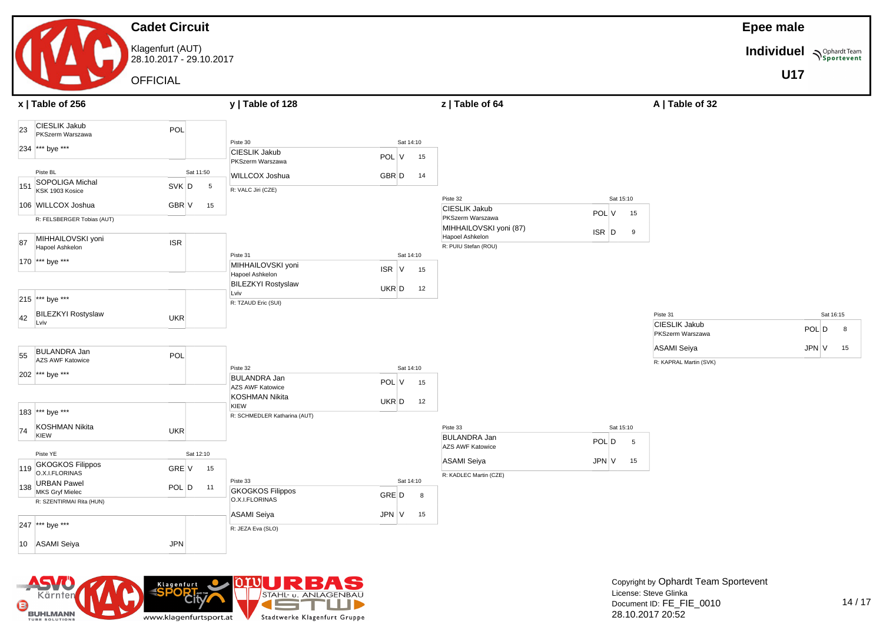# Cadet Circuit

Klagenfurt (AUT)
28.10.2017 - 29.10.2017

OFFICIAL

**Epee male**

**Individuel**

**U17**

## x | Table of 256

| Seed | Name | Club | Nation | Result | Score |
|---|---|---|---|---|---|
| 23 | CIESLIK Jakub | PKSzerm Warszawa | POL | | |
| 234 | *** bye *** | | | | |

Piste BL — Sat 11:50

| Seed | Name | Club | Nation | Result | Score |
|---|---|---|---|---|---|
| 151 | SOPOLIGA Michal | KSK 1903 Kosice | SVK | D | 5 |
| 106 | WILLCOX Joshua | | GBR | V | 15 |

R: FELSBERGER Tobias (AUT)

| Seed | Name | Club | Nation | Result | Score |
|---|---|---|---|---|---|
| 87 | MIHHAILOVSKI yoni | Hapoel Ashkelon | ISR | | |
| 170 | *** bye *** | | | | |

| Seed | Name | Club | Nation | Result | Score |
|---|---|---|---|---|---|
| 215 | *** bye *** | | | | |
| 42 | BILEZKYI Rostyslaw | Lviv | UKR | | |

| Seed | Name | Club | Nation | Result | Score |
|---|---|---|---|---|---|
| 55 | BULANDRA Jan | AZS AWF Katowice | POL | | |
| 202 | *** bye *** | | | | |

| Seed | Name | Club | Nation | Result | Score |
|---|---|---|---|---|---|
| 183 | *** bye *** | | | | |
| 74 | KOSHMAN Nikita | KIEW | UKR | | |

Piste YE — Sat 12:10

| Seed | Name | Club | Nation | Result | Score |
|---|---|---|---|---|---|
| 119 | GKOGKOS Filippos | O.X.I.FLORINAS | GRE | V | 15 |
| 138 | URBAN Pawel | MKS Gryf Mielec | POL | D | 11 |

R: SZENTIRMAI Rita (HUN)

| Seed | Name | Club | Nation | Result | Score |
|---|---|---|---|---|---|
| 247 | *** bye *** | | | | |
| 10 | ASAMI Seiya | | JPN | | |

## y | Table of 128

Piste 30 — Sat 14:10

| Name | Club | Nation | Result | Score |
|---|---|---|---|---|
| CIESLIK Jakub | PKSzerm Warszawa | POL | V | 15 |
| WILLCOX Joshua | | GBR | D | 14 |

R: VALC Jiri (CZE)

Piste 31 — Sat 14:10

| Name | Club | Nation | Result | Score |
|---|---|---|---|---|
| MIHHAILOVSKI yoni | Hapoel Ashkelon | ISR | V | 15 |
| BILEZKYI Rostyslaw | Lviv | UKR | D | 12 |

R: TZAUD Eric (SUI)

Piste 32 — Sat 14:10

| Name | Club | Nation | Result | Score |
|---|---|---|---|---|
| BULANDRA Jan | AZS AWF Katowice | POL | V | 15 |
| KOSHMAN Nikita | KIEW | UKR | D | 12 |

R: SCHMEDLER Katharina (AUT)

Piste 33 — Sat 14:10

| Name | Club | Nation | Result | Score |
|---|---|---|---|---|
| GKOGKOS Filippos | O.X.I.FLORINAS | GRE | D | 8 |
| ASAMI Seiya | | JPN | V | 15 |

R: JEZA Eva (SLO)

## z | Table of 64

Piste 32 — Sat 15:10

| Name | Club | Nation | Result | Score |
|---|---|---|---|---|
| CIESLIK Jakub | PKSzerm Warszawa | POL | V | 15 |
| MIHHAILOVSKI yoni (87) | Hapoel Ashkelon | ISR | D | 9 |

R: PUIU Stefan (ROU)

Piste 33 — Sat 15:10

| Name | Club | Nation | Result | Score |
|---|---|---|---|---|
| BULANDRA Jan | AZS AWF Katowice | POL | D | 5 |
| ASAMI Seiya | | JPN | V | 15 |

R: KADLEC Martin (CZE)

## A | Table of 32

Piste 31 — Sat 16:15

| Name | Club | Nation | Result | Score |
|---|---|---|---|---|
| CIESLIK Jakub | PKSzerm Warszawa | POL | D | 8 |
| ASAMI Seiya | | JPN | V | 15 |

R: KAPRAL Martin (SVK)

Copyright by Ophardt Team Sportevent
License: Steve Glinka
Document ID: FE_FIE_0010
28.10.2017 20:52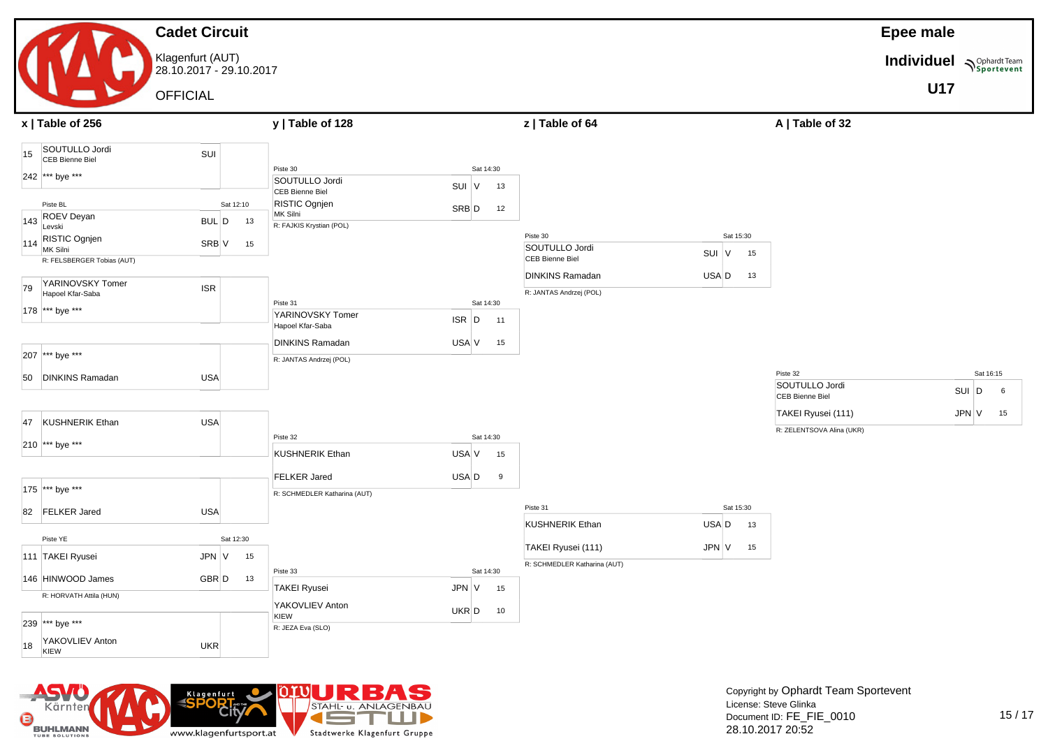# Cadet Circuit

Klagenfurt (AUT)
28.10.2017 - 29.10.2017

OFFICIAL

**Epee male**

**Individuel**

**U17**

## x | Table of 256

| Seed | Name | Club | Nation | Result | Score |
|---|---|---|---|---|---|
| 15 | SOUTULLO Jordi | CEB Bienne Biel | SUI | | |
| 242 | *** bye *** | | | | |
| | *Piste BL — Sat 12:10* | | | | |
| 143 | ROEV Deyan | Levski | BUL | D | 13 |
| 114 | RISTIC Ognjen | MK Silni | SRB | V | 15 |
| | R: FELSBERGER Tobias (AUT) | | | | |
| 79 | YARINOVSKY Tomer | Hapoel Kfar-Saba | ISR | | |
| 178 | *** bye *** | | | | |
| 207 | *** bye *** | | | | |
| 50 | DINKINS Ramadan | | USA | | |
| 47 | KUSHNERIK Ethan | | USA | | |
| 210 | *** bye *** | | | | |
| 175 | *** bye *** | | | | |
| 82 | FELKER Jared | | USA | | |
| | *Piste YE — Sat 12:30* | | | | |
| 111 | TAKEI Ryusei | | JPN | V | 15 |
| 146 | HINWOOD James | | GBR | D | 13 |
| | R: HORVATH Attila (HUN) | | | | |
| 239 | *** bye *** | | | | |
| 18 | YAKOVLIEV Anton | KIEW | UKR | | |

## y | Table of 128

| Piste | Time | Name | Club | Nation | Result | Score | Referee |
|---|---|---|---|---|---|---|---|
| Piste 30 | Sat 14:30 | SOUTULLO Jordi | CEB Bienne Biel | SUI | V | 13 | R: FAJKIS Krystian (POL) |
| | | RISTIC Ognjen | MK Silni | SRB | D | 12 | |
| Piste 31 | Sat 14:30 | YARINOVSKY Tomer | Hapoel Kfar-Saba | ISR | D | 11 | R: JANTAS Andrzej (POL) |
| | | DINKINS Ramadan | | USA | V | 15 | |
| Piste 32 | Sat 14:30 | KUSHNERIK Ethan | | USA | V | 15 | R: SCHMEDLER Katharina (AUT) |
| | | FELKER Jared | | USA | D | 9 | |
| Piste 33 | Sat 14:30 | TAKEI Ryusei | | JPN | V | 15 | R: JEZA Eva (SLO) |
| | | YAKOVLIEV Anton | KIEW | UKR | D | 10 | |

## z | Table of 64

| Piste | Time | Name | Club | Nation | Result | Score | Referee |
|---|---|---|---|---|---|---|---|
| Piste 30 | Sat 15:30 | SOUTULLO Jordi | CEB Bienne Biel | SUI | V | 15 | R: JANTAS Andrzej (POL) |
| | | DINKINS Ramadan | | USA | D | 13 | |
| Piste 31 | Sat 15:30 | KUSHNERIK Ethan | | USA | D | 13 | R: SCHMEDLER Katharina (AUT) |
| | | TAKEI Ryusei (111) | | JPN | V | 15 | |

## A | Table of 32

| Piste | Time | Name | Club | Nation | Result | Score | Referee |
|---|---|---|---|---|---|---|---|
| Piste 32 | Sat 16:15 | SOUTULLO Jordi | CEB Bienne Biel | SUI | D | 6 | R: ZELENTSOVA Alina (UKR) |
| | | TAKEI Ryusei (111) | | JPN | V | 15 | |

Copyright by Ophardt Team Sportevent
License: Steve Glinka
Document ID: FE_FIE_0010
28.10.2017 20:52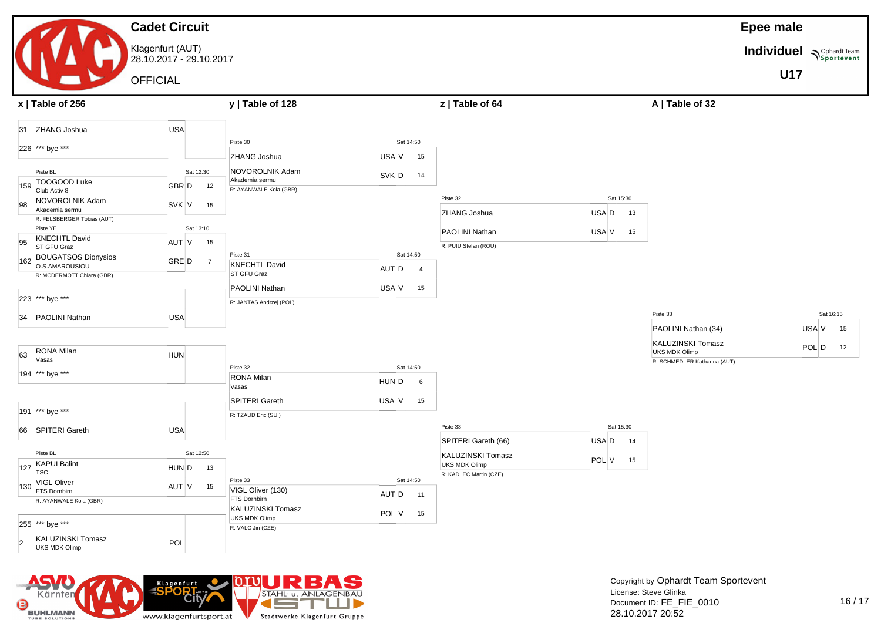# Cadet Circuit

Klagenfurt (AUT)
28.10.2017 - 29.10.2017

OFFICIAL

**Epee male**

**Individuel**

**U17**

## x | Table of 256

| Seed | Name | Club | Nation | V/D | Score |
|---|---|---|---|---|---|
| 31 | ZHANG Joshua | | USA | | |
| 226 | *** bye *** | | | | |

Piste BL — Sat 12:30

| Seed | Name | Club | Nation | V/D | Score |
|---|---|---|---|---|---|
| 159 | TOOGOOD Luke | Club Activ 8 | GBR | D | 12 |
| 98 | NOVOROLNIK Adam | Akademia sermu | SVK | V | 15 |

R: FELSBERGER Tobias (AUT)

Piste YE — Sat 13:10

| Seed | Name | Club | Nation | V/D | Score |
|---|---|---|---|---|---|
| 95 | KNECHTL David | ST GFU Graz | AUT | V | 15 |
| 162 | BOUGATSOS Dionysios | O.S.AMAROUSIOU | GRE | D | 7 |

R: MCDERMOTT Chiara (GBR)

| Seed | Name | Club | Nation | V/D | Score |
|---|---|---|---|---|---|
| 223 | *** bye *** | | | | |
| 34 | PAOLINI Nathan | | USA | | |

| Seed | Name | Club | Nation | V/D | Score |
|---|---|---|---|---|---|
| 63 | RONA Milan | Vasas | HUN | | |
| 194 | *** bye *** | | | | |

| Seed | Name | Club | Nation | V/D | Score |
|---|---|---|---|---|---|
| 191 | *** bye *** | | | | |
| 66 | SPITERI Gareth | | USA | | |

Piste BL — Sat 12:50

| Seed | Name | Club | Nation | V/D | Score |
|---|---|---|---|---|---|
| 127 | KAPUI Balint | TSC | HUN | D | 13 |
| 130 | VIGL Oliver | FTS Dornbirn | AUT | V | 15 |

R: AYANWALE Kola (GBR)

| Seed | Name | Club | Nation | V/D | Score |
|---|---|---|---|---|---|
| 255 | *** bye *** | | | | |
| 2 | KALUZINSKI Tomasz | UKS MDK Olimp | POL | | |

## y | Table of 128

Piste 30 — Sat 14:50

| Name | Club | Nation | V/D | Score |
|---|---|---|---|---|
| ZHANG Joshua | | USA | V | 15 |
| NOVOROLNIK Adam | Akademia sermu | SVK | D | 14 |

R: AYANWALE Kola (GBR)

Piste 31 — Sat 14:50

| Name | Club | Nation | V/D | Score |
|---|---|---|---|---|
| KNECHTL David | ST GFU Graz | AUT | D | 4 |
| PAOLINI Nathan | | USA | V | 15 |

R: JANTAS Andrzej (POL)

Piste 32 — Sat 14:50

| Name | Club | Nation | V/D | Score |
|---|---|---|---|---|
| RONA Milan | Vasas | HUN | D | 6 |
| SPITERI Gareth | | USA | V | 15 |

R: TZAUD Eric (SUI)

Piste 33 — Sat 14:50

| Name | Club | Nation | V/D | Score |
|---|---|---|---|---|
| VIGL Oliver (130) | FTS Dornbirn | AUT | D | 11 |
| KALUZINSKI Tomasz | UKS MDK Olimp | POL | V | 15 |

R: VALC Jiri (CZE)

## z | Table of 64

Piste 32 — Sat 15:30

| Name | Club | Nation | V/D | Score |
|---|---|---|---|---|
| ZHANG Joshua | | USA | D | 13 |
| PAOLINI Nathan | | USA | V | 15 |

R: PUIU Stefan (ROU)

Piste 33 — Sat 15:30

| Name | Club | Nation | V/D | Score |
|---|---|---|---|---|
| SPITERI Gareth (66) | | USA | D | 14 |
| KALUZINSKI Tomasz | UKS MDK Olimp | POL | V | 15 |

R: KADLEC Martin (CZE)

## A | Table of 32

Piste 33 — Sat 16:15

| Name | Club | Nation | V/D | Score |
|---|---|---|---|---|
| PAOLINI Nathan (34) | | USA | V | 15 |
| KALUZINSKI Tomasz | UKS MDK Olimp | POL | D | 12 |

R: SCHMEDLER Katharina (AUT)

Copyright by Ophardt Team Sportevent
License: Steve Glinka
Document ID: FE_FIE_0010
28.10.2017 20:52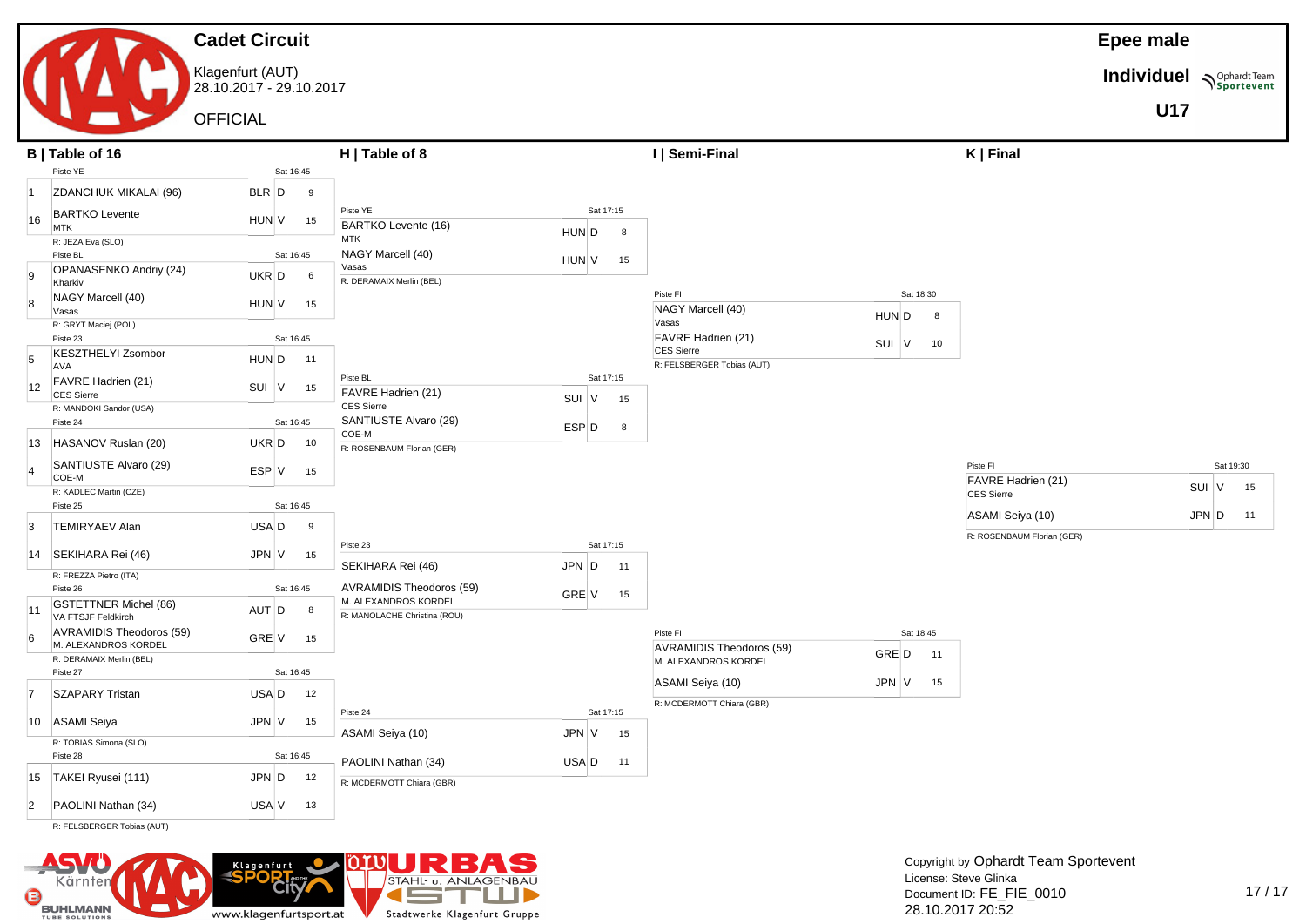# Cadet Circuit

Klagenfurt (AUT)
28.10.2017 - 29.10.2017

OFFICIAL

**Epee male**

**Individuel**

**U17**

## B | Table of 16

| Seed | Name | Club | Nation | V/D | Score |
|---|---|---|---|---|---|
| | Piste YE | | | | Sat 16:45 |
| 1 | ZDANCHUK MIKALAI (96) | | BLR | D | 9 |
| 16 | BARTKO Levente | MTK | HUN | V | 15 |
| | R: JEZA Eva (SLO) | | | | |
| | Piste BL | | | | Sat 16:45 |
| 9 | OPANASENKO Andriy (24) | Kharkiv | UKR | D | 6 |
| 8 | NAGY Marcell (40) | Vasas | HUN | V | 15 |
| | R: GRYT Maciej (POL) | | | | |
| | Piste 23 | | | | Sat 16:45 |
| 5 | KESZTHELYI Zsombor | AVA | HUN | D | 11 |
| 12 | FAVRE Hadrien (21) | CES Sierre | SUI | V | 15 |
| | R: MANDOKI Sandor (USA) | | | | |
| | Piste 24 | | | | Sat 16:45 |
| 13 | HASANOV Ruslan (20) | | UKR | D | 10 |
| 4 | SANTIUSTE Alvaro (29) | COE-M | ESP | V | 15 |
| | R: KADLEC Martin (CZE) | | | | |
| | Piste 25 | | | | Sat 16:45 |
| 3 | TEMIRYAEV Alan | | USA | D | 9 |
| 14 | SEKIHARA Rei (46) | | JPN | V | 15 |
| | R: FREZZA Pietro (ITA) | | | | |
| | Piste 26 | | | | Sat 16:45 |
| 11 | GSTETTNER Michel (86) | VA FTSJF Feldkirch | AUT | D | 8 |
| 6 | AVRAMIDIS Theodoros (59) | M. ALEXANDROS KORDEL | GRE | V | 15 |
| | R: DERAMAIX Merlin (BEL) | | | | |
| | Piste 27 | | | | Sat 16:45 |
| 7 | SZAPARY Tristan | | USA | D | 12 |
| 10 | ASAMI Seiya | | JPN | V | 15 |
| | R: TOBIAS Simona (SLO) | | | | |
| | Piste 28 | | | | Sat 16:45 |
| 15 | TAKEI Ryusei (111) | | JPN | D | 12 |
| 2 | PAOLINI Nathan (34) | | USA | V | 13 |
| | R: FELSBERGER Tobias (AUT) | | | | |

## H | Table of 8

| Name | Club | Nation | V/D | Score |
|---|---|---|---|---|
| Piste YE | | | | Sat 17:15 |
| BARTKO Levente (16) | MTK | HUN | D | 8 |
| NAGY Marcell (40) | Vasas | HUN | V | 15 |
| R: DERAMAIX Merlin (BEL) | | | | |
| Piste BL | | | | Sat 17:15 |
| FAVRE Hadrien (21) | CES Sierre | SUI | V | 15 |
| SANTIUSTE Alvaro (29) | COE-M | ESP | D | 8 |
| R: ROSENBAUM Florian (GER) | | | | |
| Piste 23 | | | | Sat 17:15 |
| SEKIHARA Rei (46) | | JPN | D | 11 |
| AVRAMIDIS Theodoros (59) | M. ALEXANDROS KORDEL | GRE | V | 15 |
| R: MANOLACHE Christina (ROU) | | | | |
| Piste 24 | | | | Sat 17:15 |
| ASAMI Seiya (10) | | JPN | V | 15 |
| PAOLINI Nathan (34) | | USA | D | 11 |
| R: MCDERMOTT Chiara (GBR) | | | | |

## I | Semi-Final

| Name | Club | Nation | V/D | Score |
|---|---|---|---|---|
| Piste FI | | | | Sat 18:30 |
| NAGY Marcell (40) | Vasas | HUN | D | 8 |
| FAVRE Hadrien (21) | CES Sierre | SUI | V | 10 |
| R: FELSBERGER Tobias (AUT) | | | | |
| Piste FI | | | | Sat 18:45 |
| AVRAMIDIS Theodoros (59) | M. ALEXANDROS KORDEL | GRE | D | 11 |
| ASAMI Seiya (10) | | JPN | V | 15 |
| R: MCDERMOTT Chiara (GBR) | | | | |

## K | Final

| Name | Club | Nation | V/D | Score |
|---|---|---|---|---|
| Piste FI | | | | Sat 19:30 |
| FAVRE Hadrien (21) | CES Sierre | SUI | V | 15 |
| ASAMI Seiya (10) | | JPN | D | 11 |
| R: ROSENBAUM Florian (GER) | | | | |

Copyright by Ophardt Team Sportevent
License: Steve Glinka
Document ID: FE_FIE_0010
28.10.2017 20:52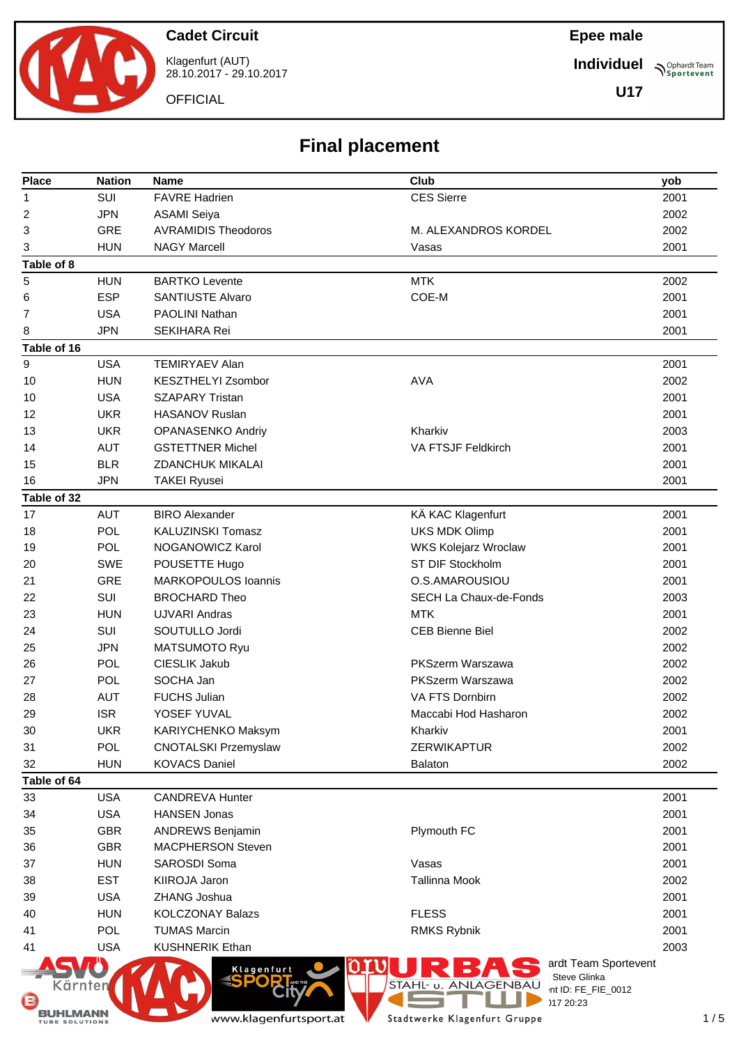Cadet Circuit

Klagenfurt (AUT)
28.10.2017 - 29.10.2017

OFFICIAL

Epee male

Individuel

U17

# Final placement

| Place | Nation | Name | Club | yob |
|---|---|---|---|---|
| 1 | SUI | FAVRE Hadrien | CES Sierre | 2001 |
| 2 | JPN | ASAMI Seiya | | 2002 |
| 3 | GRE | AVRAMIDIS Theodoros | M. ALEXANDROS KORDEL | 2002 |
| 3 | HUN | NAGY Marcell | Vasas | 2001 |
| **Table of 8** | | | | |
| 5 | HUN | BARTKO Levente | MTK | 2002 |
| 6 | ESP | SANTIUSTE Alvaro | COE-M | 2001 |
| 7 | USA | PAOLINI Nathan | | 2001 |
| 8 | JPN | SEKIHARA Rei | | 2001 |
| **Table of 16** | | | | |
| 9 | USA | TEMIRYAEV Alan | | 2001 |
| 10 | HUN | KESZTHELYI Zsombor | AVA | 2002 |
| 10 | USA | SZAPARY Tristan | | 2001 |
| 12 | UKR | HASANOV Ruslan | | 2001 |
| 13 | UKR | OPANASENKO Andriy | Kharkiv | 2003 |
| 14 | AUT | GSTETTNER Michel | VA FTSJF Feldkirch | 2001 |
| 15 | BLR | ZDANCHUK MIKALAI | | 2001 |
| 16 | JPN | TAKEI Ryusei | | 2001 |
| **Table of 32** | | | | |
| 17 | AUT | BIRO Alexander | KÄ KAC Klagenfurt | 2001 |
| 18 | POL | KALUZINSKI Tomasz | UKS MDK Olimp | 2001 |
| 19 | POL | NOGANOWICZ Karol | WKS Kolejarz Wroclaw | 2001 |
| 20 | SWE | POUSETTE Hugo | ST DIF Stockholm | 2001 |
| 21 | GRE | MARKOPOULOS Ioannis | O.S.AMAROUSIOU | 2001 |
| 22 | SUI | BROCHARD Theo | SECH La Chaux-de-Fonds | 2003 |
| 23 | HUN | UJVARI Andras | MTK | 2001 |
| 24 | SUI | SOUTULLO Jordi | CEB Bienne Biel | 2002 |
| 25 | JPN | MATSUMOTO Ryu | | 2002 |
| 26 | POL | CIESLIK Jakub | PKSzerm Warszawa | 2002 |
| 27 | POL | SOCHA Jan | PKSzerm Warszawa | 2002 |
| 28 | AUT | FUCHS Julian | VA FTS Dornbirn | 2002 |
| 29 | ISR | YOSEF YUVAL | Maccabi Hod Hasharon | 2002 |
| 30 | UKR | KARIYCHENKO Maksym | Kharkiv | 2001 |
| 31 | POL | CNOTALSKI Przemyslaw | ZERWIKAPTUR | 2002 |
| 32 | HUN | KOVACS Daniel | Balaton | 2002 |
| **Table of 64** | | | | |
| 33 | USA | CANDREVA Hunter | | 2001 |
| 34 | USA | HANSEN Jonas | | 2001 |
| 35 | GBR | ANDREWS Benjamin | Plymouth FC | 2001 |
| 36 | GBR | MACPHERSON Steven | | 2001 |
| 37 | HUN | SAROSDI Soma | Vasas | 2001 |
| 38 | EST | KIIROJA Jaron | Tallinna Mook | 2002 |
| 39 | USA | ZHANG Joshua | | 2001 |
| 40 | HUN | KOLCZONAY Balazs | FLESS | 2001 |
| 41 | POL | TUMAS Marcin | RMKS Rybnik | 2001 |
| 41 | USA | KUSHNERIK Ethan | | 2003 |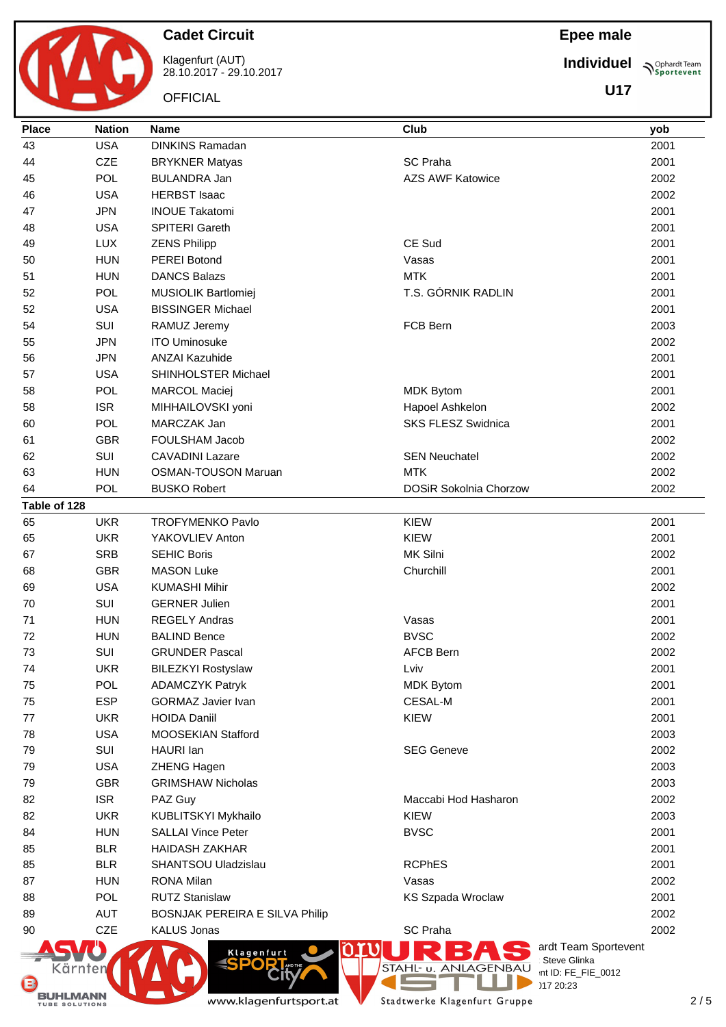# Cadet Circuit

Klagenfurt (AUT)
28.10.2017 - 29.10.2017

OFFICIAL

**Epee male**

**Individuel**

**U17**

| Place | Nation | Name | Club | yob |
|---|---|---|---|---|
| 43 | USA | DINKINS Ramadan | | 2001 |
| 44 | CZE | BRYKNER Matyas | SC Praha | 2001 |
| 45 | POL | BULANDRA Jan | AZS AWF Katowice | 2002 |
| 46 | USA | HERBST Isaac | | 2002 |
| 47 | JPN | INOUE Takatomi | | 2001 |
| 48 | USA | SPITERI Gareth | | 2001 |
| 49 | LUX | ZENS Philipp | CE Sud | 2001 |
| 50 | HUN | PEREI Botond | Vasas | 2001 |
| 51 | HUN | DANCS Balazs | MTK | 2001 |
| 52 | POL | MUSIOLIK Bartlomiej | T.S. GÓRNIK RADLIN | 2001 |
| 52 | USA | BISSINGER Michael | | 2001 |
| 54 | SUI | RAMUZ Jeremy | FCB Bern | 2003 |
| 55 | JPN | ITO Uminosuke | | 2002 |
| 56 | JPN | ANZAI Kazuhide | | 2001 |
| 57 | USA | SHINHOLSTER Michael | | 2001 |
| 58 | POL | MARCOL Maciej | MDK Bytom | 2001 |
| 58 | ISR | MIHHAILOVSKI yoni | Hapoel Ashkelon | 2002 |
| 60 | POL | MARCZAK Jan | SKS FLESZ Swidnica | 2001 |
| 61 | GBR | FOULSHAM Jacob | | 2002 |
| 62 | SUI | CAVADINI Lazare | SEN Neuchatel | 2002 |
| 63 | HUN | OSMAN-TOUSON Maruan | MTK | 2002 |
| 64 | POL | BUSKO Robert | DOSiR Sokolnia Chorzow | 2002 |
| **Table of 128** | | | | |
| 65 | UKR | TROFYMENKO Pavlo | KIEW | 2001 |
| 65 | UKR | YAKOVLIEV Anton | KIEW | 2001 |
| 67 | SRB | SEHIC Boris | MK Silni | 2002 |
| 68 | GBR | MASON Luke | Churchill | 2001 |
| 69 | USA | KUMASHI Mihir | | 2002 |
| 70 | SUI | GERNER Julien | | 2001 |
| 71 | HUN | REGELY Andras | Vasas | 2001 |
| 72 | HUN | BALIND Bence | BVSC | 2002 |
| 73 | SUI | GRUNDER Pascal | AFCB Bern | 2002 |
| 74 | UKR | BILEZKYI Rostyslaw | Lviv | 2001 |
| 75 | POL | ADAMCZYK Patryk | MDK Bytom | 2001 |
| 75 | ESP | GORMAZ Javier Ivan | CESAL-M | 2001 |
| 77 | UKR | HOIDA Daniil | KIEW | 2001 |
| 78 | USA | MOOSEKIAN Stafford | | 2003 |
| 79 | SUI | HAURI Ian | SEG Geneve | 2002 |
| 79 | USA | ZHENG Hagen | | 2003 |
| 79 | GBR | GRIMSHAW Nicholas | | 2003 |
| 82 | ISR | PAZ Guy | Maccabi Hod Hasharon | 2002 |
| 82 | UKR | KUBLITSKYI Mykhailo | KIEW | 2003 |
| 84 | HUN | SALLAI Vince Peter | BVSC | 2001 |
| 85 | BLR | HAIDASH ZAKHAR | | 2001 |
| 85 | BLR | SHANTSOU Uladzislau | RCPhES | 2001 |
| 87 | HUN | RONA Milan | Vasas | 2002 |
| 88 | POL | RUTZ Stanislaw | KS Szpada Wroclaw | 2001 |
| 89 | AUT | BOSNJAK PEREIRA E SILVA Philip | | 2002 |
| 90 | CZE | KALUS Jonas | SC Praha | 2002 |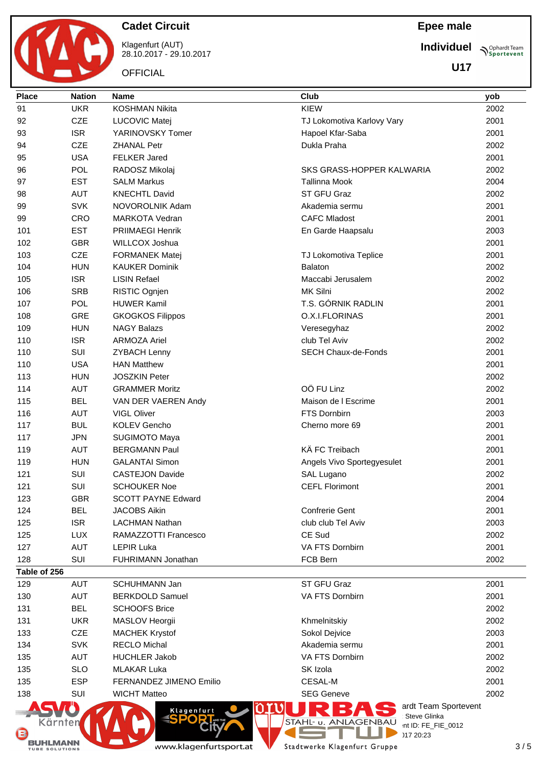# Cadet Circuit

Klagenfurt (AUT)
28.10.2017 - 29.10.2017

OFFICIAL

**Epee male**

**Individuel**

**U17**

| Place | Nation | Name | Club | yob |
|---|---|---|---|---|
| 91 | UKR | KOSHMAN Nikita | KIEW | 2002 |
| 92 | CZE | LUCOVIC Matej | TJ Lokomotiva Karlovy Vary | 2001 |
| 93 | ISR | YARINOVSKY Tomer | Hapoel Kfar-Saba | 2001 |
| 94 | CZE | ZHANAL Petr | Dukla Praha | 2002 |
| 95 | USA | FELKER Jared | | 2001 |
| 96 | POL | RADOSZ Mikolaj | SKS GRASS-HOPPER KALWARIA | 2002 |
| 97 | EST | SALM Markus | Tallinna Mook | 2004 |
| 98 | AUT | KNECHTL David | ST GFU Graz | 2002 |
| 99 | SVK | NOVOROLNIK Adam | Akademia sermu | 2001 |
| 99 | CRO | MARKOTA Vedran | CAFC Mladost | 2001 |
| 101 | EST | PRIIMAEGI Henrik | En Garde Haapsalu | 2003 |
| 102 | GBR | WILLCOX Joshua | | 2001 |
| 103 | CZE | FORMANEK Matej | TJ Lokomotiva Teplice | 2001 |
| 104 | HUN | KAUKER Dominik | Balaton | 2002 |
| 105 | ISR | LISIN Refael | Maccabi Jerusalem | 2002 |
| 106 | SRB | RISTIC Ognjen | MK Silni | 2002 |
| 107 | POL | HUWER Kamil | T.S. GÓRNIK RADLIN | 2001 |
| 108 | GRE | GKOGKOS Filippos | O.X.I.FLORINAS | 2001 |
| 109 | HUN | NAGY Balazs | Veresegyhaz | 2002 |
| 110 | ISR | ARMOZA Ariel | club Tel Aviv | 2002 |
| 110 | SUI | ZYBACH Lenny | SECH Chaux-de-Fonds | 2001 |
| 110 | USA | HAN Matthew | | 2001 |
| 113 | HUN | JOSZKIN Peter | | 2002 |
| 114 | AUT | GRAMMER Moritz | OÖ FU Linz | 2002 |
| 115 | BEL | VAN DER VAEREN Andy | Maison de l Escrime | 2001 |
| 116 | AUT | VIGL Oliver | FTS Dornbirn | 2003 |
| 117 | BUL | KOLEV Gencho | Cherno more 69 | 2001 |
| 117 | JPN | SUGIMOTO Maya | | 2001 |
| 119 | AUT | BERGMANN Paul | KÄ FC Treibach | 2001 |
| 119 | HUN | GALANTAI Simon | Angels Vivo Sportegyesulet | 2001 |
| 121 | SUI | CASTEJON Davide | SAL Lugano | 2002 |
| 121 | SUI | SCHOUKER Noe | CEFL Florimont | 2001 |
| 123 | GBR | SCOTT PAYNE Edward | | 2004 |
| 124 | BEL | JACOBS Aikin | Confrerie Gent | 2001 |
| 125 | ISR | LACHMAN Nathan | club club Tel Aviv | 2003 |
| 125 | LUX | RAMAZZOTTI Francesco | CE Sud | 2002 |
| 127 | AUT | LEPIR Luka | VA FTS Dornbirn | 2001 |
| 128 | SUI | FUHRIMANN Jonathan | FCB Bern | 2002 |
| **Table of 256** | | | | |
| 129 | AUT | SCHUHMANN Jan | ST GFU Graz | 2001 |
| 130 | AUT | BERKDOLD Samuel | VA FTS Dornbirn | 2001 |
| 131 | BEL | SCHOOFS Brice | | 2002 |
| 131 | UKR | MASLOV Heorgii | Khmelnitskiy | 2002 |
| 133 | CZE | MACHEK Krystof | Sokol Dejvice | 2003 |
| 134 | SVK | RECLO Michal | Akademia sermu | 2001 |
| 135 | AUT | HUCHLER Jakob | VA FTS Dornbirn | 2002 |
| 135 | SLO | MLAKAR Luka | SK Izola | 2002 |
| 135 | ESP | FERNANDEZ JIMENO Emilio | CESAL-M | 2001 |
| 138 | SUI | WICHT Matteo | SEG Geneve | 2002 |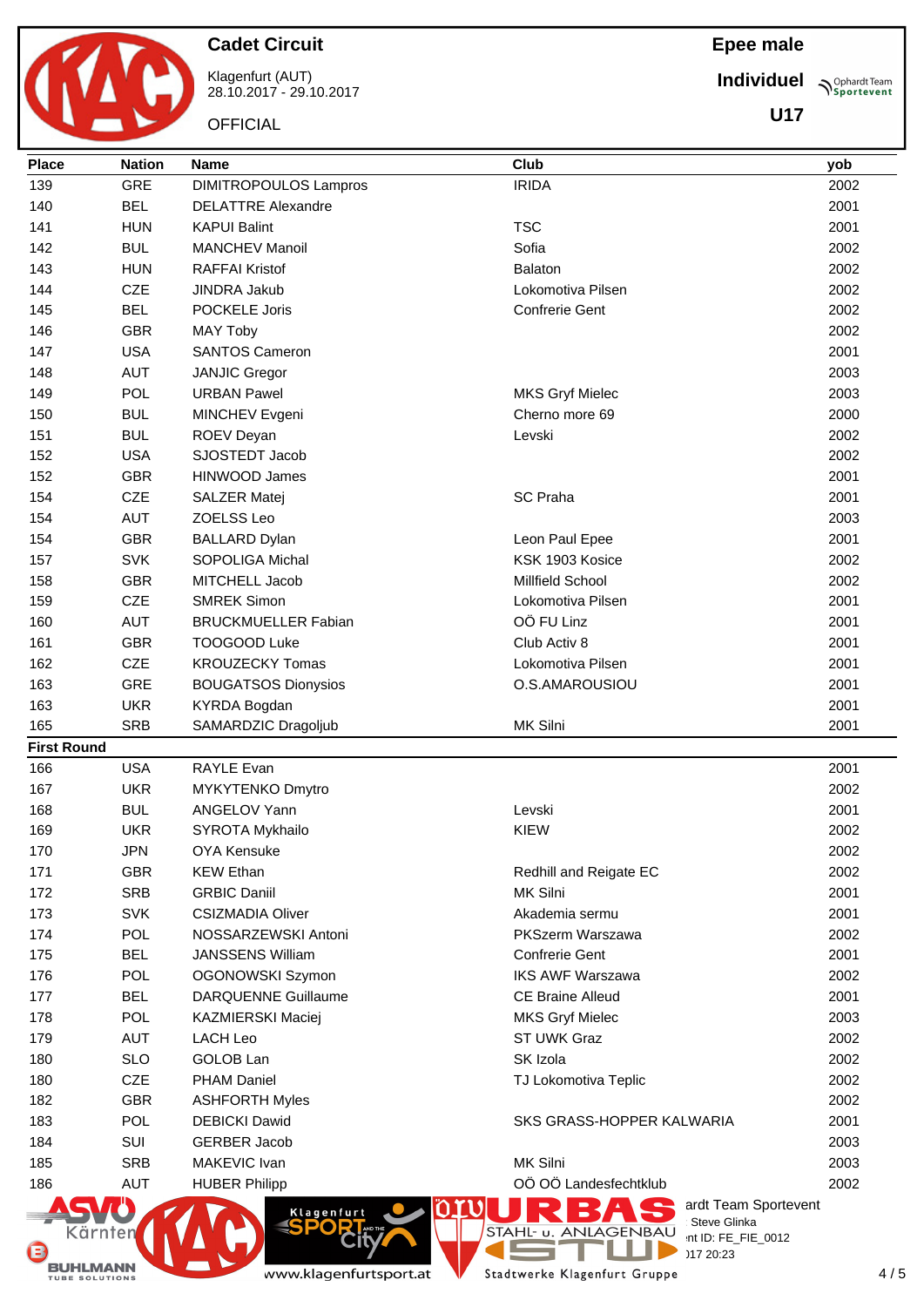# Cadet Circuit

Klagenfurt (AUT)
28.10.2017 - 29.10.2017

OFFICIAL

**Epee male**

**Individuel**

**U17**

| Place | Nation | Name | Club | yob |
|---|---|---|---|---|
| 139 | GRE | DIMITROPOULOS Lampros | IRIDA | 2002 |
| 140 | BEL | DELATTRE Alexandre | | 2001 |
| 141 | HUN | KAPUI Balint | TSC | 2001 |
| 142 | BUL | MANCHEV Manoil | Sofia | 2002 |
| 143 | HUN | RAFFAI Kristof | Balaton | 2002 |
| 144 | CZE | JINDRA Jakub | Lokomotiva Pilsen | 2002 |
| 145 | BEL | POCKELE Joris | Confrerie Gent | 2002 |
| 146 | GBR | MAY Toby | | 2002 |
| 147 | USA | SANTOS Cameron | | 2001 |
| 148 | AUT | JANJIC Gregor | | 2003 |
| 149 | POL | URBAN Pawel | MKS Gryf Mielec | 2003 |
| 150 | BUL | MINCHEV Evgeni | Cherno more 69 | 2000 |
| 151 | BUL | ROEV Deyan | Levski | 2002 |
| 152 | USA | SJOSTEDT Jacob | | 2002 |
| 152 | GBR | HINWOOD James | | 2001 |
| 154 | CZE | SALZER Matej | SC Praha | 2001 |
| 154 | AUT | ZOELSS Leo | | 2003 |
| 154 | GBR | BALLARD Dylan | Leon Paul Epee | 2001 |
| 157 | SVK | SOPOLIGA Michal | KSK 1903 Kosice | 2002 |
| 158 | GBR | MITCHELL Jacob | Millfield School | 2002 |
| 159 | CZE | SMREK Simon | Lokomotiva Pilsen | 2001 |
| 160 | AUT | BRUCKMUELLER Fabian | OÖ FU Linz | 2001 |
| 161 | GBR | TOOGOOD Luke | Club Activ 8 | 2001 |
| 162 | CZE | KROUZECKY Tomas | Lokomotiva Pilsen | 2001 |
| 163 | GRE | BOUGATSOS Dionysios | O.S.AMAROUSIOU | 2001 |
| 163 | UKR | KYRDA Bogdan | | 2001 |
| 165 | SRB | SAMARDZIC Dragoljub | MK Silni | 2001 |
| **First Round** | | | | |
| 166 | USA | RAYLE Evan | | 2001 |
| 167 | UKR | MYKYTENKO Dmytro | | 2002 |
| 168 | BUL | ANGELOV Yann | Levski | 2001 |
| 169 | UKR | SYROTA Mykhailo | KIEW | 2002 |
| 170 | JPN | OYA Kensuke | | 2002 |
| 171 | GBR | KEW Ethan | Redhill and Reigate EC | 2002 |
| 172 | SRB | GRBIC Daniil | MK Silni | 2001 |
| 173 | SVK | CSIZMADIA Oliver | Akademia sermu | 2001 |
| 174 | POL | NOSSARZEWSKI Antoni | PKSzerm Warszawa | 2002 |
| 175 | BEL | JANSSENS William | Confrerie Gent | 2001 |
| 176 | POL | OGONOWSKI Szymon | IKS AWF Warszawa | 2002 |
| 177 | BEL | DARQUENNE Guillaume | CE Braine Alleud | 2001 |
| 178 | POL | KAZMIERSKI Maciej | MKS Gryf Mielec | 2003 |
| 179 | AUT | LACH Leo | ST UWK Graz | 2002 |
| 180 | SLO | GOLOB Lan | SK Izola | 2002 |
| 180 | CZE | PHAM Daniel | TJ Lokomotiva Teplic | 2002 |
| 182 | GBR | ASHFORTH Myles | | 2002 |
| 183 | POL | DEBICKI Dawid | SKS GRASS-HOPPER KALWARIA | 2001 |
| 184 | SUI | GERBER Jacob | | 2003 |
| 185 | SRB | MAKEVIC Ivan | MK Silni | 2003 |
| 186 | AUT | HUBER Philipp | OÖ OÖ Landesfechtklub | 2002 |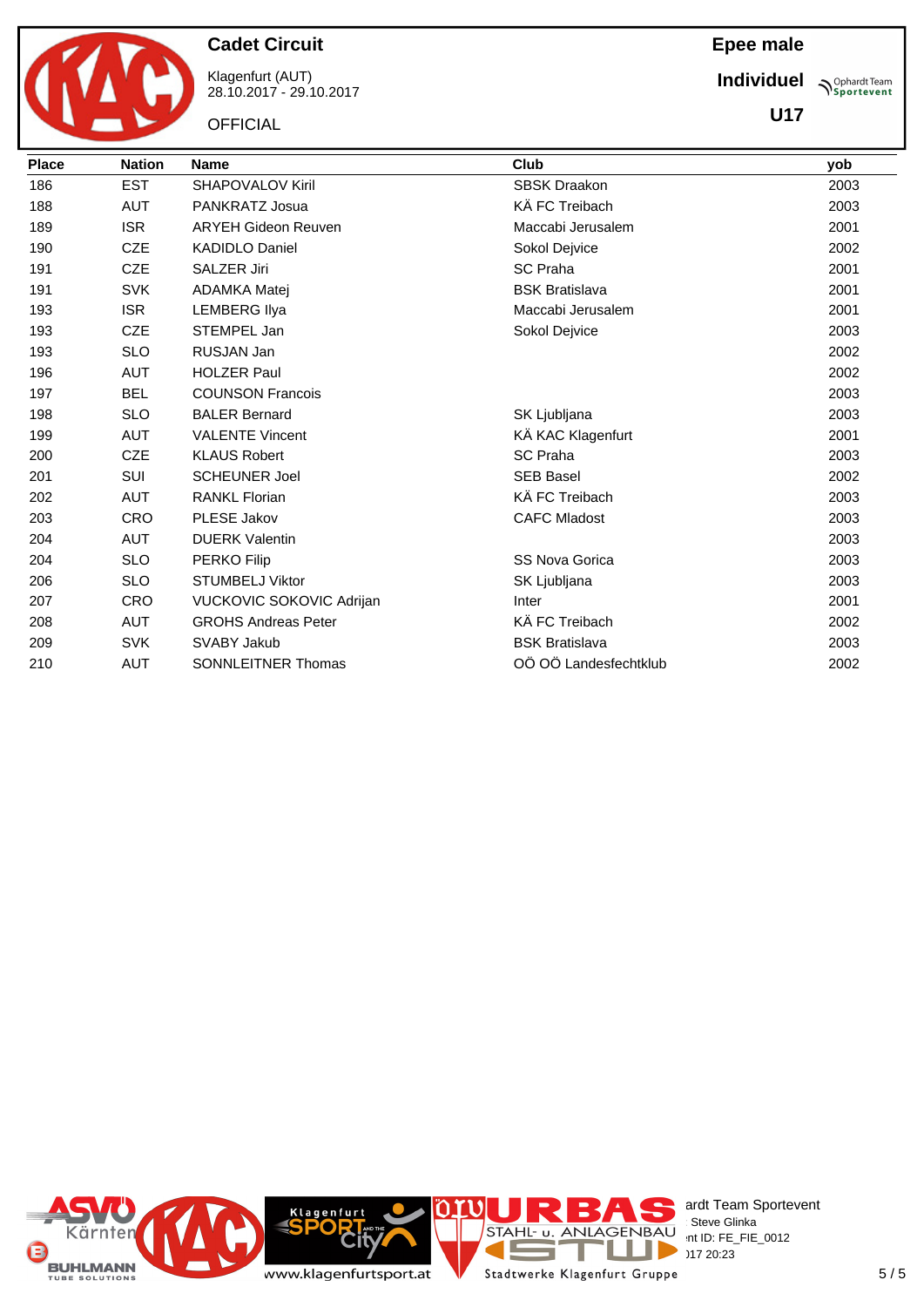**Cadet Circuit**

Klagenfurt (AUT)
28.10.2017 - 29.10.2017

OFFICIAL

**Epee male**

**Individuel**

**U17**

| Place | Nation | Name | Club | yob |
|---|---|---|---|---|
| 186 | EST | SHAPOVALOV Kiril | SBSK Draakon | 2003 |
| 188 | AUT | PANKRATZ Josua | KÄ FC Treibach | 2003 |
| 189 | ISR | ARYEH Gideon Reuven | Maccabi Jerusalem | 2001 |
| 190 | CZE | KADIDLO Daniel | Sokol Dejvice | 2002 |
| 191 | CZE | SALZER Jiri | SC Praha | 2001 |
| 191 | SVK | ADAMKA Matej | BSK Bratislava | 2001 |
| 193 | ISR | LEMBERG Ilya | Maccabi Jerusalem | 2001 |
| 193 | CZE | STEMPEL Jan | Sokol Dejvice | 2003 |
| 193 | SLO | RUSJAN Jan | | 2002 |
| 196 | AUT | HOLZER Paul | | 2002 |
| 197 | BEL | COUNSON Francois | | 2003 |
| 198 | SLO | BALER Bernard | SK Ljubljana | 2003 |
| 199 | AUT | VALENTE Vincent | KÄ KAC Klagenfurt | 2001 |
| 200 | CZE | KLAUS Robert | SC Praha | 2003 |
| 201 | SUI | SCHEUNER Joel | SEB Basel | 2002 |
| 202 | AUT | RANKL Florian | KÄ FC Treibach | 2003 |
| 203 | CRO | PLESE Jakov | CAFC Mladost | 2003 |
| 204 | AUT | DUERK Valentin | | 2003 |
| 204 | SLO | PERKO Filip | SS Nova Gorica | 2003 |
| 206 | SLO | STUMBELJ Viktor | SK Ljubljana | 2003 |
| 207 | CRO | VUCKOVIC SOKOVIC Adrijan | Inter | 2001 |
| 208 | AUT | GROHS Andreas Peter | KÄ FC Treibach | 2002 |
| 209 | SVK | SVABY Jakub | BSK Bratislava | 2003 |
| 210 | AUT | SONNLEITNER Thomas | OÖ OÖ Landesfechtklub | 2002 |

ardt Team Sportevent
Steve Glinka
nt ID: FE_FIE_0012
)17 20:23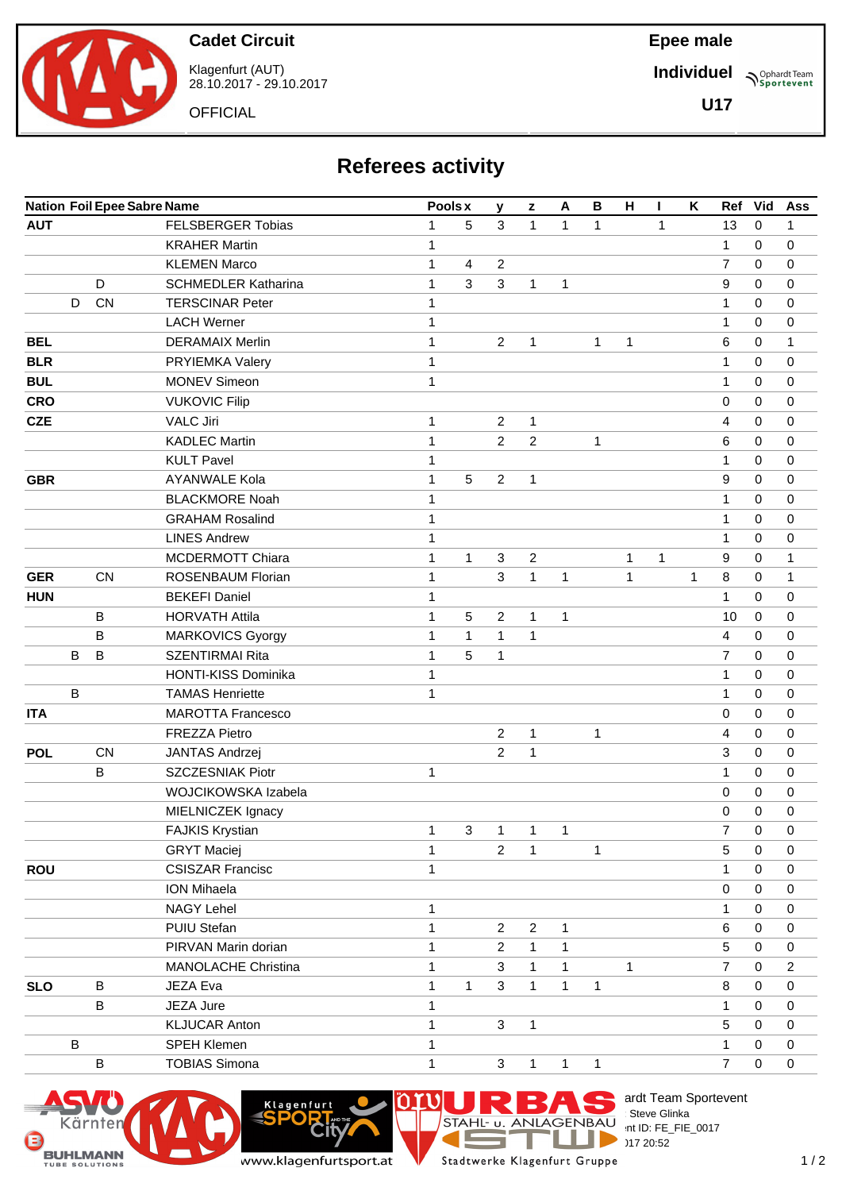Cadet Circuit

Klagenfurt (AUT)
28.10.2017 - 29.10.2017

OFFICIAL

Epee male

Individuel

U17

## Referees activity

| Nation | Foil | Epee | Sabre | Name | Pools | x | y | z | A | B | H | I | K | Ref | Vid | Ass |
|---|---|---|---|---|---|---|---|---|---|---|---|---|---|---|---|---|
| AUT | | | | FELSBERGER Tobias | 1 | 5 | 3 | 1 | 1 | 1 | | 1 | | 13 | 0 | 1 |
| | | | | KRAHER Martin | 1 | | | | | | | | | 1 | 0 | 0 |
| | | | | KLEMEN Marco | 1 | 4 | 2 | | | | | | | 7 | 0 | 0 |
| | | D | | SCHMEDLER Katharina | 1 | 3 | 3 | 1 | 1 | | | | | 9 | 0 | 0 |
| | D | CN | | TERSCINAR Peter | 1 | | | | | | | | | 1 | 0 | 0 |
| | | | | LACH Werner | 1 | | | | | | | | | 1 | 0 | 0 |
| BEL | | | | DERAMAIX Merlin | 1 | | 2 | 1 | | 1 | 1 | | | 6 | 0 | 1 |
| BLR | | | | PRYIEMKA Valery | 1 | | | | | | | | | 1 | 0 | 0 |
| BUL | | | | MONEV Simeon | 1 | | | | | | | | | 1 | 0 | 0 |
| CRO | | | | VUKOVIC Filip | | | | | | | | | | 0 | 0 | 0 |
| CZE | | | | VALC Jiri | 1 | | 2 | 1 | | | | | | 4 | 0 | 0 |
| | | | | KADLEC Martin | 1 | | 2 | 2 | | 1 | | | | 6 | 0 | 0 |
| | | | | KULT Pavel | 1 | | | | | | | | | 1 | 0 | 0 |
| GBR | | | | AYANWALE Kola | 1 | 5 | 2 | 1 | | | | | | 9 | 0 | 0 |
| | | | | BLACKMORE Noah | 1 | | | | | | | | | 1 | 0 | 0 |
| | | | | GRAHAM Rosalind | 1 | | | | | | | | | 1 | 0 | 0 |
| | | | | LINES Andrew | 1 | | | | | | | | | 1 | 0 | 0 |
| | | | | MCDERMOTT Chiara | 1 | 1 | 3 | 2 | | | 1 | 1 | | 9 | 0 | 1 |
| GER | | CN | | ROSENBAUM Florian | 1 | | 3 | 1 | 1 | | 1 | | 1 | 8 | 0 | 1 |
| HUN | | | | BEKEFI Daniel | 1 | | | | | | | | | 1 | 0 | 0 |
| | | B | | HORVATH Attila | 1 | 5 | 2 | 1 | 1 | | | | | 10 | 0 | 0 |
| | | B | | MARKOVICS Gyorgy | 1 | 1 | 1 | 1 | | | | | | 4 | 0 | 0 |
| | B | B | | SZENTIRMAI Rita | 1 | 5 | 1 | | | | | | | 7 | 0 | 0 |
| | | | | HONTI-KISS Dominika | 1 | | | | | | | | | 1 | 0 | 0 |
| | B | | | TAMAS Henriette | 1 | | | | | | | | | 1 | 0 | 0 |
| ITA | | | | MAROTTA Francesco | | | | | | | | | | 0 | 0 | 0 |
| | | | | FREZZA Pietro | | | 2 | 1 | | 1 | | | | 4 | 0 | 0 |
| POL | | CN | | JANTAS Andrzej | | | 2 | 1 | | | | | | 3 | 0 | 0 |
| | | B | | SZCZESNIAK Piotr | 1 | | | | | | | | | 1 | 0 | 0 |
| | | | | WOJCIKOWSKA Izabela | | | | | | | | | | 0 | 0 | 0 |
| | | | | MIELNICZEK Ignacy | | | | | | | | | | 0 | 0 | 0 |
| | | | | FAJKIS Krystian | 1 | 3 | 1 | 1 | 1 | | | | | 7 | 0 | 0 |
| | | | | GRYT Maciej | 1 | | 2 | 1 | | 1 | | | | 5 | 0 | 0 |
| ROU | | | | CSISZAR Francisc | 1 | | | | | | | | | 1 | 0 | 0 |
| | | | | ION Mihaela | | | | | | | | | | 0 | 0 | 0 |
| | | | | NAGY Lehel | 1 | | | | | | | | | 1 | 0 | 0 |
| | | | | PUIU Stefan | 1 | | 2 | 2 | 1 | | | | | 6 | 0 | 0 |
| | | | | PIRVAN Marin dorian | 1 | | 2 | 1 | 1 | | | | | 5 | 0 | 0 |
| | | | | MANOLACHE Christina | 1 | | 3 | 1 | 1 | | 1 | | | 7 | 0 | 2 |
| SLO | | B | | JEZA Eva | 1 | 1 | 3 | 1 | 1 | 1 | | | | 8 | 0 | 0 |
| | | B | | JEZA Jure | 1 | | | | | | | | | 1 | 0 | 0 |
| | | | | KLJUCAR Anton | 1 | | 3 | 1 | | | | | | 5 | 0 | 0 |
| | B | | | SPEH Klemen | 1 | | | | | | | | | 1 | 0 | 0 |
| | | B | | TOBIAS Simona | 1 | | 3 | 1 | 1 | 1 | | | | 7 | 0 | 0 |

ardt Team Sportevent
Steve Glinka
nt ID: FE_FIE_0017
)17 20:52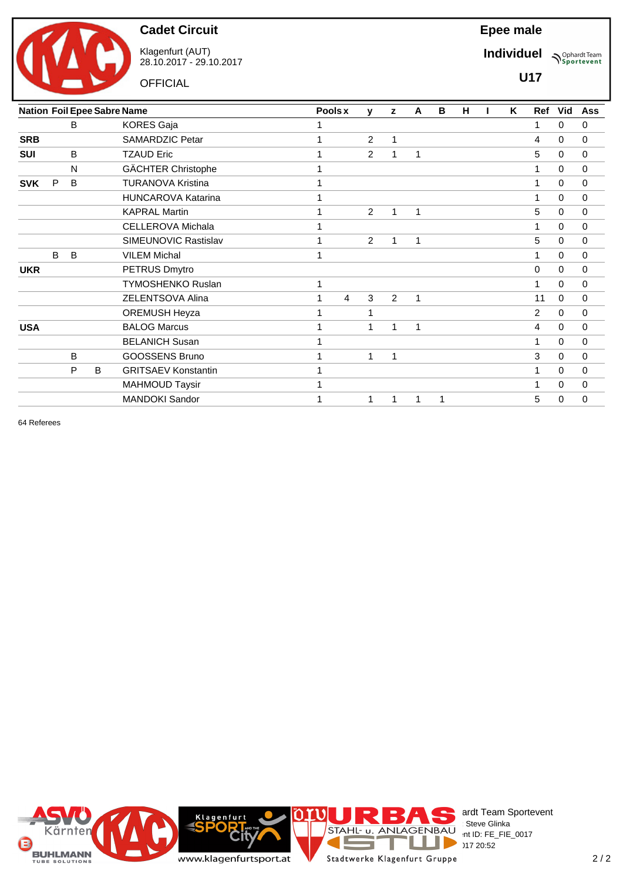# Cadet Circuit

Klagenfurt (AUT)
28.10.2017 - 29.10.2017

OFFICIAL

**Epee male**

**Individuel**

**U17**

| Nation | Foil | Epee | Sabre | Name | Pools | x | y | z | A | B | H | I | K | Ref | Vid | Ass |
|---|---|---|---|---|---|---|---|---|---|---|---|---|---|---|---|---|
| | | B | | KORES Gaja | 1 | | | | | | | | | 1 | 0 | 0 |
| **SRB** | | | | SAMARDZIC Petar | 1 | | 2 | 1 | | | | | | 4 | 0 | 0 |
| **SUI** | | B | | TZAUD Eric | 1 | | 2 | 1 | 1 | | | | | 5 | 0 | 0 |
| | | N | | GÄCHTER Christophe | 1 | | | | | | | | | 1 | 0 | 0 |
| **SVK** | P | B | | TURANOVA Kristina | 1 | | | | | | | | | 1 | 0 | 0 |
| | | | | HUNCAROVA Katarina | 1 | | | | | | | | | 1 | 0 | 0 |
| | | | | KAPRAL Martin | 1 | | 2 | 1 | 1 | | | | | 5 | 0 | 0 |
| | | | | CELLEROVA Michala | 1 | | | | | | | | | 1 | 0 | 0 |
| | | | | SIMEUNOVIC Rastislav | 1 | | 2 | 1 | 1 | | | | | 5 | 0 | 0 |
| | B | B | | VILEM Michal | 1 | | | | | | | | | 1 | 0 | 0 |
| **UKR** | | | | PETRUS Dmytro | | | | | | | | | | 0 | 0 | 0 |
| | | | | TYMOSHENKO Ruslan | 1 | | | | | | | | | 1 | 0 | 0 |
| | | | | ZELENTSOVA Alina | 1 | 4 | 3 | 2 | 1 | | | | | 11 | 0 | 0 |
| | | | | OREMUSH Heyza | 1 | | 1 | | | | | | | 2 | 0 | 0 |
| **USA** | | | | BALOG Marcus | 1 | | 1 | 1 | 1 | | | | | 4 | 0 | 0 |
| | | | | BELANICH Susan | 1 | | | | | | | | | 1 | 0 | 0 |
| | | B | | GOOSSENS Bruno | 1 | | 1 | 1 | | | | | | 3 | 0 | 0 |
| | | P | B | GRITSAEV Konstantin | 1 | | | | | | | | | 1 | 0 | 0 |
| | | | | MAHMOUD Taysir | 1 | | | | | | | | | 1 | 0 | 0 |
| | | | | MANDOKI Sandor | 1 | | 1 | 1 | 1 | 1 | | | | 5 | 0 | 0 |

64 Referees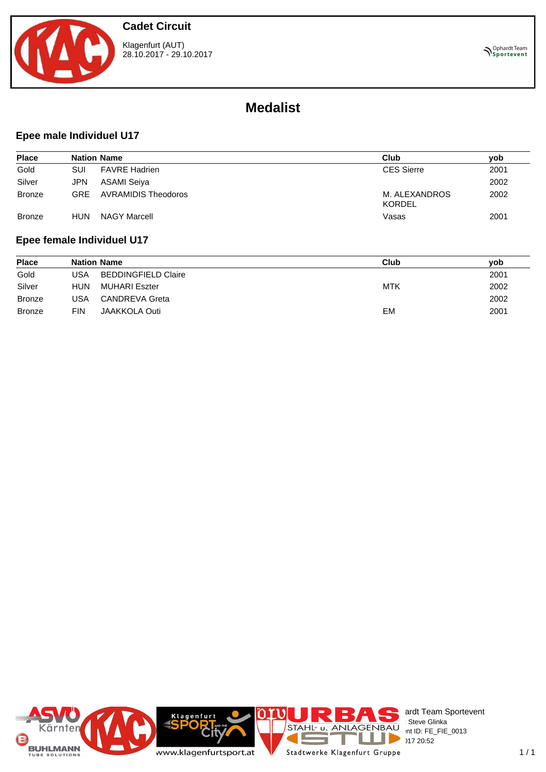Cadet Circuit

Klagenfurt (AUT)
28.10.2017 - 29.10.2017

# Medalist

## Epee male Individuel U17

| Place | Nation | Name | Club | yob |
|---|---|---|---|---|
| Gold | SUI | FAVRE Hadrien | CES Sierre | 2001 |
| Silver | JPN | ASAMI Seiya | | 2002 |
| Bronze | GRE | AVRAMIDIS Theodoros | M. ALEXANDROS KORDEL | 2002 |
| Bronze | HUN | NAGY Marcell | Vasas | 2001 |

## Epee female Individuel U17

| Place | Nation | Name | Club | yob |
|---|---|---|---|---|
| Gold | USA | BEDDINGFIELD Claire | | 2001 |
| Silver | HUN | MUHARI Eszter | MTK | 2002 |
| Bronze | USA | CANDREVA Greta | | 2002 |
| Bronze | FIN | JAAKKOLA Outi | EM | 2001 |

ardt Team Sportevent
: Steve Glinka
nt ID: FE_FIE_0013
)17 20:52